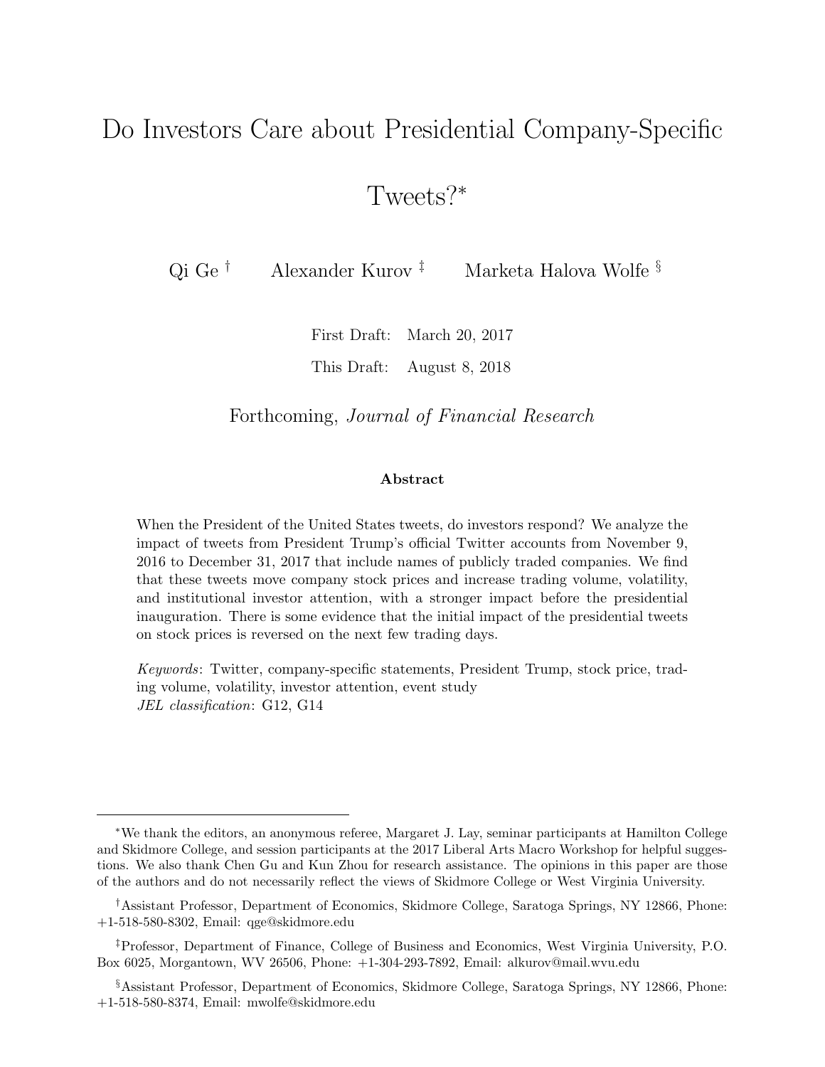# Do Investors Care about Presidential Company-Specific Tweets?[*]

Qi Ge [†] Alexander Kurov [‡] Marketa Halova Wolfe [§]

First Draft: March 20, 2017

This Draft: August 8, 2018

Forthcoming, *Journal of Financial Research*

**Abstract**

When the President of the United States tweets, do investors respond? We analyze the impact of tweets from President Trump's official Twitter accounts from November 9, 2016 to December 31, 2017 that include names of publicly traded companies. We find that these tweets move company stock prices and increase trading volume, volatility, and institutional investor attention, with a stronger impact before the presidential inauguration. There is some evidence that the initial impact of the presidential tweets on stock prices is reversed on the next few trading days.

*Keywords*: Twitter, company-specific statements, President Trump, stock price, trading volume, volatility, investor attention, event study
*JEL classification*: G12, G14

---

[*]We thank the editors, an anonymous referee, Margaret J. Lay, seminar participants at Hamilton College and Skidmore College, and session participants at the 2017 Liberal Arts Macro Workshop for helpful suggestions. We also thank Chen Gu and Kun Zhou for research assistance. The opinions in this paper are those of the authors and do not necessarily reflect the views of Skidmore College or West Virginia University.

[†]Assistant Professor, Department of Economics, Skidmore College, Saratoga Springs, NY 12866, Phone: +1-518-580-8302, Email: qge@skidmore.edu

[‡]Professor, Department of Finance, College of Business and Economics, West Virginia University, P.O. Box 6025, Morgantown, WV 26506, Phone: +1-304-293-7892, Email: alkurov@mail.wvu.edu

[§]Assistant Professor, Department of Economics, Skidmore College, Saratoga Springs, NY 12866, Phone: +1-518-580-8374, Email: mwolfe@skidmore.edu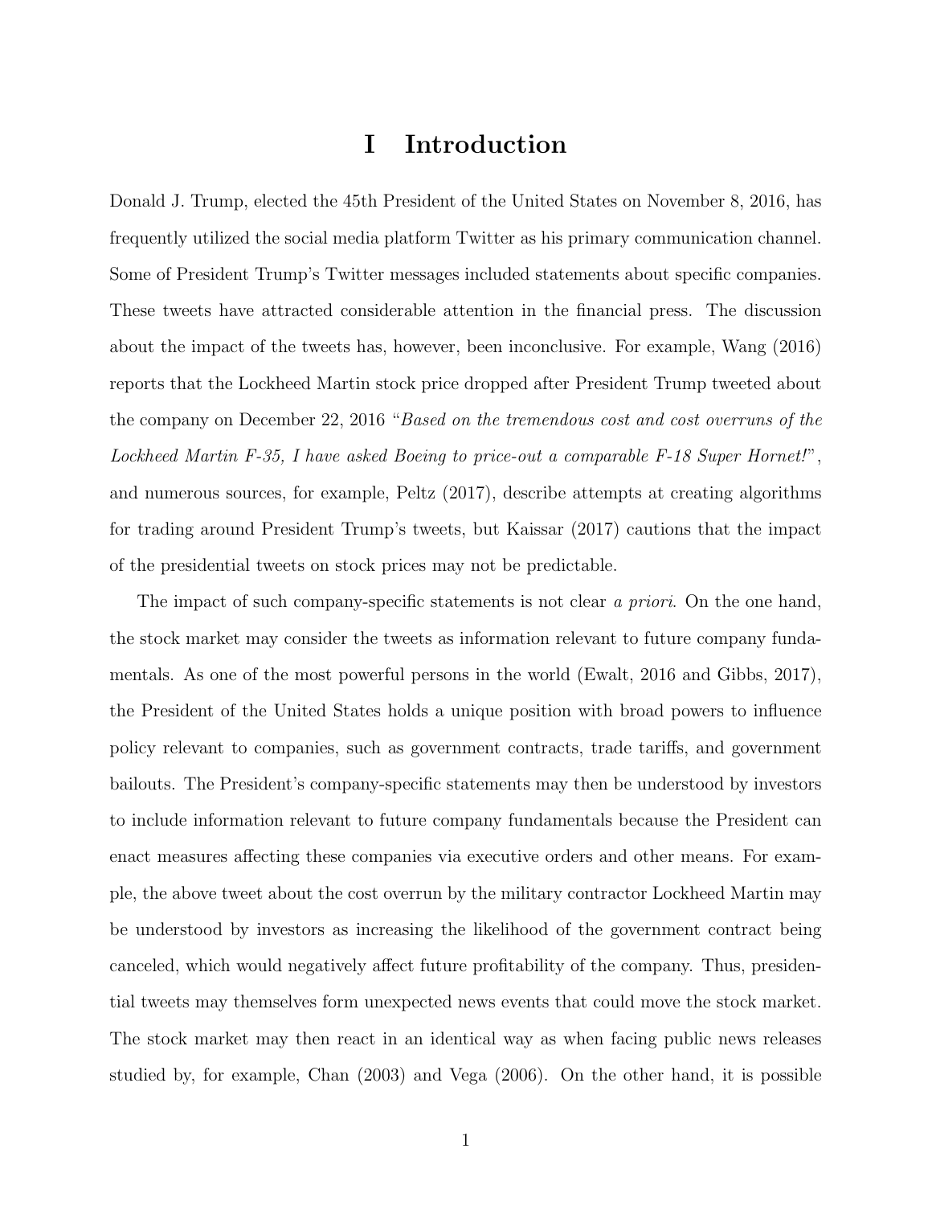# I Introduction

Donald J. Trump, elected the 45th President of the United States on November 8, 2016, has frequently utilized the social media platform Twitter as his primary communication channel. Some of President Trump's Twitter messages included statements about specific companies. These tweets have attracted considerable attention in the financial press. The discussion about the impact of the tweets has, however, been inconclusive. For example, Wang (2016) reports that the Lockheed Martin stock price dropped after President Trump tweeted about the company on December 22, 2016 "*Based on the tremendous cost and cost overruns of the Lockheed Martin F-35, I have asked Boeing to price-out a comparable F-18 Super Hornet!*", and numerous sources, for example, Peltz (2017), describe attempts at creating algorithms for trading around President Trump's tweets, but Kaissar (2017) cautions that the impact of the presidential tweets on stock prices may not be predictable.

The impact of such company-specific statements is not clear *a priori*. On the one hand, the stock market may consider the tweets as information relevant to future company fundamentals. As one of the most powerful persons in the world (Ewalt, 2016 and Gibbs, 2017), the President of the United States holds a unique position with broad powers to influence policy relevant to companies, such as government contracts, trade tariffs, and government bailouts. The President's company-specific statements may then be understood by investors to include information relevant to future company fundamentals because the President can enact measures affecting these companies via executive orders and other means. For example, the above tweet about the cost overrun by the military contractor Lockheed Martin may be understood by investors as increasing the likelihood of the government contract being canceled, which would negatively affect future profitability of the company. Thus, presidential tweets may themselves form unexpected news events that could move the stock market. The stock market may then react in an identical way as when facing public news releases studied by, for example, Chan (2003) and Vega (2006). On the other hand, it is possible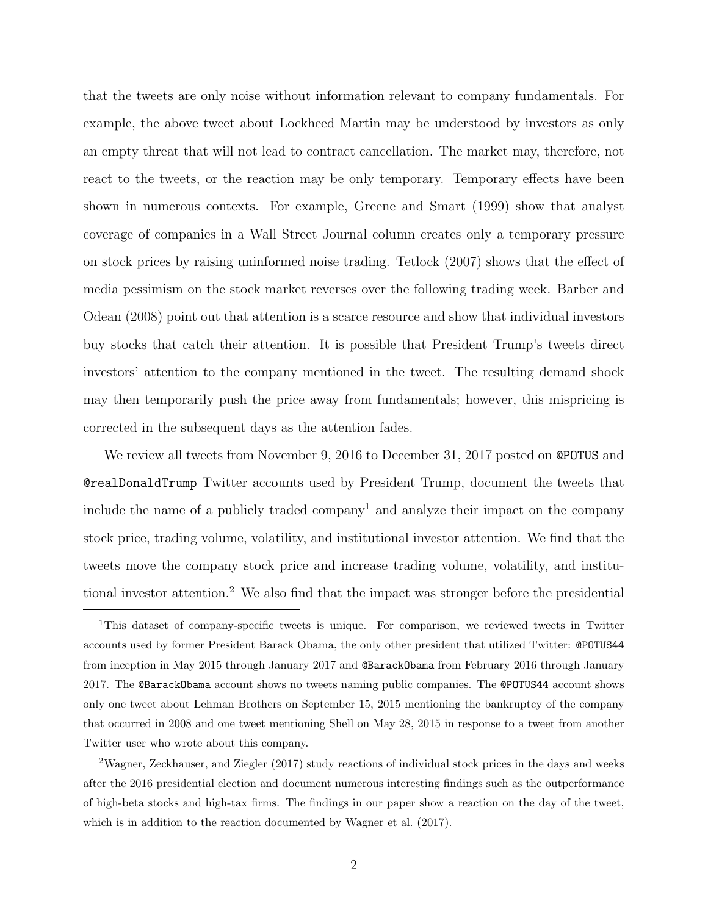that the tweets are only noise without information relevant to company fundamentals. For example, the above tweet about Lockheed Martin may be understood by investors as only an empty threat that will not lead to contract cancellation. The market may, therefore, not react to the tweets, or the reaction may be only temporary. Temporary effects have been shown in numerous contexts. For example, Greene and Smart (1999) show that analyst coverage of companies in a Wall Street Journal column creates only a temporary pressure on stock prices by raising uninformed noise trading. Tetlock (2007) shows that the effect of media pessimism on the stock market reverses over the following trading week. Barber and Odean (2008) point out that attention is a scarce resource and show that individual investors buy stocks that catch their attention. It is possible that President Trump's tweets direct investors' attention to the company mentioned in the tweet. The resulting demand shock may then temporarily push the price away from fundamentals; however, this mispricing is corrected in the subsequent days as the attention fades.

We review all tweets from November 9, 2016 to December 31, 2017 posted on `@POTUS` and `@realDonaldTrump` Twitter accounts used by President Trump, document the tweets that include the name of a publicly traded company[1] and analyze their impact on the company stock price, trading volume, volatility, and institutional investor attention. We find that the tweets move the company stock price and increase trading volume, volatility, and institutional investor attention.[2] We also find that the impact was stronger before the presidential

[1]This dataset of company-specific tweets is unique. For comparison, we reviewed tweets in Twitter accounts used by former President Barack Obama, the only other president that utilized Twitter: `@POTUS44` from inception in May 2015 through January 2017 and `@BarackObama` from February 2016 through January 2017. The `@BarackObama` account shows no tweets naming public companies. The `@POTUS44` account shows only one tweet about Lehman Brothers on September 15, 2015 mentioning the bankruptcy of the company that occurred in 2008 and one tweet mentioning Shell on May 28, 2015 in response to a tweet from another Twitter user who wrote about this company.

[2]Wagner, Zeckhauser, and Ziegler (2017) study reactions of individual stock prices in the days and weeks after the 2016 presidential election and document numerous interesting findings such as the outperformance of high-beta stocks and high-tax firms. The findings in our paper show a reaction on the day of the tweet, which is in addition to the reaction documented by Wagner et al. (2017).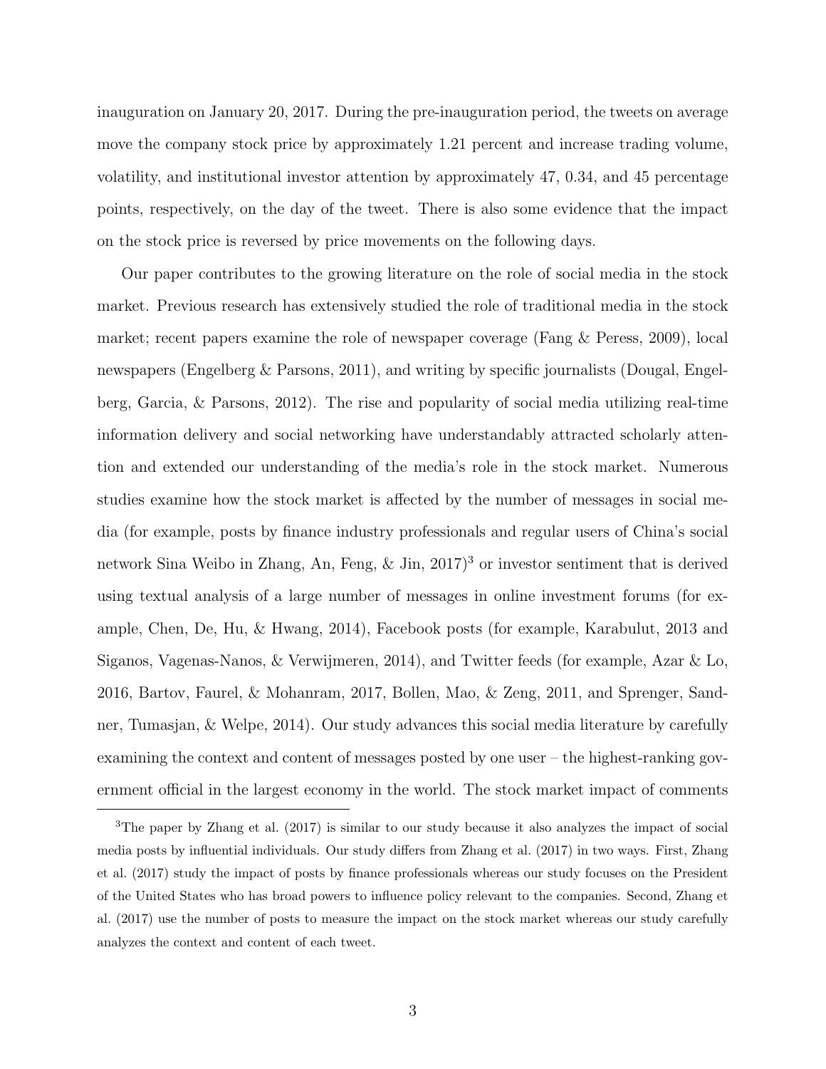inauguration on January 20, 2017. During the pre-inauguration period, the tweets on average move the company stock price by approximately 1.21 percent and increase trading volume, volatility, and institutional investor attention by approximately 47, 0.34, and 45 percentage points, respectively, on the day of the tweet. There is also some evidence that the impact on the stock price is reversed by price movements on the following days.

Our paper contributes to the growing literature on the role of social media in the stock market. Previous research has extensively studied the role of traditional media in the stock market; recent papers examine the role of newspaper coverage (Fang & Peress, 2009), local newspapers (Engelberg & Parsons, 2011), and writing by specific journalists (Dougal, Engelberg, Garcia, & Parsons, 2012). The rise and popularity of social media utilizing real-time information delivery and social networking have understandably attracted scholarly attention and extended our understanding of the media's role in the stock market. Numerous studies examine how the stock market is affected by the number of messages in social media (for example, posts by finance industry professionals and regular users of China's social network Sina Weibo in Zhang, An, Feng, & Jin, 2017)[3] or investor sentiment that is derived using textual analysis of a large number of messages in online investment forums (for example, Chen, De, Hu, & Hwang, 2014), Facebook posts (for example, Karabulut, 2013 and Siganos, Vagenas-Nanos, & Verwijmeren, 2014), and Twitter feeds (for example, Azar & Lo, 2016, Bartov, Faurel, & Mohanram, 2017, Bollen, Mao, & Zeng, 2011, and Sprenger, Sandner, Tumasjan, & Welpe, 2014). Our study advances this social media literature by carefully examining the context and content of messages posted by one user – the highest-ranking government official in the largest economy in the world. The stock market impact of comments

[3]The paper by Zhang et al. (2017) is similar to our study because it also analyzes the impact of social media posts by influential individuals. Our study differs from Zhang et al. (2017) in two ways. First, Zhang et al. (2017) study the impact of posts by finance professionals whereas our study focuses on the President of the United States who has broad powers to influence policy relevant to the companies. Second, Zhang et al. (2017) use the number of posts to measure the impact on the stock market whereas our study carefully analyzes the context and content of each tweet.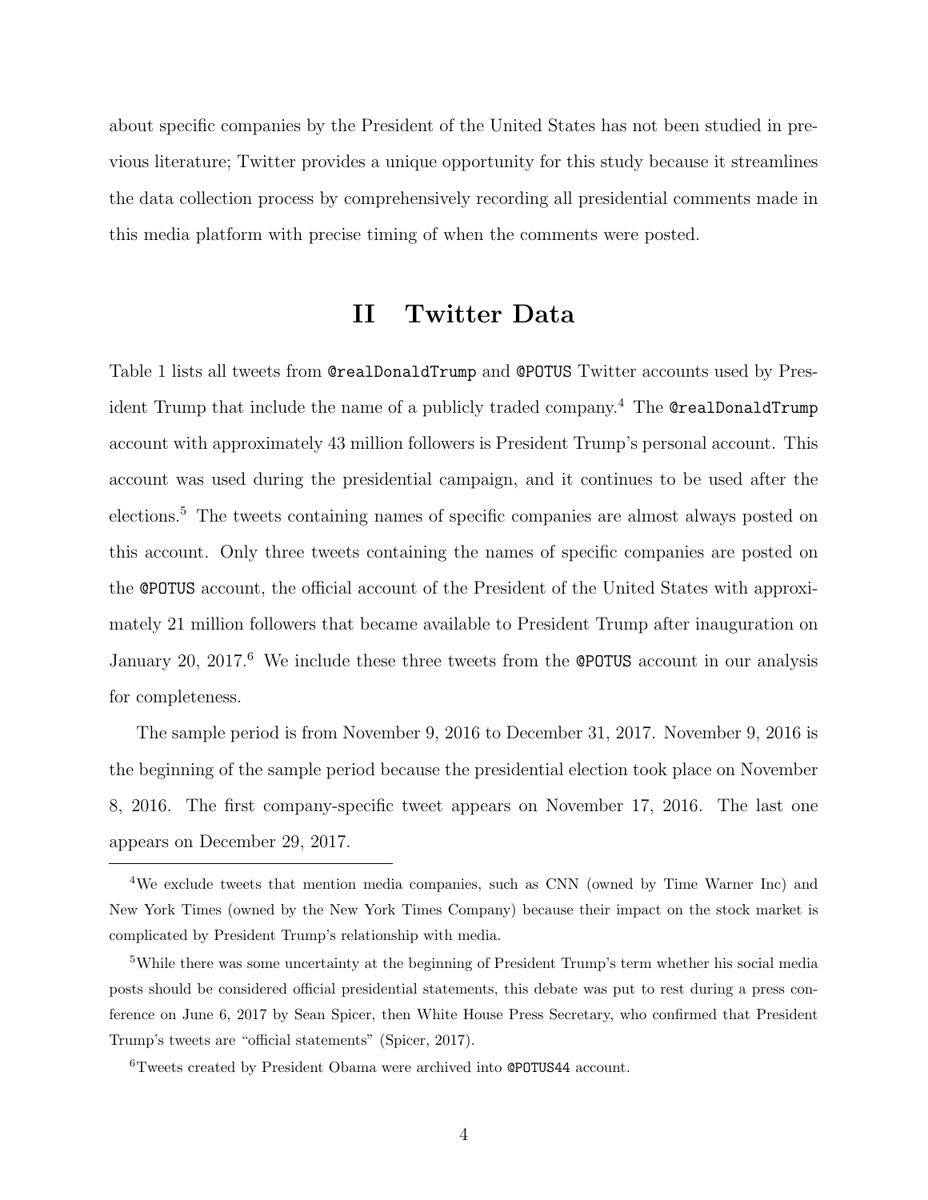about specific companies by the President of the United States has not been studied in previous literature; Twitter provides a unique opportunity for this study because it streamlines the data collection process by comprehensively recording all presidential comments made in this media platform with precise timing of when the comments were posted.

# II Twitter Data

Table 1 lists all tweets from `@realDonaldTrump` and `@POTUS` Twitter accounts used by President Trump that include the name of a publicly traded company.[4] The `@realDonaldTrump` account with approximately 43 million followers is President Trump's personal account. This account was used during the presidential campaign, and it continues to be used after the elections.[5] The tweets containing names of specific companies are almost always posted on this account. Only three tweets containing the names of specific companies are posted on the `@POTUS` account, the official account of the President of the United States with approximately 21 million followers that became available to President Trump after inauguration on January 20, 2017.[6] We include these three tweets from the `@POTUS` account in our analysis for completeness.

The sample period is from November 9, 2016 to December 31, 2017. November 9, 2016 is the beginning of the sample period because the presidential election took place on November 8, 2016. The first company-specific tweet appears on November 17, 2016. The last one appears on December 29, 2017.

---

[4] We exclude tweets that mention media companies, such as CNN (owned by Time Warner Inc) and New York Times (owned by the New York Times Company) because their impact on the stock market is complicated by President Trump's relationship with media.

[5] While there was some uncertainty at the beginning of President Trump's term whether his social media posts should be considered official presidential statements, this debate was put to rest during a press conference on June 6, 2017 by Sean Spicer, then White House Press Secretary, who confirmed that President Trump's tweets are "official statements" (Spicer, 2017).

[6] Tweets created by President Obama were archived into `@POTUS44` account.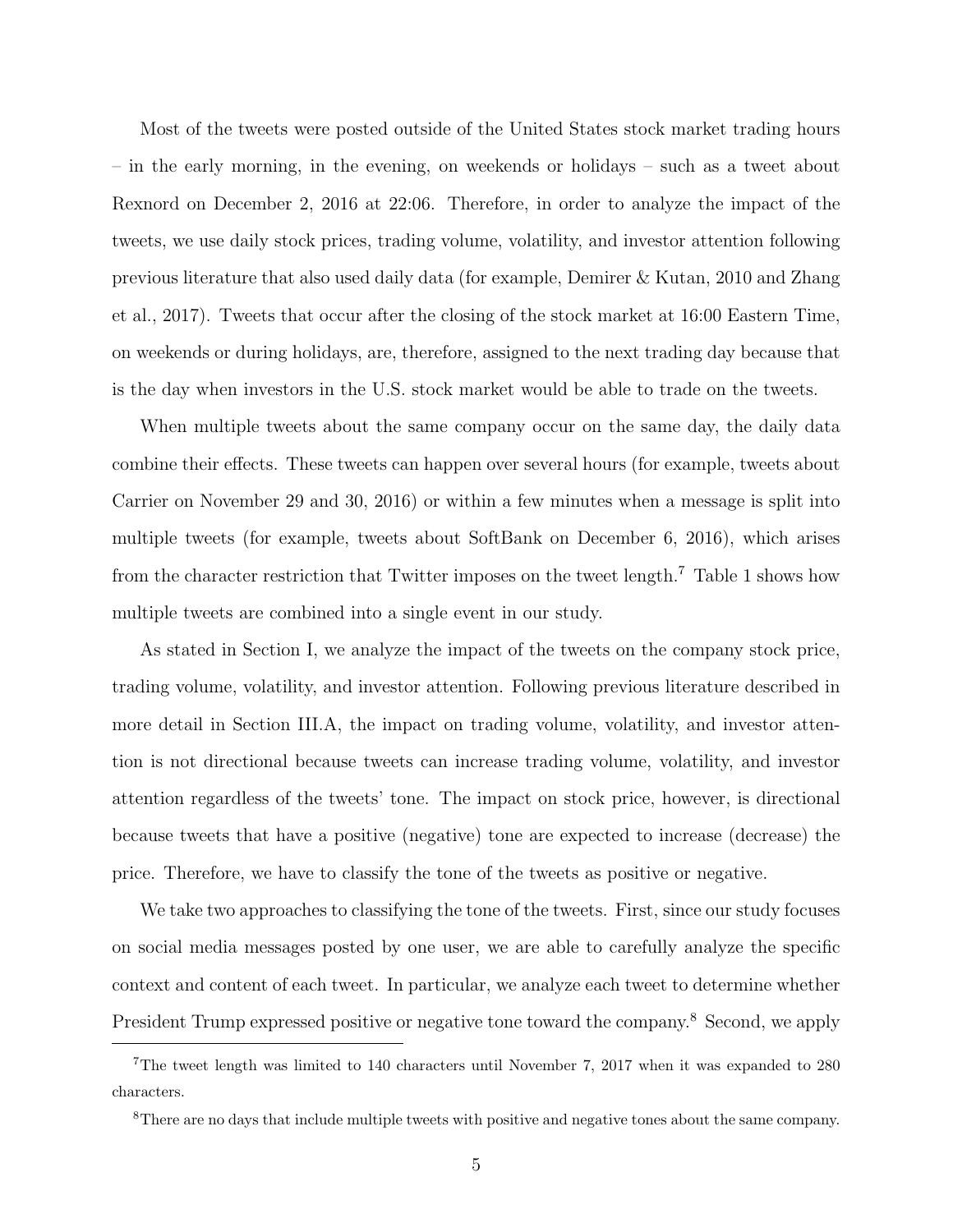Most of the tweets were posted outside of the United States stock market trading hours – in the early morning, in the evening, on weekends or holidays – such as a tweet about Rexnord on December 2, 2016 at 22:06. Therefore, in order to analyze the impact of the tweets, we use daily stock prices, trading volume, volatility, and investor attention following previous literature that also used daily data (for example, Demirer & Kutan, 2010 and Zhang et al., 2017). Tweets that occur after the closing of the stock market at 16:00 Eastern Time, on weekends or during holidays, are, therefore, assigned to the next trading day because that is the day when investors in the U.S. stock market would be able to trade on the tweets.

When multiple tweets about the same company occur on the same day, the daily data combine their effects. These tweets can happen over several hours (for example, tweets about Carrier on November 29 and 30, 2016) or within a few minutes when a message is split into multiple tweets (for example, tweets about SoftBank on December 6, 2016), which arises from the character restriction that Twitter imposes on the tweet length.[7] Table 1 shows how multiple tweets are combined into a single event in our study.

As stated in Section I, we analyze the impact of the tweets on the company stock price, trading volume, volatility, and investor attention. Following previous literature described in more detail in Section III.A, the impact on trading volume, volatility, and investor attention is not directional because tweets can increase trading volume, volatility, and investor attention regardless of the tweets' tone. The impact on stock price, however, is directional because tweets that have a positive (negative) tone are expected to increase (decrease) the price. Therefore, we have to classify the tone of the tweets as positive or negative.

We take two approaches to classifying the tone of the tweets. First, since our study focuses on social media messages posted by one user, we are able to carefully analyze the specific context and content of each tweet. In particular, we analyze each tweet to determine whether President Trump expressed positive or negative tone toward the company.[8] Second, we apply

[7] The tweet length was limited to 140 characters until November 7, 2017 when it was expanded to 280 characters.

[8] There are no days that include multiple tweets with positive and negative tones about the same company.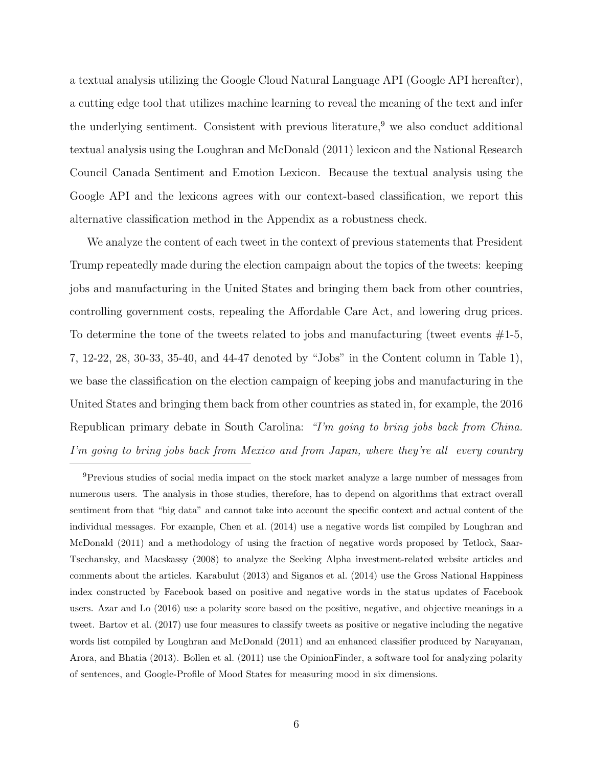a textual analysis utilizing the Google Cloud Natural Language API (Google API hereafter), a cutting edge tool that utilizes machine learning to reveal the meaning of the text and infer the underlying sentiment. Consistent with previous literature,[9] we also conduct additional textual analysis using the Loughran and McDonald (2011) lexicon and the National Research Council Canada Sentiment and Emotion Lexicon. Because the textual analysis using the Google API and the lexicons agrees with our context-based classification, we report this alternative classification method in the Appendix as a robustness check.

We analyze the content of each tweet in the context of previous statements that President Trump repeatedly made during the election campaign about the topics of the tweets: keeping jobs and manufacturing in the United States and bringing them back from other countries, controlling government costs, repealing the Affordable Care Act, and lowering drug prices. To determine the tone of the tweets related to jobs and manufacturing (tweet events #1-5, 7, 12-22, 28, 30-33, 35-40, and 44-47 denoted by "Jobs" in the Content column in Table 1), we base the classification on the election campaign of keeping jobs and manufacturing in the United States and bringing them back from other countries as stated in, for example, the 2016 Republican primary debate in South Carolina: *"I'm going to bring jobs back from China. I'm going to bring jobs back from Mexico and from Japan, where they're all every country*

[9]Previous studies of social media impact on the stock market analyze a large number of messages from numerous users. The analysis in those studies, therefore, has to depend on algorithms that extract overall sentiment from that "big data" and cannot take into account the specific context and actual content of the individual messages. For example, Chen et al. (2014) use a negative words list compiled by Loughran and McDonald (2011) and a methodology of using the fraction of negative words proposed by Tetlock, Saar-Tsechansky, and Macskassy (2008) to analyze the Seeking Alpha investment-related website articles and comments about the articles. Karabulut (2013) and Siganos et al. (2014) use the Gross National Happiness index constructed by Facebook based on positive and negative words in the status updates of Facebook users. Azar and Lo (2016) use a polarity score based on the positive, negative, and objective meanings in a tweet. Bartov et al. (2017) use four measures to classify tweets as positive or negative including the negative words list compiled by Loughran and McDonald (2011) and an enhanced classifier produced by Narayanan, Arora, and Bhatia (2013). Bollen et al. (2011) use the OpinionFinder, a software tool for analyzing polarity of sentences, and Google-Profile of Mood States for measuring mood in six dimensions.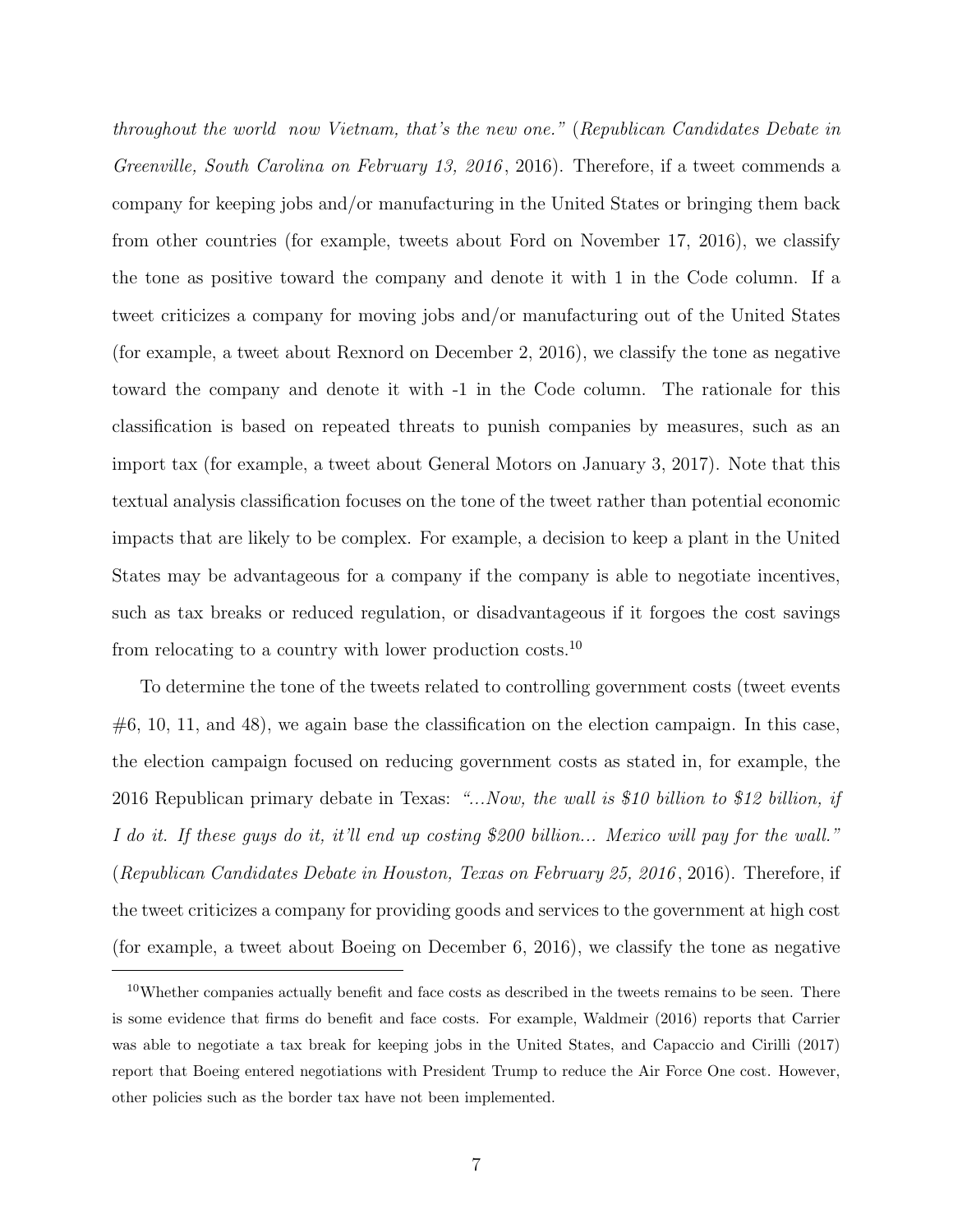*throughout the world now Vietnam, that's the new one."* (*Republican Candidates Debate in Greenville, South Carolina on February 13, 2016*, 2016). Therefore, if a tweet commends a company for keeping jobs and/or manufacturing in the United States or bringing them back from other countries (for example, tweets about Ford on November 17, 2016), we classify the tone as positive toward the company and denote it with 1 in the Code column. If a tweet criticizes a company for moving jobs and/or manufacturing out of the United States (for example, a tweet about Rexnord on December 2, 2016), we classify the tone as negative toward the company and denote it with -1 in the Code column. The rationale for this classification is based on repeated threats to punish companies by measures, such as an import tax (for example, a tweet about General Motors on January 3, 2017). Note that this textual analysis classification focuses on the tone of the tweet rather than potential economic impacts that are likely to be complex. For example, a decision to keep a plant in the United States may be advantageous for a company if the company is able to negotiate incentives, such as tax breaks or reduced regulation, or disadvantageous if it forgoes the cost savings from relocating to a country with lower production costs.[10]

To determine the tone of the tweets related to controlling government costs (tweet events #6, 10, 11, and 48), we again base the classification on the election campaign. In this case, the election campaign focused on reducing government costs as stated in, for example, the 2016 Republican primary debate in Texas: *"...Now, the wall is $10 billion to $12 billion, if I do it. If these guys do it, it'll end up costing $200 billion... Mexico will pay for the wall."* (*Republican Candidates Debate in Houston, Texas on February 25, 2016*, 2016). Therefore, if the tweet criticizes a company for providing goods and services to the government at high cost (for example, a tweet about Boeing on December 6, 2016), we classify the tone as negative

[10] Whether companies actually benefit and face costs as described in the tweets remains to be seen. There is some evidence that firms do benefit and face costs. For example, Waldmeir (2016) reports that Carrier was able to negotiate a tax break for keeping jobs in the United States, and Capaccio and Cirilli (2017) report that Boeing entered negotiations with President Trump to reduce the Air Force One cost. However, other policies such as the border tax have not been implemented.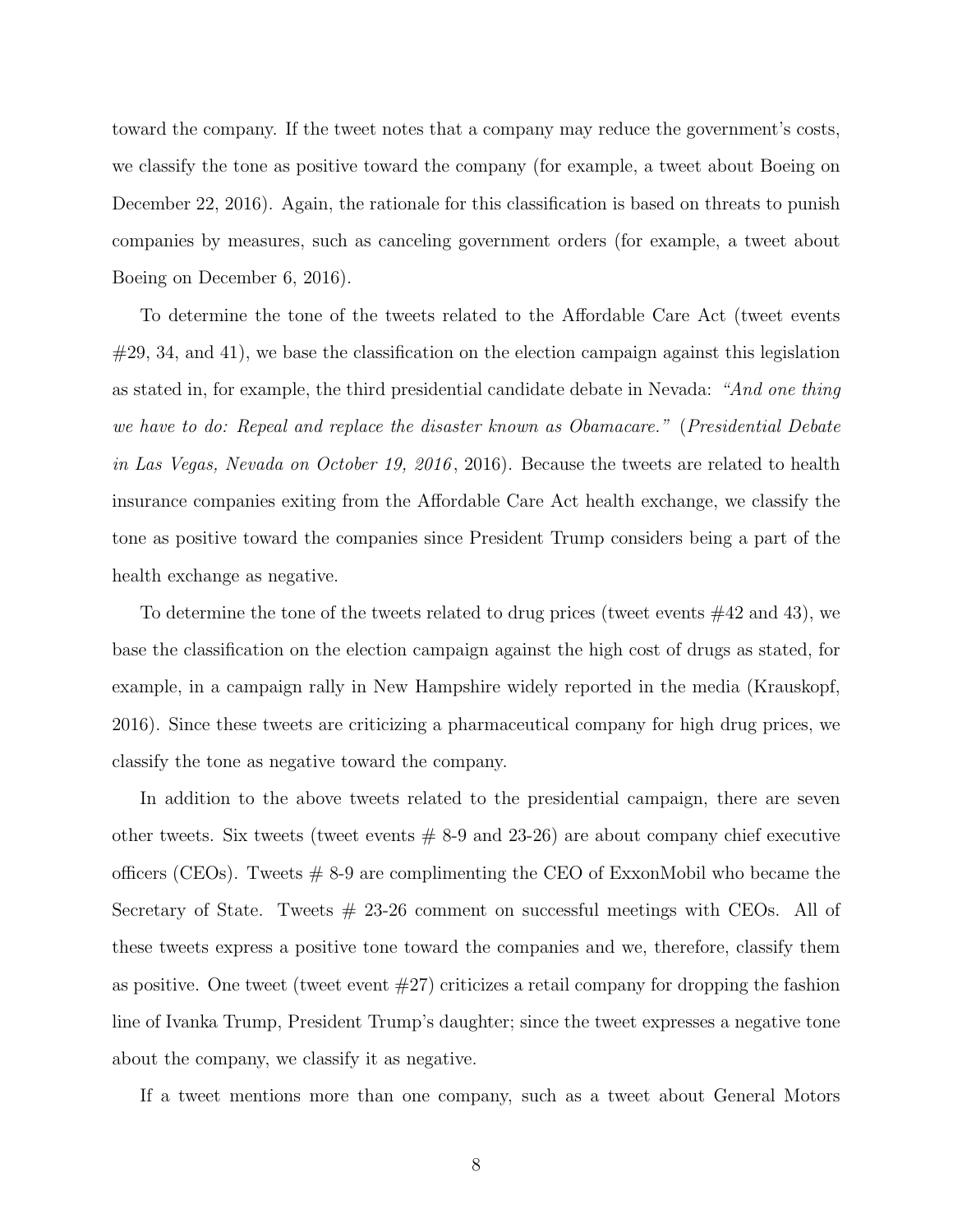toward the company. If the tweet notes that a company may reduce the government's costs, we classify the tone as positive toward the company (for example, a tweet about Boeing on December 22, 2016). Again, the rationale for this classification is based on threats to punish companies by measures, such as canceling government orders (for example, a tweet about Boeing on December 6, 2016).

To determine the tone of the tweets related to the Affordable Care Act (tweet events #29, 34, and 41), we base the classification on the election campaign against this legislation as stated in, for example, the third presidential candidate debate in Nevada: *"And one thing we have to do: Repeal and replace the disaster known as Obamacare."* (*Presidential Debate in Las Vegas, Nevada on October 19, 2016*, 2016). Because the tweets are related to health insurance companies exiting from the Affordable Care Act health exchange, we classify the tone as positive toward the companies since President Trump considers being a part of the health exchange as negative.

To determine the tone of the tweets related to drug prices (tweet events #42 and 43), we base the classification on the election campaign against the high cost of drugs as stated, for example, in a campaign rally in New Hampshire widely reported in the media (Krauskopf, 2016). Since these tweets are criticizing a pharmaceutical company for high drug prices, we classify the tone as negative toward the company.

In addition to the above tweets related to the presidential campaign, there are seven other tweets. Six tweets (tweet events # 8-9 and 23-26) are about company chief executive officers (CEOs). Tweets # 8-9 are complimenting the CEO of ExxonMobil who became the Secretary of State. Tweets # 23-26 comment on successful meetings with CEOs. All of these tweets express a positive tone toward the companies and we, therefore, classify them as positive. One tweet (tweet event #27) criticizes a retail company for dropping the fashion line of Ivanka Trump, President Trump's daughter; since the tweet expresses a negative tone about the company, we classify it as negative.

If a tweet mentions more than one company, such as a tweet about General Motors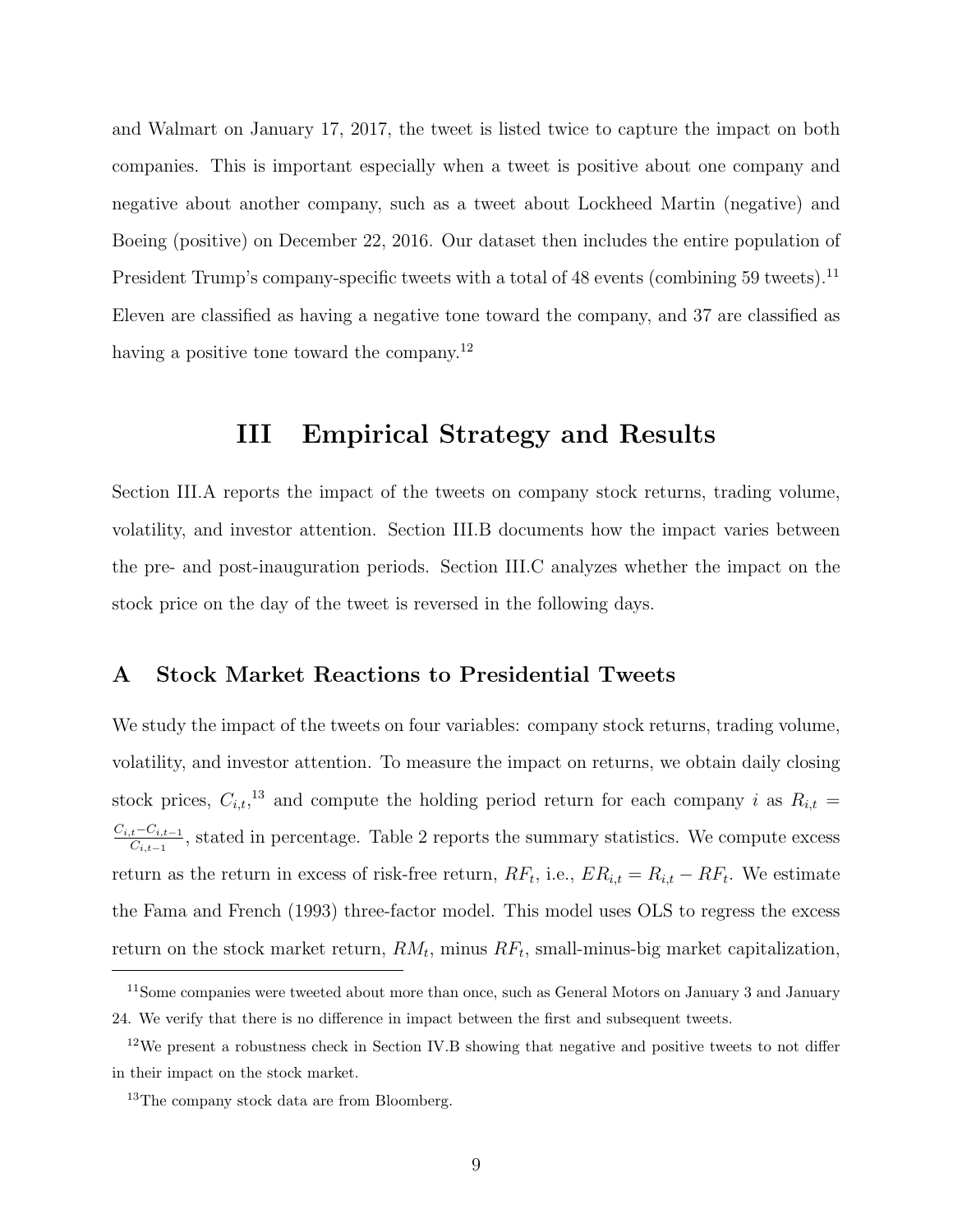and Walmart on January 17, 2017, the tweet is listed twice to capture the impact on both companies. This is important especially when a tweet is positive about one company and negative about another company, such as a tweet about Lockheed Martin (negative) and Boeing (positive) on December 22, 2016. Our dataset then includes the entire population of President Trump's company-specific tweets with a total of 48 events (combining 59 tweets).[11] Eleven are classified as having a negative tone toward the company, and 37 are classified as having a positive tone toward the company.[12]

# III Empirical Strategy and Results

Section III.A reports the impact of the tweets on company stock returns, trading volume, volatility, and investor attention. Section III.B documents how the impact varies between the pre- and post-inauguration periods. Section III.C analyzes whether the impact on the stock price on the day of the tweet is reversed in the following days.

## A Stock Market Reactions to Presidential Tweets

We study the impact of the tweets on four variables: company stock returns, trading volume, volatility, and investor attention. To measure the impact on returns, we obtain daily closing stock prices, $C_{i,t}$,[13] and compute the holding period return for each company $i$ as $R_{i,t} = \frac{C_{i,t}-C_{i,t-1}}{C_{i,t-1}}$, stated in percentage. Table 2 reports the summary statistics. We compute excess return as the return in excess of risk-free return, $RF_t$, i.e., $ER_{i,t} = R_{i,t} - RF_t$. We estimate the Fama and French (1993) three-factor model. This model uses OLS to regress the excess return on the stock market return, $RM_t$, minus $RF_t$, small-minus-big market capitalization,

[11] Some companies were tweeted about more than once, such as General Motors on January 3 and January 24. We verify that there is no difference in impact between the first and subsequent tweets.

[12] We present a robustness check in Section IV.B showing that negative and positive tweets to not differ in their impact on the stock market.

[13] The company stock data are from Bloomberg.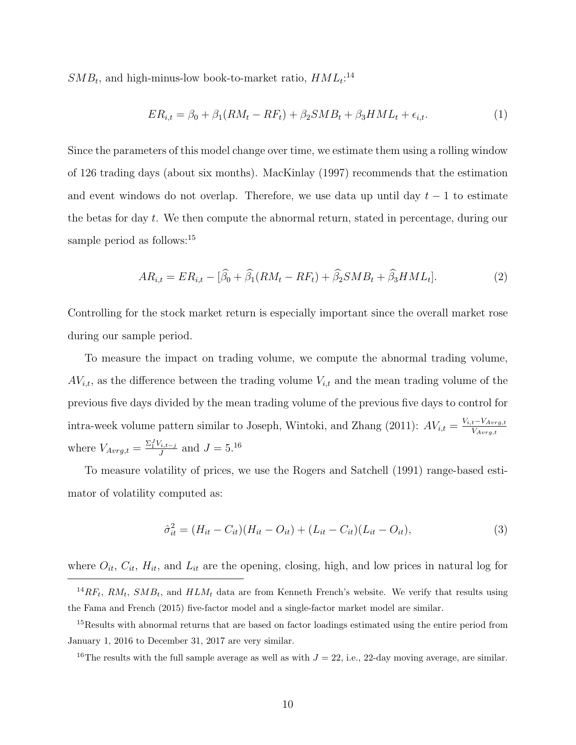$SMB_t$, and high-minus-low book-to-market ratio, $HML_t$:[14]

$$ER_{i,t} = \beta_0 + \beta_1(RM_t - RF_t) + \beta_2 SMB_t + \beta_3 HML_t + \epsilon_{i,t}. \tag{1}$$

Since the parameters of this model change over time, we estimate them using a rolling window of 126 trading days (about six months). MacKinlay (1997) recommends that the estimation and event windows do not overlap. Therefore, we use data up until day $t-1$ to estimate the betas for day $t$. We then compute the abnormal return, stated in percentage, during our sample period as follows:[15]

$$AR_{i,t} = ER_{i,t} - [\widehat{\beta_0} + \widehat{\beta_1}(RM_t - RF_t) + \widehat{\beta_2} SMB_t + \widehat{\beta_3} HML_t]. \tag{2}$$

Controlling for the stock market return is especially important since the overall market rose during our sample period.

To measure the impact on trading volume, we compute the abnormal trading volume, $AV_{i,t}$, as the difference between the trading volume $V_{i,t}$ and the mean trading volume of the previous five days divided by the mean trading volume of the previous five days to control for intra-week volume pattern similar to Joseph, Wintoki, and Zhang (2011): $AV_{i,t} = \frac{V_{i,t} - V_{Avrg,t}}{V_{Avrg,t}}$ where $V_{Avrg,t} = \frac{\Sigma_1^J V_{i,t-j}}{J}$ and $J = 5$.[16]

To measure volatility of prices, we use the Rogers and Satchell (1991) range-based estimator of volatility computed as:

$$\hat{\sigma}_{it}^2 = (H_{it} - C_{it})(H_{it} - O_{it}) + (L_{it} - C_{it})(L_{it} - O_{it}), \tag{3}$$

where $O_{it}$, $C_{it}$, $H_{it}$, and $L_{it}$ are the opening, closing, high, and low prices in natural log for

---

[14] $RF_t$, $RM_t$, $SMB_t$, and $HLM_t$ data are from Kenneth French's website. We verify that results using the Fama and French (2015) five-factor model and a single-factor market model are similar.

[15] Results with abnormal returns that are based on factor loadings estimated using the entire period from January 1, 2016 to December 31, 2017 are very similar.

[16] The results with the full sample average as well as with $J = 22$, i.e., 22-day moving average, are similar.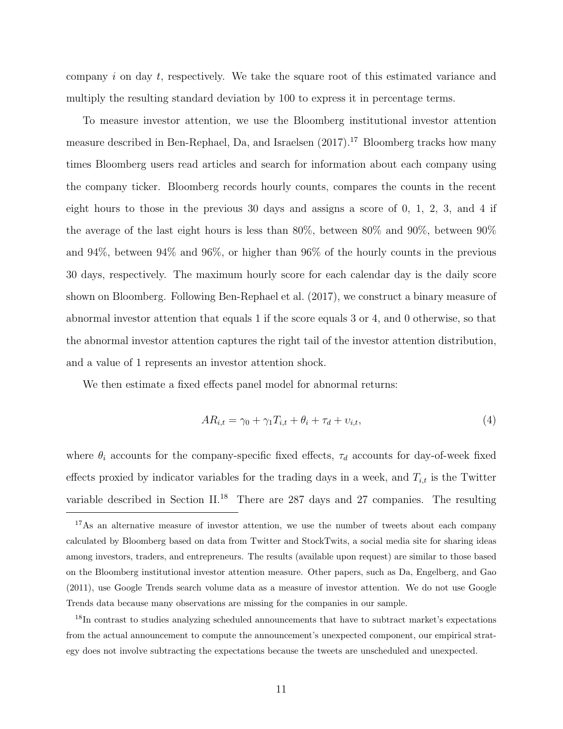company $i$ on day $t$, respectively. We take the square root of this estimated variance and multiply the resulting standard deviation by 100 to express it in percentage terms.

To measure investor attention, we use the Bloomberg institutional investor attention measure described in Ben-Rephael, Da, and Israelsen (2017).[17] Bloomberg tracks how many times Bloomberg users read articles and search for information about each company using the company ticker. Bloomberg records hourly counts, compares the counts in the recent eight hours to those in the previous 30 days and assigns a score of 0, 1, 2, 3, and 4 if the average of the last eight hours is less than 80%, between 80% and 90%, between 90% and 94%, between 94% and 96%, or higher than 96% of the hourly counts in the previous 30 days, respectively. The maximum hourly score for each calendar day is the daily score shown on Bloomberg. Following Ben-Rephael et al. (2017), we construct a binary measure of abnormal investor attention that equals 1 if the score equals 3 or 4, and 0 otherwise, so that the abnormal investor attention captures the right tail of the investor attention distribution, and a value of 1 represents an investor attention shock.

We then estimate a fixed effects panel model for abnormal returns:

$$AR_{i,t} = \gamma_0 + \gamma_1 T_{i,t} + \theta_i + \tau_d + \upsilon_{i,t}, \tag{4}$$

where $\theta_i$ accounts for the company-specific fixed effects, $\tau_d$ accounts for day-of-week fixed effects proxied by indicator variables for the trading days in a week, and $T_{i,t}$ is the Twitter variable described in Section II.[18] There are 287 days and 27 companies. The resulting

[17] As an alternative measure of investor attention, we use the number of tweets about each company calculated by Bloomberg based on data from Twitter and StockTwits, a social media site for sharing ideas among investors, traders, and entrepreneurs. The results (available upon request) are similar to those based on the Bloomberg institutional investor attention measure. Other papers, such as Da, Engelberg, and Gao (2011), use Google Trends search volume data as a measure of investor attention. We do not use Google Trends data because many observations are missing for the companies in our sample.

[18] In contrast to studies analyzing scheduled announcements that have to subtract market's expectations from the actual announcement to compute the announcement's unexpected component, our empirical strategy does not involve subtracting the expectations because the tweets are unscheduled and unexpected.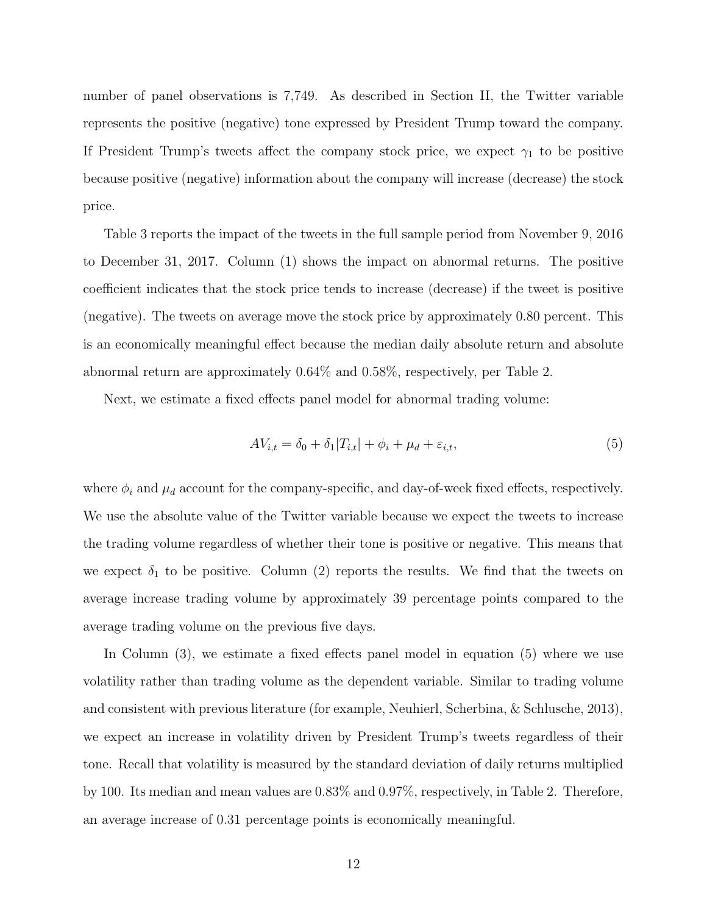number of panel observations is 7,749. As described in Section II, the Twitter variable represents the positive (negative) tone expressed by President Trump toward the company. If President Trump's tweets affect the company stock price, we expect $\gamma_1$ to be positive because positive (negative) information about the company will increase (decrease) the stock price.

Table 3 reports the impact of the tweets in the full sample period from November 9, 2016 to December 31, 2017. Column (1) shows the impact on abnormal returns. The positive coefficient indicates that the stock price tends to increase (decrease) if the tweet is positive (negative). The tweets on average move the stock price by approximately 0.80 percent. This is an economically meaningful effect because the median daily absolute return and absolute abnormal return are approximately 0.64% and 0.58%, respectively, per Table 2.

Next, we estimate a fixed effects panel model for abnormal trading volume:

$$AV_{i,t} = \delta_0 + \delta_1 |T_{i,t}| + \phi_i + \mu_d + \varepsilon_{i,t}, \tag{5}$$

where $\phi_i$ and $\mu_d$ account for the company-specific, and day-of-week fixed effects, respectively. We use the absolute value of the Twitter variable because we expect the tweets to increase the trading volume regardless of whether their tone is positive or negative. This means that we expect $\delta_1$ to be positive. Column (2) reports the results. We find that the tweets on average increase trading volume by approximately 39 percentage points compared to the average trading volume on the previous five days.

In Column (3), we estimate a fixed effects panel model in equation (5) where we use volatility rather than trading volume as the dependent variable. Similar to trading volume and consistent with previous literature (for example, Neuhierl, Scherbina, & Schlusche, 2013), we expect an increase in volatility driven by President Trump's tweets regardless of their tone. Recall that volatility is measured by the standard deviation of daily returns multiplied by 100. Its median and mean values are 0.83% and 0.97%, respectively, in Table 2. Therefore, an average increase of 0.31 percentage points is economically meaningful.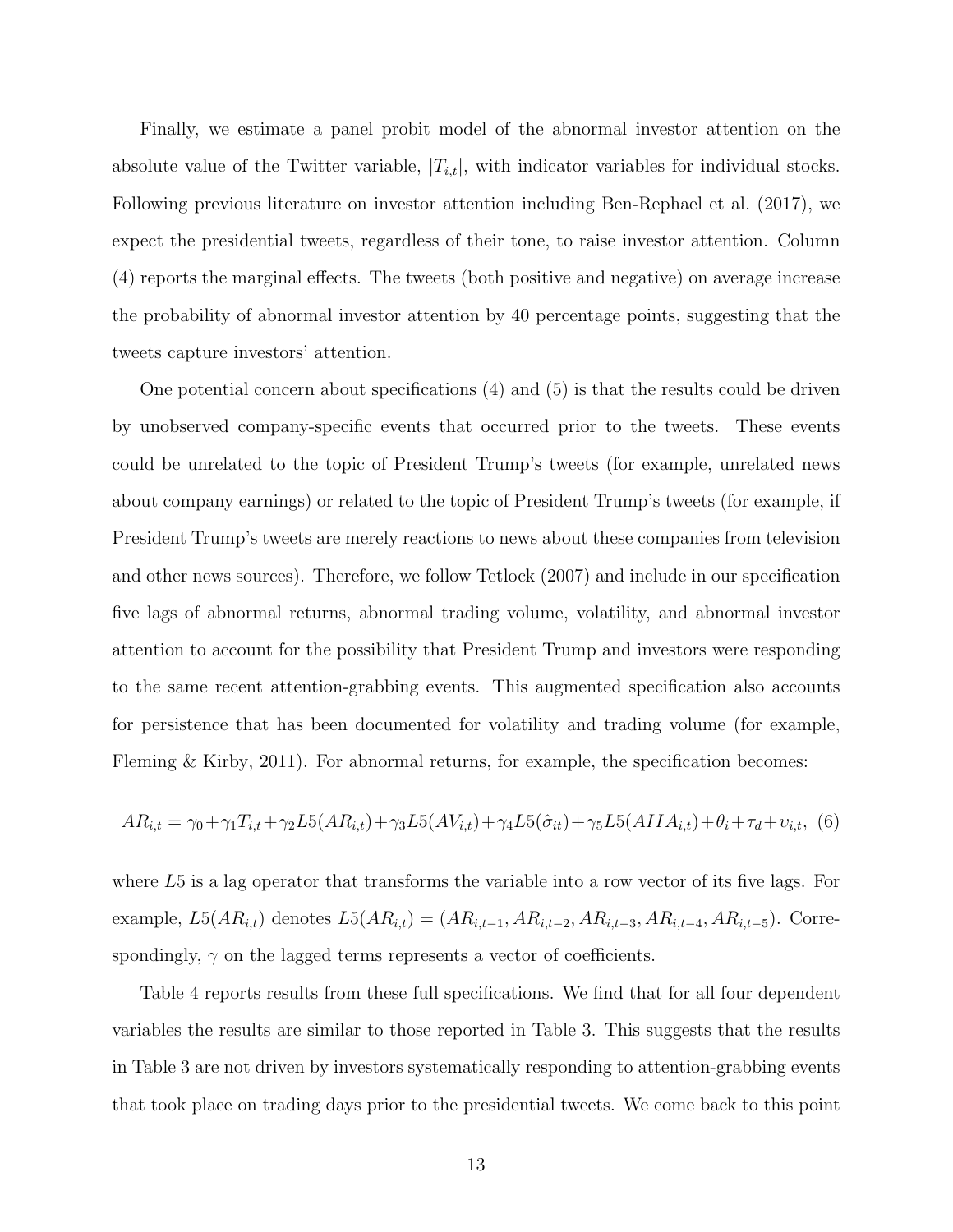Finally, we estimate a panel probit model of the abnormal investor attention on the absolute value of the Twitter variable, $|T_{i,t}|$, with indicator variables for individual stocks. Following previous literature on investor attention including Ben-Rephael et al. (2017), we expect the presidential tweets, regardless of their tone, to raise investor attention. Column (4) reports the marginal effects. The tweets (both positive and negative) on average increase the probability of abnormal investor attention by 40 percentage points, suggesting that the tweets capture investors' attention.

One potential concern about specifications (4) and (5) is that the results could be driven by unobserved company-specific events that occurred prior to the tweets. These events could be unrelated to the topic of President Trump's tweets (for example, unrelated news about company earnings) or related to the topic of President Trump's tweets (for example, if President Trump's tweets are merely reactions to news about these companies from television and other news sources). Therefore, we follow Tetlock (2007) and include in our specification five lags of abnormal returns, abnormal trading volume, volatility, and abnormal investor attention to account for the possibility that President Trump and investors were responding to the same recent attention-grabbing events. This augmented specification also accounts for persistence that has been documented for volatility and trading volume (for example, Fleming & Kirby, 2011). For abnormal returns, for example, the specification becomes:

$$AR_{i,t} = \gamma_0 + \gamma_1 T_{i,t} + \gamma_2 L5(AR_{i,t}) + \gamma_3 L5(AV_{i,t}) + \gamma_4 L5(\hat{\sigma}_{it}) + \gamma_5 L5(AIIA_{i,t}) + \theta_i + \tau_d + \upsilon_{i,t}, \quad (6)$$

where $L5$ is a lag operator that transforms the variable into a row vector of its five lags. For example, $L5(AR_{i,t})$ denotes $L5(AR_{i,t}) = (AR_{i,t-1}, AR_{i,t-2}, AR_{i,t-3}, AR_{i,t-4}, AR_{i,t-5})$. Correspondingly, $\gamma$ on the lagged terms represents a vector of coefficients.

Table 4 reports results from these full specifications. We find that for all four dependent variables the results are similar to those reported in Table 3. This suggests that the results in Table 3 are not driven by investors systematically responding to attention-grabbing events that took place on trading days prior to the presidential tweets. We come back to this point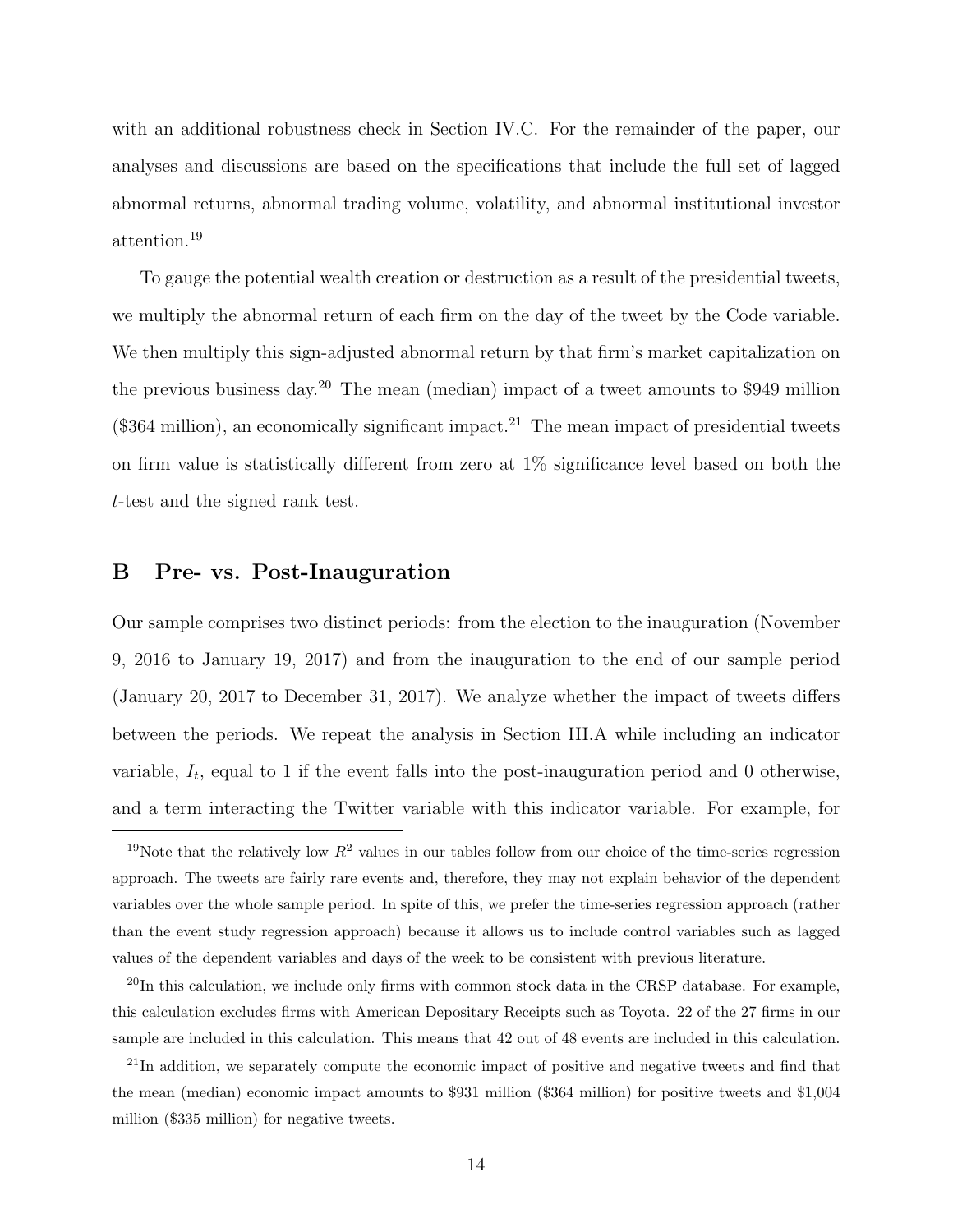with an additional robustness check in Section IV.C. For the remainder of the paper, our analyses and discussions are based on the specifications that include the full set of lagged abnormal returns, abnormal trading volume, volatility, and abnormal institutional investor attention.[19]

To gauge the potential wealth creation or destruction as a result of the presidential tweets, we multiply the abnormal return of each firm on the day of the tweet by the Code variable. We then multiply this sign-adjusted abnormal return by that firm's market capitalization on the previous business day.[20] The mean (median) impact of a tweet amounts to \$949 million (\$364 million), an economically significant impact.[21] The mean impact of presidential tweets on firm value is statistically different from zero at 1% significance level based on both the $t$-test and the signed rank test.

## B Pre- vs. Post-Inauguration

Our sample comprises two distinct periods: from the election to the inauguration (November 9, 2016 to January 19, 2017) and from the inauguration to the end of our sample period (January 20, 2017 to December 31, 2017). We analyze whether the impact of tweets differs between the periods. We repeat the analysis in Section III.A while including an indicator variable, $I_t$, equal to 1 if the event falls into the post-inauguration period and 0 otherwise, and a term interacting the Twitter variable with this indicator variable. For example, for

---

[19] Note that the relatively low $R^2$ values in our tables follow from our choice of the time-series regression approach. The tweets are fairly rare events and, therefore, they may not explain behavior of the dependent variables over the whole sample period. In spite of this, we prefer the time-series regression approach (rather than the event study regression approach) because it allows us to include control variables such as lagged values of the dependent variables and days of the week to be consistent with previous literature.

[20] In this calculation, we include only firms with common stock data in the CRSP database. For example, this calculation excludes firms with American Depositary Receipts such as Toyota. 22 of the 27 firms in our sample are included in this calculation. This means that 42 out of 48 events are included in this calculation.

[21] In addition, we separately compute the economic impact of positive and negative tweets and find that the mean (median) economic impact amounts to \$931 million (\$364 million) for positive tweets and \$1,004 million (\$335 million) for negative tweets.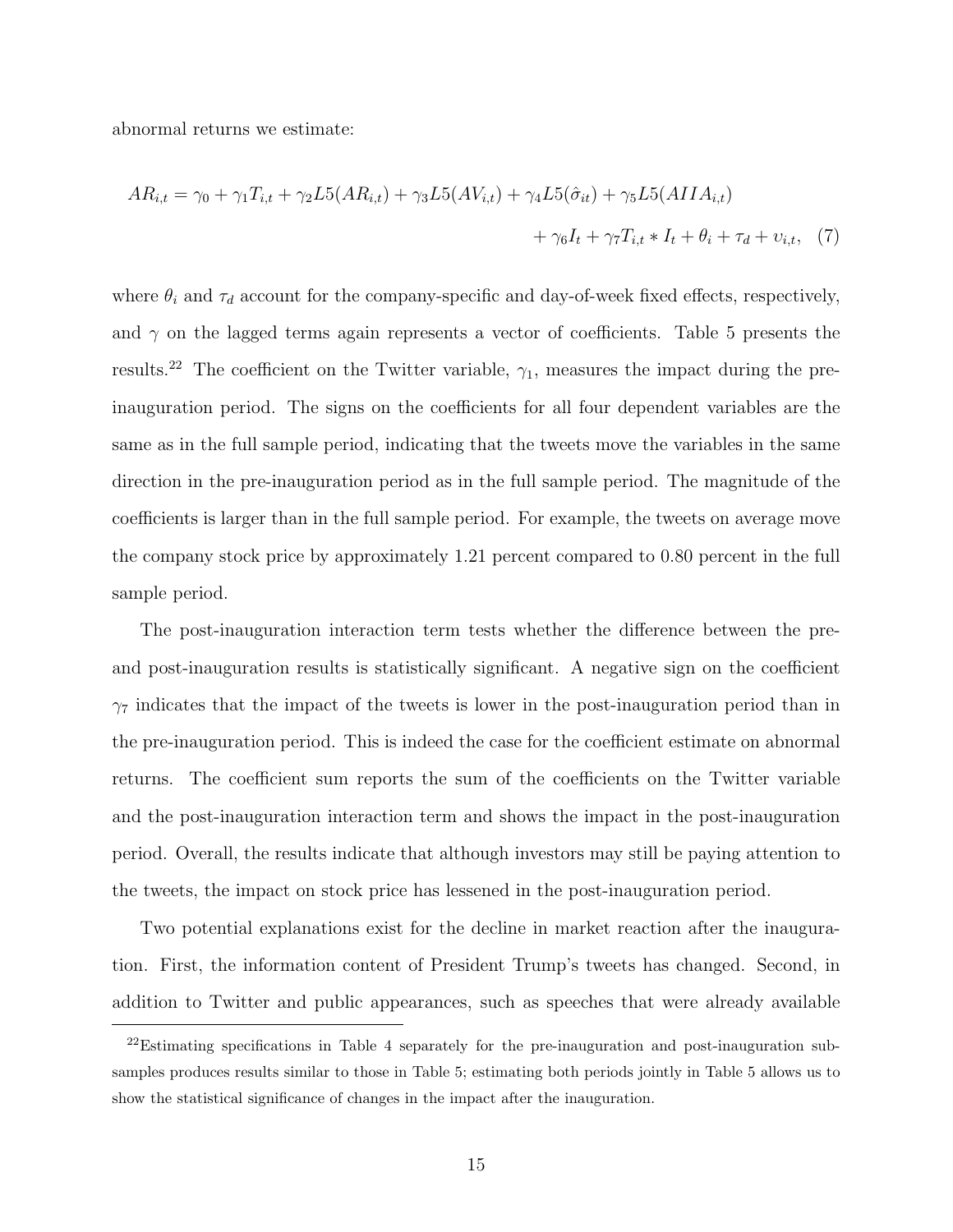abnormal returns we estimate:

$$AR_{i,t} = \gamma_0 + \gamma_1 T_{i,t} + \gamma_2 L5(AR_{i,t}) + \gamma_3 L5(AV_{i,t}) + \gamma_4 L5(\hat{\sigma}_{it}) + \gamma_5 L5(AIIA_{i,t}) + \gamma_6 I_t + \gamma_7 T_{i,t} * I_t + \theta_i + \tau_d + \upsilon_{i,t}, \quad (7)$$

where $\theta_i$ and $\tau_d$ account for the company-specific and day-of-week fixed effects, respectively, and $\gamma$ on the lagged terms again represents a vector of coefficients. Table 5 presents the results.[22] The coefficient on the Twitter variable, $\gamma_1$, measures the impact during the pre-inauguration period. The signs on the coefficients for all four dependent variables are the same as in the full sample period, indicating that the tweets move the variables in the same direction in the pre-inauguration period as in the full sample period. The magnitude of the coefficients is larger than in the full sample period. For example, the tweets on average move the company stock price by approximately 1.21 percent compared to 0.80 percent in the full sample period.

The post-inauguration interaction term tests whether the difference between the pre- and post-inauguration results is statistically significant. A negative sign on the coefficient $\gamma_7$ indicates that the impact of the tweets is lower in the post-inauguration period than in the pre-inauguration period. This is indeed the case for the coefficient estimate on abnormal returns. The coefficient sum reports the sum of the coefficients on the Twitter variable and the post-inauguration interaction term and shows the impact in the post-inauguration period. Overall, the results indicate that although investors may still be paying attention to the tweets, the impact on stock price has lessened in the post-inauguration period.

Two potential explanations exist for the decline in market reaction after the inauguration. First, the information content of President Trump's tweets has changed. Second, in addition to Twitter and public appearances, such as speeches that were already available

[22] Estimating specifications in Table 4 separately for the pre-inauguration and post-inauguration subsamples produces results similar to those in Table 5; estimating both periods jointly in Table 5 allows us to show the statistical significance of changes in the impact after the inauguration.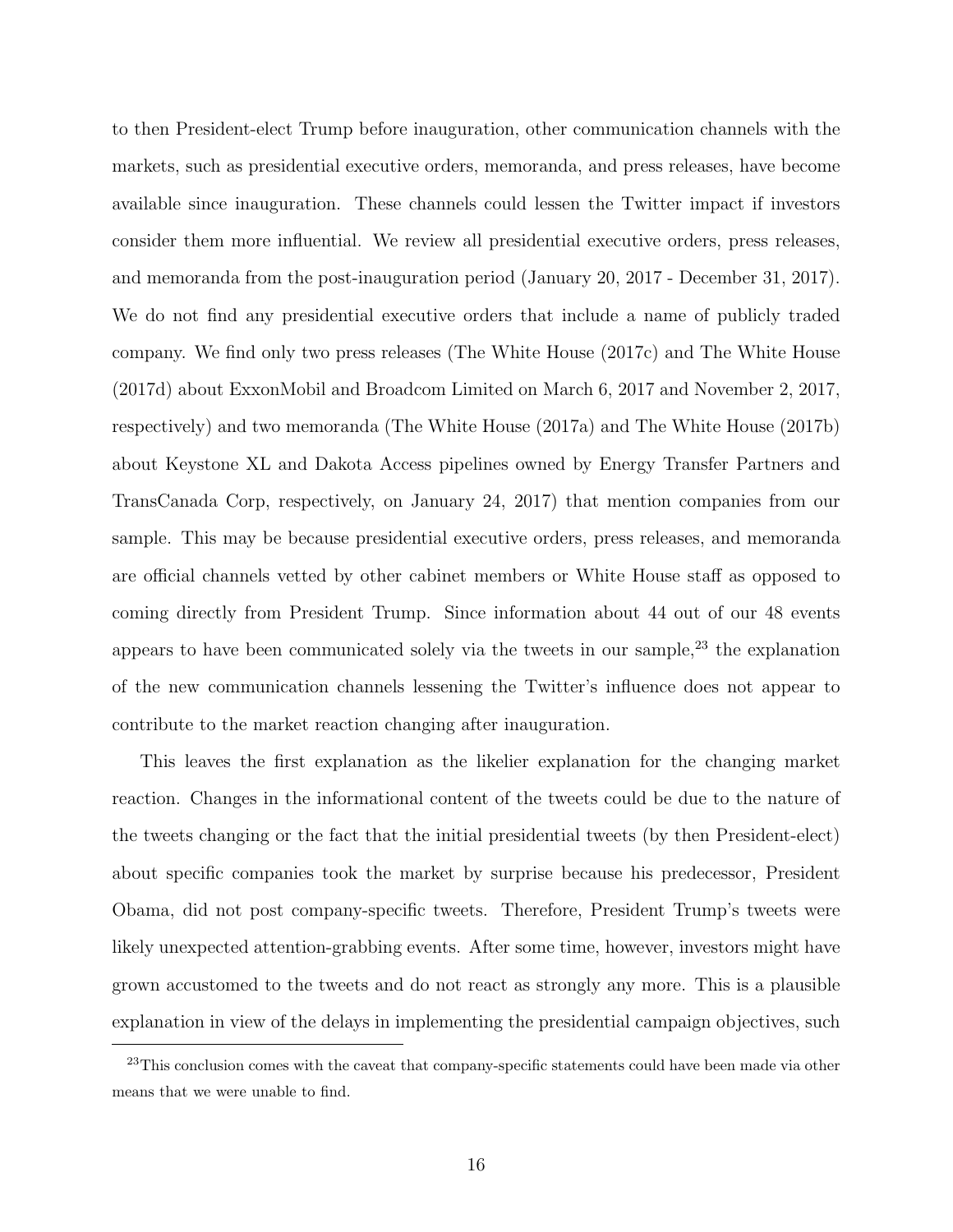to then President-elect Trump before inauguration, other communication channels with the markets, such as presidential executive orders, memoranda, and press releases, have become available since inauguration. These channels could lessen the Twitter impact if investors consider them more influential. We review all presidential executive orders, press releases, and memoranda from the post-inauguration period (January 20, 2017 - December 31, 2017). We do not find any presidential executive orders that include a name of publicly traded company. We find only two press releases (The White House (2017c) and The White House (2017d) about ExxonMobil and Broadcom Limited on March 6, 2017 and November 2, 2017, respectively) and two memoranda (The White House (2017a) and The White House (2017b) about Keystone XL and Dakota Access pipelines owned by Energy Transfer Partners and TransCanada Corp, respectively, on January 24, 2017) that mention companies from our sample. This may be because presidential executive orders, press releases, and memoranda are official channels vetted by other cabinet members or White House staff as opposed to coming directly from President Trump. Since information about 44 out of our 48 events appears to have been communicated solely via the tweets in our sample,[23] the explanation of the new communication channels lessening the Twitter's influence does not appear to contribute to the market reaction changing after inauguration.

This leaves the first explanation as the likelier explanation for the changing market reaction. Changes in the informational content of the tweets could be due to the nature of the tweets changing or the fact that the initial presidential tweets (by then President-elect) about specific companies took the market by surprise because his predecessor, President Obama, did not post company-specific tweets. Therefore, President Trump's tweets were likely unexpected attention-grabbing events. After some time, however, investors might have grown accustomed to the tweets and do not react as strongly any more. This is a plausible explanation in view of the delays in implementing the presidential campaign objectives, such

[23]This conclusion comes with the caveat that company-specific statements could have been made via other means that we were unable to find.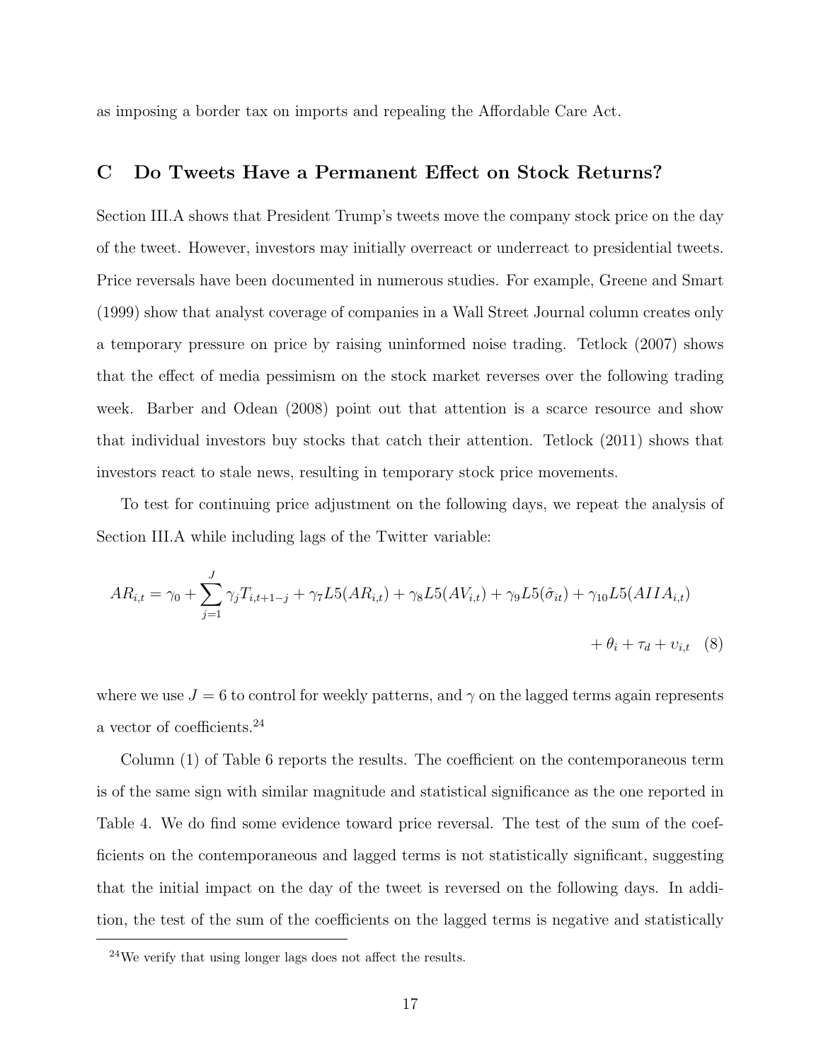as imposing a border tax on imports and repealing the Affordable Care Act.

## C Do Tweets Have a Permanent Effect on Stock Returns?

Section III.A shows that President Trump's tweets move the company stock price on the day of the tweet. However, investors may initially overreact or underreact to presidential tweets. Price reversals have been documented in numerous studies. For example, Greene and Smart (1999) show that analyst coverage of companies in a Wall Street Journal column creates only a temporary pressure on price by raising uninformed noise trading. Tetlock (2007) shows that the effect of media pessimism on the stock market reverses over the following trading week. Barber and Odean (2008) point out that attention is a scarce resource and show that individual investors buy stocks that catch their attention. Tetlock (2011) shows that investors react to stale news, resulting in temporary stock price movements.

To test for continuing price adjustment on the following days, we repeat the analysis of Section III.A while including lags of the Twitter variable:

$$AR_{i,t} = \gamma_0 + \sum_{j=1}^{J} \gamma_j T_{i,t+1-j} + \gamma_7 L5(AR_{i,t}) + \gamma_8 L5(AV_{i,t}) + \gamma_9 L5(\hat{\sigma}_{it}) + \gamma_{10} L5(AIIA_{i,t}) + \theta_i + \tau_d + \upsilon_{i,t} \quad (8)$$

where we use $J = 6$ to control for weekly patterns, and $\gamma$ on the lagged terms again represents a vector of coefficients.[24]

Column (1) of Table 6 reports the results. The coefficient on the contemporaneous term is of the same sign with similar magnitude and statistical significance as the one reported in Table 4. We do find some evidence toward price reversal. The test of the sum of the coefficients on the contemporaneous and lagged terms is not statistically significant, suggesting that the initial impact on the day of the tweet is reversed on the following days. In addition, the test of the sum of the coefficients on the lagged terms is negative and statistically

[24]We verify that using longer lags does not affect the results.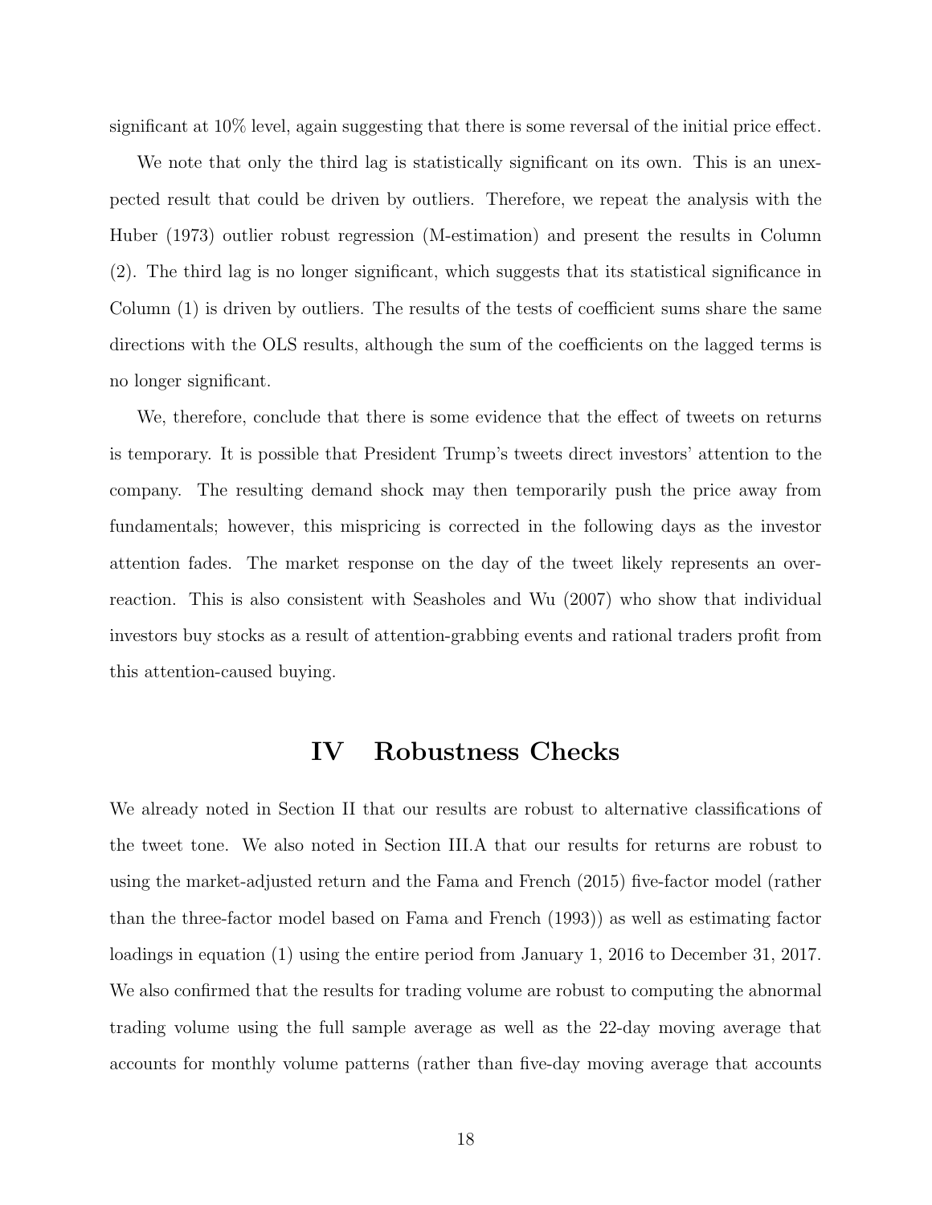significant at 10% level, again suggesting that there is some reversal of the initial price effect.

We note that only the third lag is statistically significant on its own. This is an unexpected result that could be driven by outliers. Therefore, we repeat the analysis with the Huber (1973) outlier robust regression (M-estimation) and present the results in Column (2). The third lag is no longer significant, which suggests that its statistical significance in Column (1) is driven by outliers. The results of the tests of coefficient sums share the same directions with the OLS results, although the sum of the coefficients on the lagged terms is no longer significant.

We, therefore, conclude that there is some evidence that the effect of tweets on returns is temporary. It is possible that President Trump's tweets direct investors' attention to the company. The resulting demand shock may then temporarily push the price away from fundamentals; however, this mispricing is corrected in the following days as the investor attention fades. The market response on the day of the tweet likely represents an overreaction. This is also consistent with Seasholes and Wu (2007) who show that individual investors buy stocks as a result of attention-grabbing events and rational traders profit from this attention-caused buying.

# IV Robustness Checks

We already noted in Section II that our results are robust to alternative classifications of the tweet tone. We also noted in Section III.A that our results for returns are robust to using the market-adjusted return and the Fama and French (2015) five-factor model (rather than the three-factor model based on Fama and French (1993)) as well as estimating factor loadings in equation (1) using the entire period from January 1, 2016 to December 31, 2017. We also confirmed that the results for trading volume are robust to computing the abnormal trading volume using the full sample average as well as the 22-day moving average that accounts for monthly volume patterns (rather than five-day moving average that accounts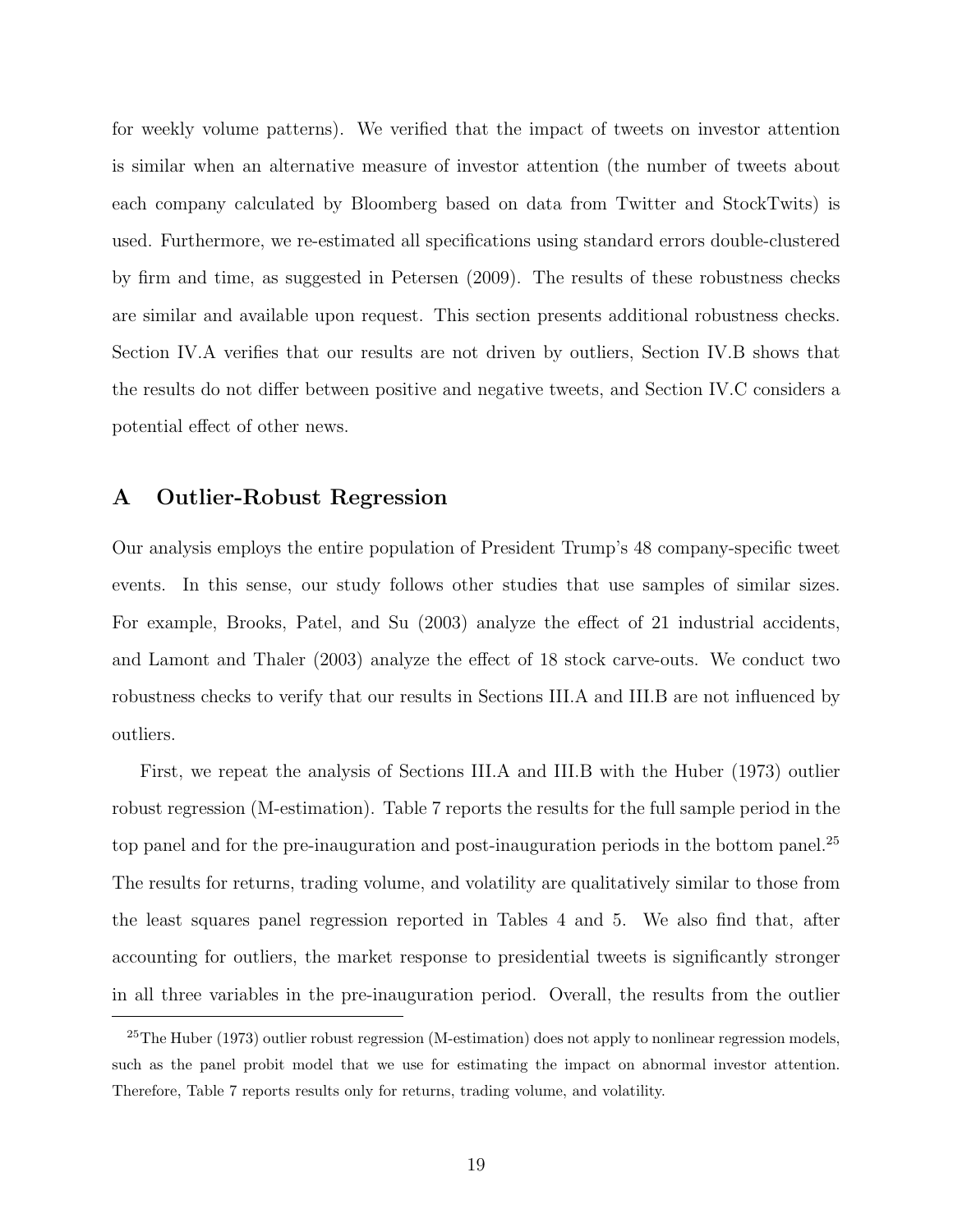for weekly volume patterns). We verified that the impact of tweets on investor attention is similar when an alternative measure of investor attention (the number of tweets about each company calculated by Bloomberg based on data from Twitter and StockTwits) is used. Furthermore, we re-estimated all specifications using standard errors double-clustered by firm and time, as suggested in Petersen (2009). The results of these robustness checks are similar and available upon request. This section presents additional robustness checks. Section IV.A verifies that our results are not driven by outliers, Section IV.B shows that the results do not differ between positive and negative tweets, and Section IV.C considers a potential effect of other news.

## A Outlier-Robust Regression

Our analysis employs the entire population of President Trump's 48 company-specific tweet events. In this sense, our study follows other studies that use samples of similar sizes. For example, Brooks, Patel, and Su (2003) analyze the effect of 21 industrial accidents, and Lamont and Thaler (2003) analyze the effect of 18 stock carve-outs. We conduct two robustness checks to verify that our results in Sections III.A and III.B are not influenced by outliers.

First, we repeat the analysis of Sections III.A and III.B with the Huber (1973) outlier robust regression (M-estimation). Table 7 reports the results for the full sample period in the top panel and for the pre-inauguration and post-inauguration periods in the bottom panel.[25] The results for returns, trading volume, and volatility are qualitatively similar to those from the least squares panel regression reported in Tables 4 and 5. We also find that, after accounting for outliers, the market response to presidential tweets is significantly stronger in all three variables in the pre-inauguration period. Overall, the results from the outlier

[25] The Huber (1973) outlier robust regression (M-estimation) does not apply to nonlinear regression models, such as the panel probit model that we use for estimating the impact on abnormal investor attention. Therefore, Table 7 reports results only for returns, trading volume, and volatility.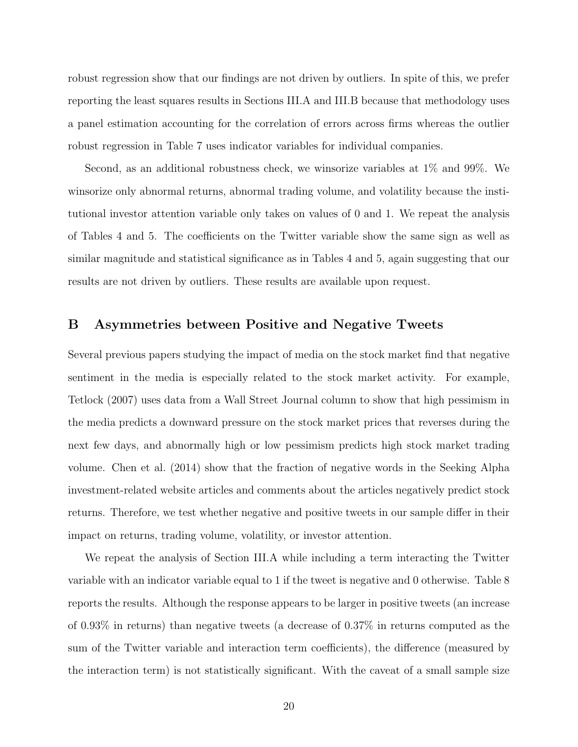robust regression show that our findings are not driven by outliers. In spite of this, we prefer reporting the least squares results in Sections III.A and III.B because that methodology uses a panel estimation accounting for the correlation of errors across firms whereas the outlier robust regression in Table 7 uses indicator variables for individual companies.

Second, as an additional robustness check, we winsorize variables at 1% and 99%. We winsorize only abnormal returns, abnormal trading volume, and volatility because the institutional investor attention variable only takes on values of 0 and 1. We repeat the analysis of Tables 4 and 5. The coefficients on the Twitter variable show the same sign as well as similar magnitude and statistical significance as in Tables 4 and 5, again suggesting that our results are not driven by outliers. These results are available upon request.

## B Asymmetries between Positive and Negative Tweets

Several previous papers studying the impact of media on the stock market find that negative sentiment in the media is especially related to the stock market activity. For example, Tetlock (2007) uses data from a Wall Street Journal column to show that high pessimism in the media predicts a downward pressure on the stock market prices that reverses during the next few days, and abnormally high or low pessimism predicts high stock market trading volume. Chen et al. (2014) show that the fraction of negative words in the Seeking Alpha investment-related website articles and comments about the articles negatively predict stock returns. Therefore, we test whether negative and positive tweets in our sample differ in their impact on returns, trading volume, volatility, or investor attention.

We repeat the analysis of Section III.A while including a term interacting the Twitter variable with an indicator variable equal to 1 if the tweet is negative and 0 otherwise. Table 8 reports the results. Although the response appears to be larger in positive tweets (an increase of 0.93% in returns) than negative tweets (a decrease of 0.37% in returns computed as the sum of the Twitter variable and interaction term coefficients), the difference (measured by the interaction term) is not statistically significant. With the caveat of a small sample size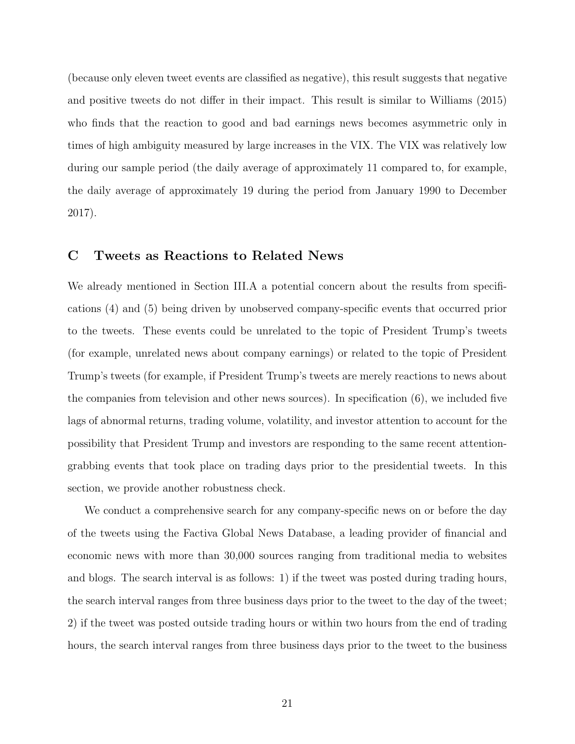(because only eleven tweet events are classified as negative), this result suggests that negative and positive tweets do not differ in their impact. This result is similar to Williams (2015) who finds that the reaction to good and bad earnings news becomes asymmetric only in times of high ambiguity measured by large increases in the VIX. The VIX was relatively low during our sample period (the daily average of approximately 11 compared to, for example, the daily average of approximately 19 during the period from January 1990 to December 2017).

## C Tweets as Reactions to Related News

We already mentioned in Section III.A a potential concern about the results from specifications (4) and (5) being driven by unobserved company-specific events that occurred prior to the tweets. These events could be unrelated to the topic of President Trump's tweets (for example, unrelated news about company earnings) or related to the topic of President Trump's tweets (for example, if President Trump's tweets are merely reactions to news about the companies from television and other news sources). In specification (6), we included five lags of abnormal returns, trading volume, volatility, and investor attention to account for the possibility that President Trump and investors are responding to the same recent attention-grabbing events that took place on trading days prior to the presidential tweets. In this section, we provide another robustness check.

We conduct a comprehensive search for any company-specific news on or before the day of the tweets using the Factiva Global News Database, a leading provider of financial and economic news with more than 30,000 sources ranging from traditional media to websites and blogs. The search interval is as follows: 1) if the tweet was posted during trading hours, the search interval ranges from three business days prior to the tweet to the day of the tweet; 2) if the tweet was posted outside trading hours or within two hours from the end of trading hours, the search interval ranges from three business days prior to the tweet to the business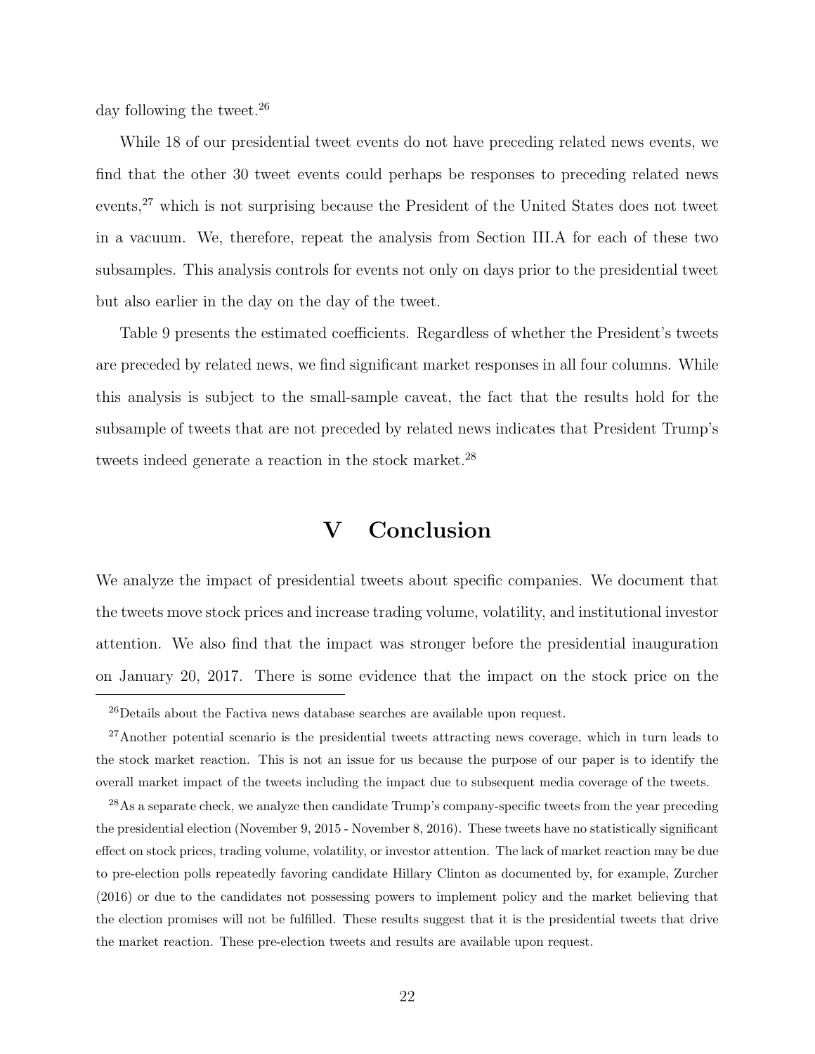day following the tweet.[26]

While 18 of our presidential tweet events do not have preceding related news events, we find that the other 30 tweet events could perhaps be responses to preceding related news events,[27] which is not surprising because the President of the United States does not tweet in a vacuum. We, therefore, repeat the analysis from Section III.A for each of these two subsamples. This analysis controls for events not only on days prior to the presidential tweet but also earlier in the day on the day of the tweet.

Table 9 presents the estimated coefficients. Regardless of whether the President's tweets are preceded by related news, we find significant market responses in all four columns. While this analysis is subject to the small-sample caveat, the fact that the results hold for the subsample of tweets that are not preceded by related news indicates that President Trump's tweets indeed generate a reaction in the stock market.[28]

# V Conclusion

We analyze the impact of presidential tweets about specific companies. We document that the tweets move stock prices and increase trading volume, volatility, and institutional investor attention. We also find that the impact was stronger before the presidential inauguration on January 20, 2017. There is some evidence that the impact on the stock price on the

[26] Details about the Factiva news database searches are available upon request.

[27] Another potential scenario is the presidential tweets attracting news coverage, which in turn leads to the stock market reaction. This is not an issue for us because the purpose of our paper is to identify the overall market impact of the tweets including the impact due to subsequent media coverage of the tweets.

[28] As a separate check, we analyze then candidate Trump's company-specific tweets from the year preceding the presidential election (November 9, 2015 - November 8, 2016). These tweets have no statistically significant effect on stock prices, trading volume, volatility, or investor attention. The lack of market reaction may be due to pre-election polls repeatedly favoring candidate Hillary Clinton as documented by, for example, Zurcher (2016) or due to the candidates not possessing powers to implement policy and the market believing that the election promises will not be fulfilled. These results suggest that it is the presidential tweets that drive the market reaction. These pre-election tweets and results are available upon request.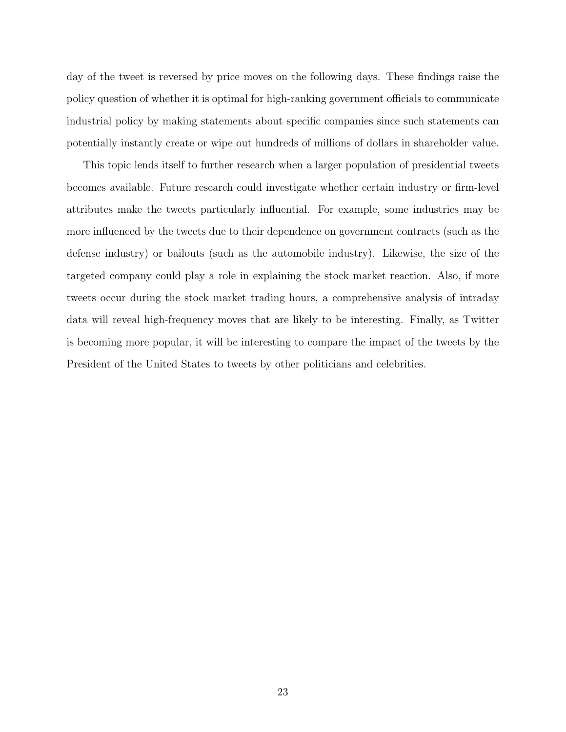day of the tweet is reversed by price moves on the following days. These findings raise the policy question of whether it is optimal for high-ranking government officials to communicate industrial policy by making statements about specific companies since such statements can potentially instantly create or wipe out hundreds of millions of dollars in shareholder value.

This topic lends itself to further research when a larger population of presidential tweets becomes available. Future research could investigate whether certain industry or firm-level attributes make the tweets particularly influential. For example, some industries may be more influenced by the tweets due to their dependence on government contracts (such as the defense industry) or bailouts (such as the automobile industry). Likewise, the size of the targeted company could play a role in explaining the stock market reaction. Also, if more tweets occur during the stock market trading hours, a comprehensive analysis of intraday data will reveal high-frequency moves that are likely to be interesting. Finally, as Twitter is becoming more popular, it will be interesting to compare the impact of the tweets by the President of the United States to tweets by other politicians and celebrities.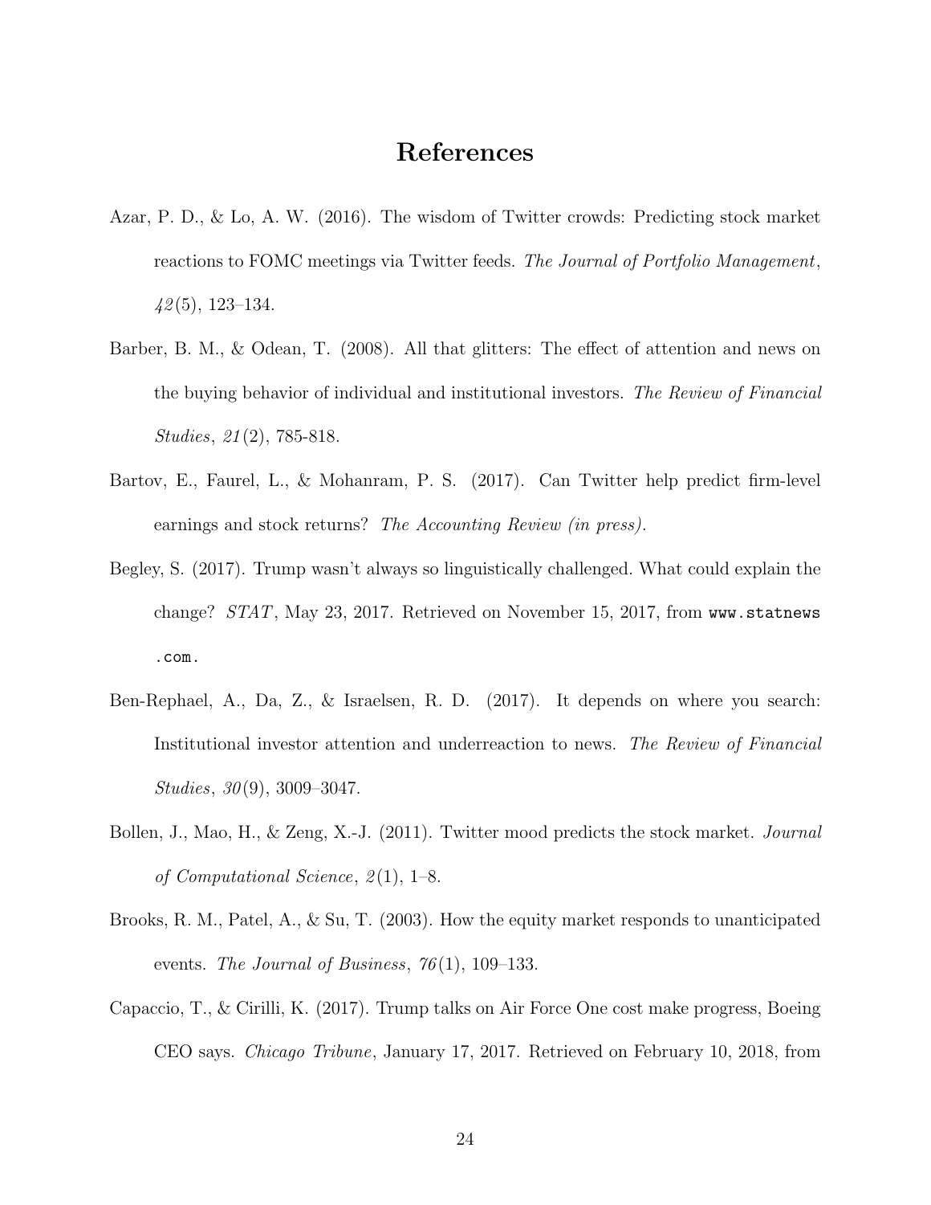# References

Azar, P. D., & Lo, A. W. (2016). The wisdom of Twitter crowds: Predicting stock market reactions to FOMC meetings via Twitter feeds. *The Journal of Portfolio Management*, *42*(5), 123–134.

Barber, B. M., & Odean, T. (2008). All that glitters: The effect of attention and news on the buying behavior of individual and institutional investors. *The Review of Financial Studies*, *21*(2), 785-818.

Bartov, E., Faurel, L., & Mohanram, P. S. (2017). Can Twitter help predict firm-level earnings and stock returns? *The Accounting Review (in press)*.

Begley, S. (2017). Trump wasn't always so linguistically challenged. What could explain the change? *STAT*, May 23, 2017. Retrieved on November 15, 2017, from `www.statnews.com`.

Ben-Rephael, A., Da, Z., & Israelsen, R. D. (2017). It depends on where you search: Institutional investor attention and underreaction to news. *The Review of Financial Studies*, *30*(9), 3009–3047.

Bollen, J., Mao, H., & Zeng, X.-J. (2011). Twitter mood predicts the stock market. *Journal of Computational Science*, *2*(1), 1–8.

Brooks, R. M., Patel, A., & Su, T. (2003). How the equity market responds to unanticipated events. *The Journal of Business*, *76*(1), 109–133.

Capaccio, T., & Cirilli, K. (2017). Trump talks on Air Force One cost make progress, Boeing CEO says. *Chicago Tribune*, January 17, 2017. Retrieved on February 10, 2018, from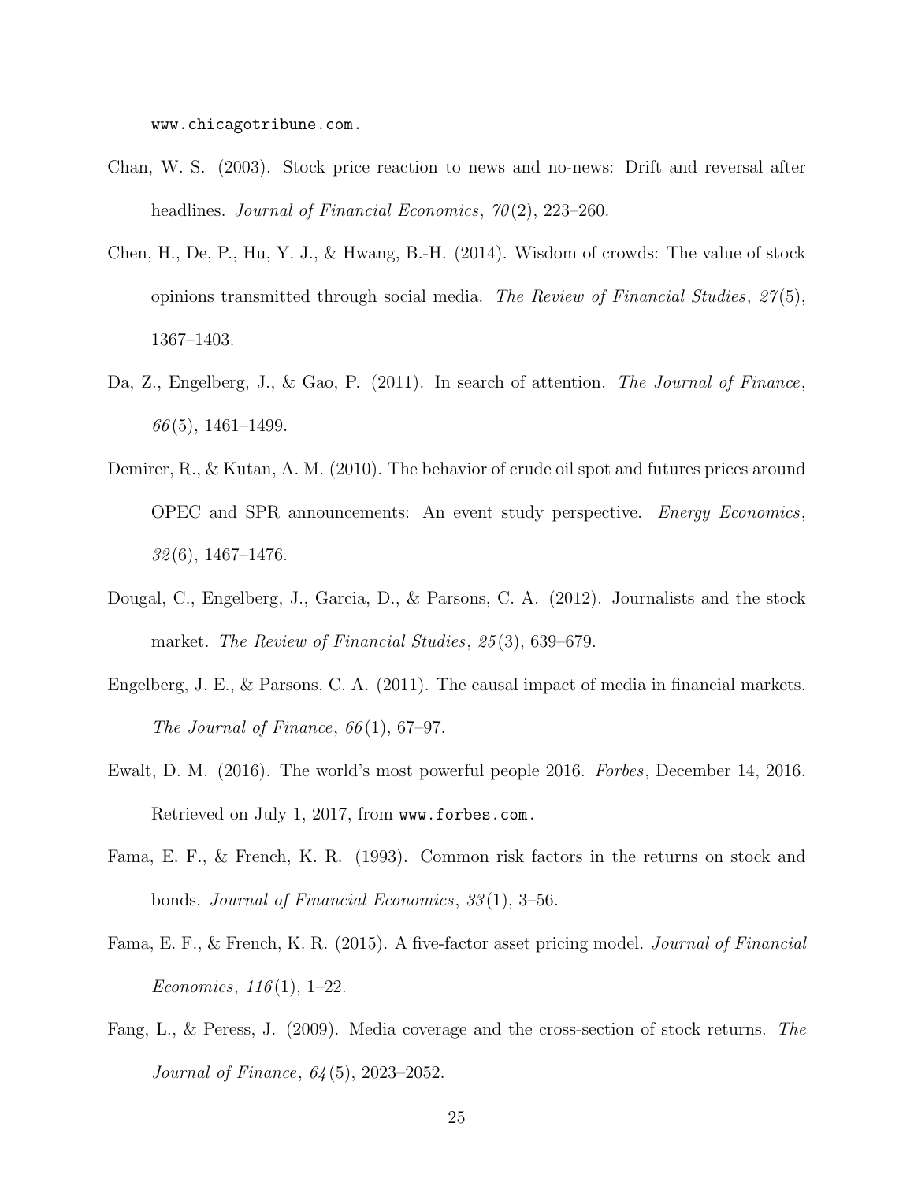www.chicagotribune.com.

Chan, W. S. (2003). Stock price reaction to news and no-news: Drift and reversal after headlines. *Journal of Financial Economics*, *70*(2), 223–260.

Chen, H., De, P., Hu, Y. J., & Hwang, B.-H. (2014). Wisdom of crowds: The value of stock opinions transmitted through social media. *The Review of Financial Studies*, *27*(5), 1367–1403.

Da, Z., Engelberg, J., & Gao, P. (2011). In search of attention. *The Journal of Finance*, *66*(5), 1461–1499.

Demirer, R., & Kutan, A. M. (2010). The behavior of crude oil spot and futures prices around OPEC and SPR announcements: An event study perspective. *Energy Economics*, *32*(6), 1467–1476.

Dougal, C., Engelberg, J., Garcia, D., & Parsons, C. A. (2012). Journalists and the stock market. *The Review of Financial Studies*, *25*(3), 639–679.

Engelberg, J. E., & Parsons, C. A. (2011). The causal impact of media in financial markets. *The Journal of Finance*, *66*(1), 67–97.

Ewalt, D. M. (2016). The world's most powerful people 2016. *Forbes*, December 14, 2016. Retrieved on July 1, 2017, from www.forbes.com.

Fama, E. F., & French, K. R. (1993). Common risk factors in the returns on stock and bonds. *Journal of Financial Economics*, *33*(1), 3–56.

Fama, E. F., & French, K. R. (2015). A five-factor asset pricing model. *Journal of Financial Economics*, *116*(1), 1–22.

Fang, L., & Peress, J. (2009). Media coverage and the cross-section of stock returns. *The Journal of Finance*, *64*(5), 2023–2052.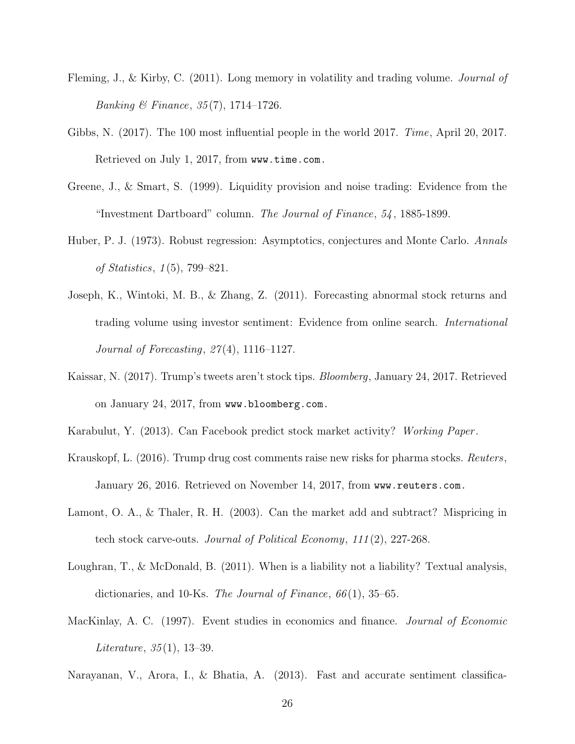Fleming, J., & Kirby, C. (2011). Long memory in volatility and trading volume. *Journal of Banking & Finance*, *35*(7), 1714–1726.

Gibbs, N. (2017). The 100 most influential people in the world 2017. *Time*, April 20, 2017. Retrieved on July 1, 2017, from `www.time.com`.

Greene, J., & Smart, S. (1999). Liquidity provision and noise trading: Evidence from the "Investment Dartboard" column. *The Journal of Finance*, *54*, 1885-1899.

Huber, P. J. (1973). Robust regression: Asymptotics, conjectures and Monte Carlo. *Annals of Statistics*, *1*(5), 799–821.

Joseph, K., Wintoki, M. B., & Zhang, Z. (2011). Forecasting abnormal stock returns and trading volume using investor sentiment: Evidence from online search. *International Journal of Forecasting*, *27*(4), 1116–1127.

Kaissar, N. (2017). Trump's tweets aren't stock tips. *Bloomberg*, January 24, 2017. Retrieved on January 24, 2017, from `www.bloomberg.com`.

Karabulut, Y. (2013). Can Facebook predict stock market activity? *Working Paper*.

Krauskopf, L. (2016). Trump drug cost comments raise new risks for pharma stocks. *Reuters*, January 26, 2016. Retrieved on November 14, 2017, from `www.reuters.com`.

Lamont, O. A., & Thaler, R. H. (2003). Can the market add and subtract? Mispricing in tech stock carve-outs. *Journal of Political Economy*, *111*(2), 227-268.

Loughran, T., & McDonald, B. (2011). When is a liability not a liability? Textual analysis, dictionaries, and 10-Ks. *The Journal of Finance*, *66*(1), 35–65.

MacKinlay, A. C. (1997). Event studies in economics and finance. *Journal of Economic Literature*, *35*(1), 13–39.

Narayanan, V., Arora, I., & Bhatia, A. (2013). Fast and accurate sentiment classifica-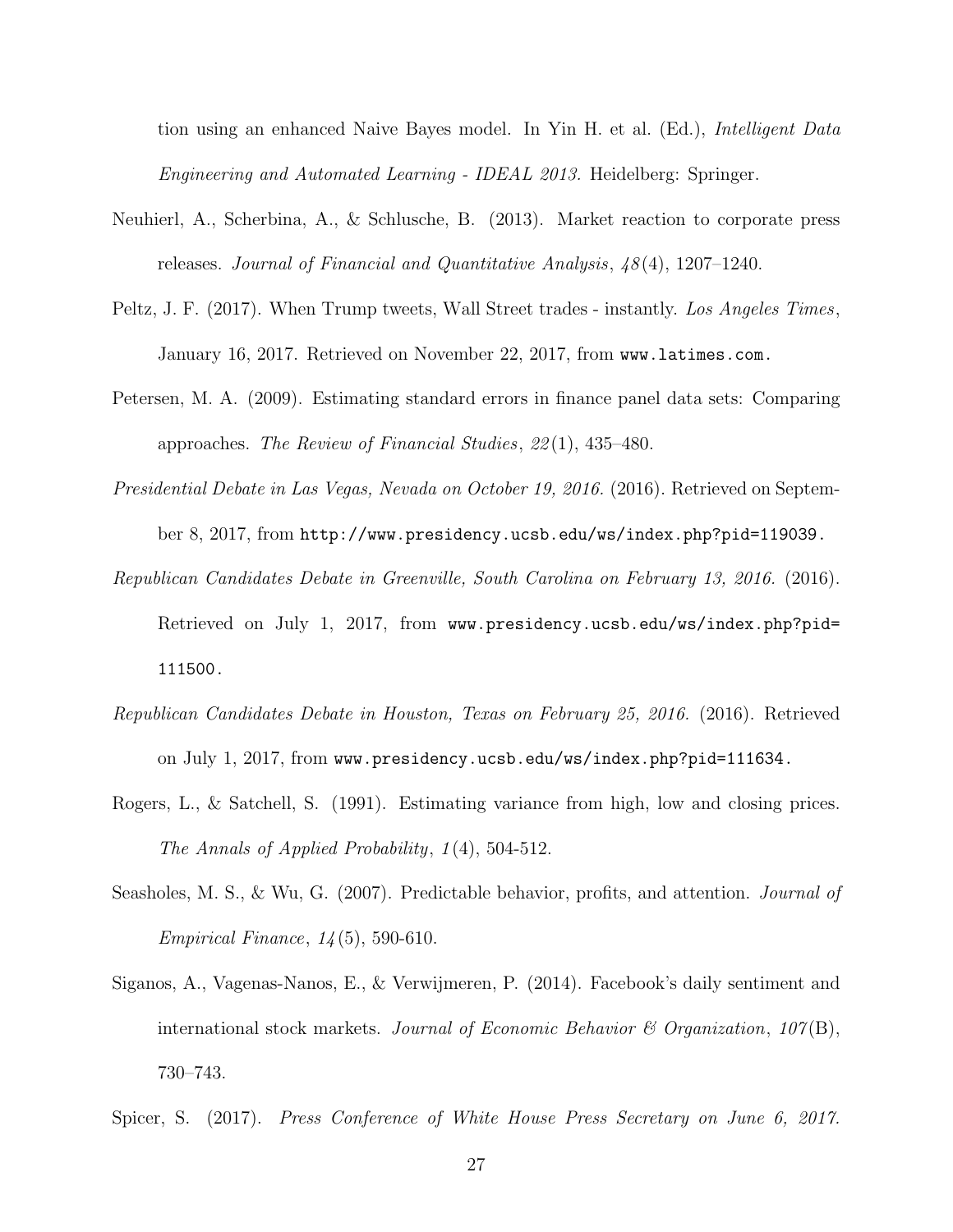tion using an enhanced Naive Bayes model. In Yin H. et al. (Ed.), *Intelligent Data Engineering and Automated Learning - IDEAL 2013.* Heidelberg: Springer.

Neuhierl, A., Scherbina, A., & Schlusche, B. (2013). Market reaction to corporate press releases. *Journal of Financial and Quantitative Analysis*, *48*(4), 1207–1240.

Peltz, J. F. (2017). When Trump tweets, Wall Street trades - instantly. *Los Angeles Times*, January 16, 2017. Retrieved on November 22, 2017, from www.latimes.com.

Petersen, M. A. (2009). Estimating standard errors in finance panel data sets: Comparing approaches. *The Review of Financial Studies*, *22*(1), 435–480.

*Presidential Debate in Las Vegas, Nevada on October 19, 2016.* (2016). Retrieved on September 8, 2017, from http://www.presidency.ucsb.edu/ws/index.php?pid=119039.

*Republican Candidates Debate in Greenville, South Carolina on February 13, 2016.* (2016). Retrieved on July 1, 2017, from www.presidency.ucsb.edu/ws/index.php?pid=111500.

*Republican Candidates Debate in Houston, Texas on February 25, 2016.* (2016). Retrieved on July 1, 2017, from www.presidency.ucsb.edu/ws/index.php?pid=111634.

Rogers, L., & Satchell, S. (1991). Estimating variance from high, low and closing prices. *The Annals of Applied Probability*, *1*(4), 504-512.

Seasholes, M. S., & Wu, G. (2007). Predictable behavior, profits, and attention. *Journal of Empirical Finance*, *14*(5), 590-610.

Siganos, A., Vagenas-Nanos, E., & Verwijmeren, P. (2014). Facebook's daily sentiment and international stock markets. *Journal of Economic Behavior & Organization*, *107*(B), 730–743.

Spicer, S. (2017). *Press Conference of White House Press Secretary on June 6, 2017.*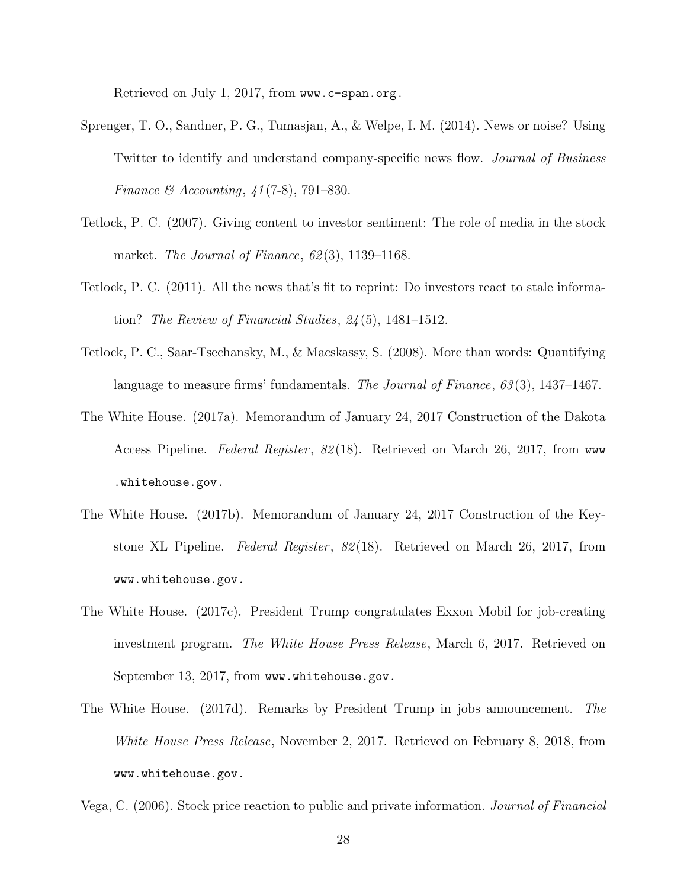Retrieved on July 1, 2017, from `www.c-span.org.`

Sprenger, T. O., Sandner, P. G., Tumasjan, A., & Welpe, I. M. (2014). News or noise? Using Twitter to identify and understand company-specific news flow. *Journal of Business Finance & Accounting*, *41*(7-8), 791–830.

Tetlock, P. C. (2007). Giving content to investor sentiment: The role of media in the stock market. *The Journal of Finance*, *62*(3), 1139–1168.

Tetlock, P. C. (2011). All the news that's fit to reprint: Do investors react to stale information? *The Review of Financial Studies*, *24*(5), 1481–1512.

Tetlock, P. C., Saar-Tsechansky, M., & Macskassy, S. (2008). More than words: Quantifying language to measure firms' fundamentals. *The Journal of Finance*, *63*(3), 1437–1467.

The White House. (2017a). Memorandum of January 24, 2017 Construction of the Dakota Access Pipeline. *Federal Register*, *82*(18). Retrieved on March 26, 2017, from `www.whitehouse.gov.`

The White House. (2017b). Memorandum of January 24, 2017 Construction of the Keystone XL Pipeline. *Federal Register*, *82*(18). Retrieved on March 26, 2017, from `www.whitehouse.gov.`

The White House. (2017c). President Trump congratulates Exxon Mobil for job-creating investment program. *The White House Press Release*, March 6, 2017. Retrieved on September 13, 2017, from `www.whitehouse.gov.`

The White House. (2017d). Remarks by President Trump in jobs announcement. *The White House Press Release*, November 2, 2017. Retrieved on February 8, 2018, from `www.whitehouse.gov.`

Vega, C. (2006). Stock price reaction to public and private information. *Journal of Financial*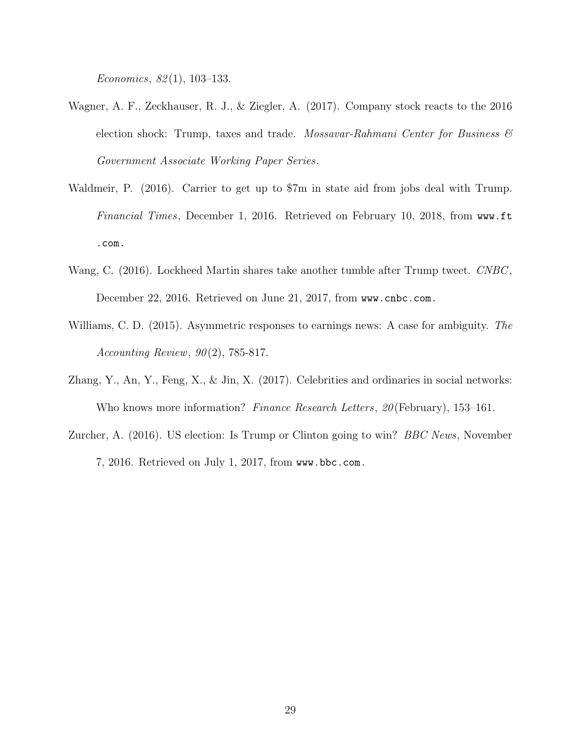*Economics*, *82*(1), 103–133.

Wagner, A. F., Zeckhauser, R. J., & Ziegler, A. (2017). Company stock reacts to the 2016 election shock: Trump, taxes and trade. *Mossavar-Rahmani Center for Business & Government Associate Working Paper Series*.

Waldmeir, P. (2016). Carrier to get up to $7m in state aid from jobs deal with Trump. *Financial Times*, December 1, 2016. Retrieved on February 10, 2018, from www.ft.com.

Wang, C. (2016). Lockheed Martin shares take another tumble after Trump tweet. *CNBC*, December 22, 2016. Retrieved on June 21, 2017, from www.cnbc.com.

Williams, C. D. (2015). Asymmetric responses to earnings news: A case for ambiguity. *The Accounting Review*, *90*(2), 785-817.

Zhang, Y., An, Y., Feng, X., & Jin, X. (2017). Celebrities and ordinaries in social networks: Who knows more information? *Finance Research Letters*, *20*(February), 153–161.

Zurcher, A. (2016). US election: Is Trump or Clinton going to win? *BBC News*, November 7, 2016. Retrieved on July 1, 2017, from www.bbc.com.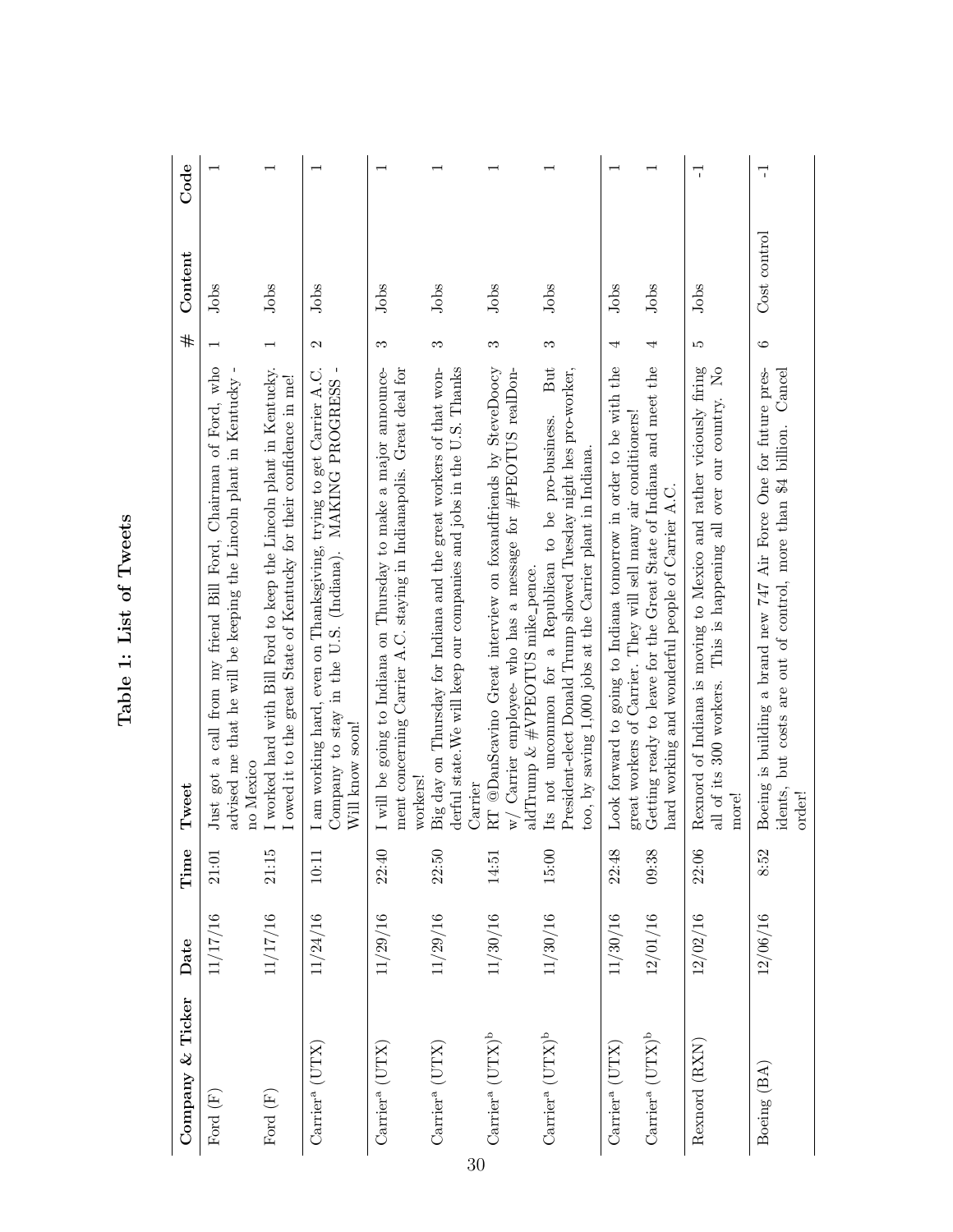# Table 1: List of Tweets

| Company & Ticker | Date | Time | Tweet | # | Content | Code |
|---|---|---|---|---|---|---|
| Ford (F) | 11/17/16 | 21:01 | Just got a call from my friend Bill Ford, Chairman of Ford, who advised me that he will be keeping the Lincoln plant in Kentucky - no Mexico | 1 | Jobs | 1 |
| Ford (F) | 11/17/16 | 21:15 | I worked hard with Bill Ford to keep the Lincoln plant in Kentucky. I owed it to the great State of Kentucky for their confidence in me! | 1 | Jobs | 1 |
| Carrier[a] (UTX) | 11/24/16 | 10:11 | I am working hard, even on Thanksgiving, trying to get Carrier A.C. Company to stay in the U.S. (Indiana). MAKING PROGRESS - Will know soon! | 2 | Jobs | 1 |
| Carrier[a] (UTX) | 11/29/16 | 22:40 | I will be going to Indiana on Thursday to make a major announcement concerning Carrier A.C. staying in Indianapolis. Great deal for workers! | 3 | Jobs | 1 |
| Carrier[a] (UTX) | 11/29/16 | 22:50 | Big day on Thursday for Indiana and the great workers of that wonderful state.We will keep our companies and jobs in the U.S. Thanks Carrier | 3 | Jobs | 1 |
| Carrier[a] (UTX)[b] | 11/30/16 | 14:51 | RT @DanScavino Great interview on foxandfriends by SteveDoocy w/ Carrier employee- who has a message for #PEOTUS realDonaldTrump & #VPEOTUS mike_pence. | 3 | Jobs | 1 |
| Carrier[a] (UTX)[b] | 11/30/16 | 15:00 | Its not uncommon for a Republican to be pro-business. But President-elect Donald Trump showed Tuesday night hes pro-worker, too, by saving 1,000 jobs at the Carrier plant in Indiana. | 3 | Jobs | 1 |
| Carrier[a] (UTX) | 11/30/16 | 22:48 | Look forward to going to Indiana tomorrow in order to be with the great workers of Carrier. They will sell many air conditioners! | 4 | Jobs | 1 |
| Carrier[a] (UTX)[b] | 12/01/16 | 09:38 | Getting ready to leave for the Great State of Indiana and meet the hard working and wonderful people of Carrier A.C. | 4 | Jobs | 1 |
| Rexnord (RXN) | 12/02/16 | 22:06 | Rexnord of Indiana is moving to Mexico and rather viciously firing all of its 300 workers. This is happening all over our country. No more! | 5 | Jobs | -1 |
| Boeing (BA) | 12/06/16 | 8:52 | Boeing is building a brand new 747 Air Force One for future presidents, but costs are out of control, more than $4 billion. Cancel order! | 6 | Cost control | -1 |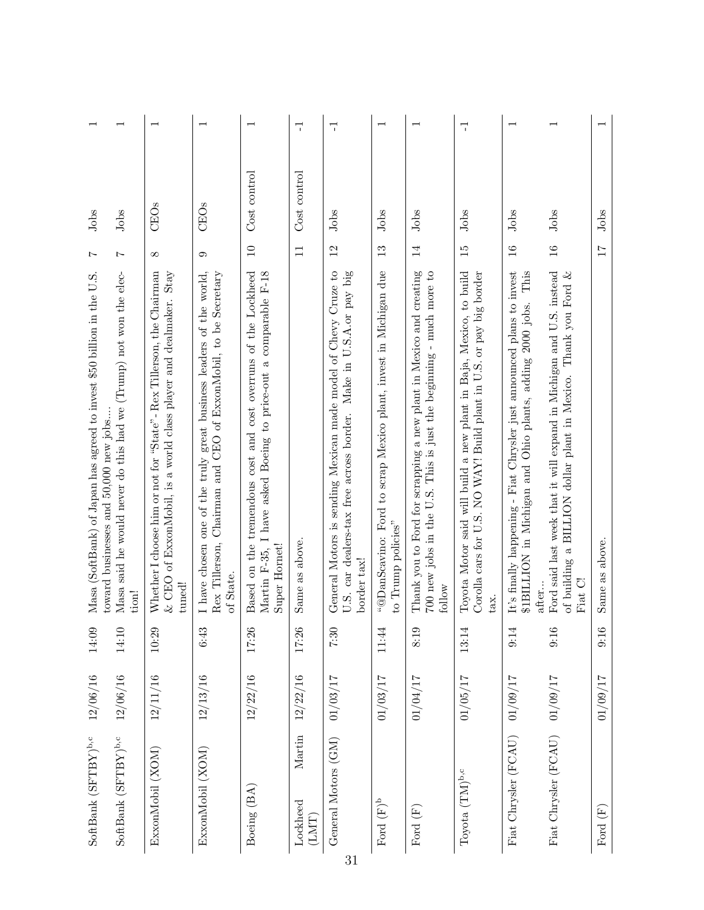| | | | | | | |
|---|---|---|---|---|---|---|
| SoftBank (SFTBY)[b,c] | 12/06/16 | 14:09 | Masa (SoftBank) of Japan has agreed to invest $50 billion in the U.S. toward businesses and 50,000 new jobs.... | 7 | Jobs | 1 |
| SoftBank (SFTBY)[b,c] | 12/06/16 | 14:10 | Masa said he would never do this had we (Trump) not won the election! | 7 | Jobs | 1 |
| ExxonMobil (XOM) | 12/11/16 | 10:29 | Whether I choose him or not for "State"- Rex Tillerson, the Chairman & CEO of ExxonMobil, is a world class player and dealmaker. Stay tuned! | 8 | CEOs | 1 |
| ExxonMobil (XOM) | 12/13/16 | 6:43 | I have chosen one of the truly great business leaders of the world, Rex Tillerson, Chairman and CEO of ExxonMobil, to be Secretary of State. | 9 | CEOs | 1 |
| Boeing (BA) | 12/22/16 | 17:26 | Based on the tremendous cost and cost overruns of the Lockheed Martin F-35, I have asked Boeing to price-out a comparable F-18 Super Hornet! | 10 | Cost control | 1 |
| Lockheed Martin (LMT) | 12/22/16 | 17:26 | Same as above. | 11 | Cost control | -1 |
| General Motors (GM) | 01/03/17 | 7:30 | General Motors is sending Mexican made model of Chevy Cruze to U.S. car dealers-tax free across border. Make in U.S.A.or pay big border tax! | 12 | Jobs | -1 |
| Ford (F)[b] | 01/03/17 | 11:44 | "@DanScavino: Ford to scrap Mexico plant, invest in Michigan due to Trump policies" | 13 | Jobs | 1 |
| Ford (F) | 01/04/17 | 8:19 | Thank you to Ford for scrapping a new plant in Mexico and creating 700 new jobs in the U.S. This is just the beginning - much more to follow | 14 | Jobs | 1 |
| Toyota (TM)[b,c] | 01/05/17 | 13:14 | Toyota Motor said will build a new plant in Baja, Mexico, to build Corolla cars for U.S. NO WAY! Build plant in U.S. or pay big border tax. | 15 | Jobs | -1 |
| Fiat Chrysler (FCAU) | 01/09/17 | 9:14 | It's finally happening - Fiat Chrysler just announced plans to invest $1BILLION in Michigan and Ohio plants, adding 2000 jobs. This after... | 16 | Jobs | 1 |
| Fiat Chrysler (FCAU) | 01/09/17 | 9:16 | Ford said last week that it will expand in Michigan and U.S. instead of building a BILLION dollar plant in Mexico. Thank you Ford & Fiat C! | 16 | Jobs | 1 |
| Ford (F) | 01/09/17 | 9:16 | Same as above. | 17 | Jobs | 1 |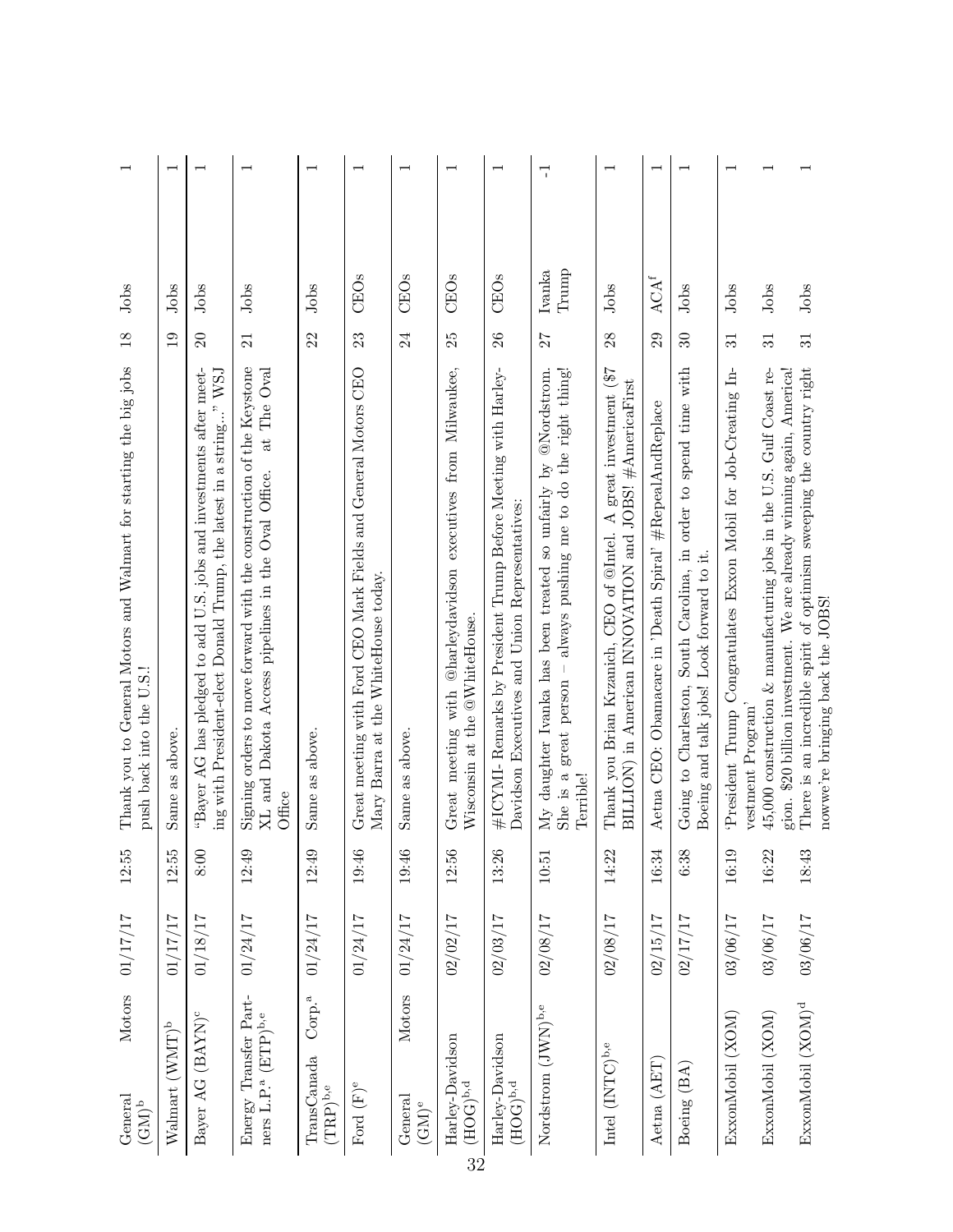| | | | | | | |
|---|---|---|---|---|---|---|
| General Motors (GM)[b] | 01/17/17 | 12:55 | Thank you to General Motors and Walmart for starting the big jobs push back into the U.S.! | 18 | Jobs | 1 |
| Walmart (WMT)[b] | 01/17/17 | 12:55 | Same as above. | 19 | Jobs | 1 |
| Bayer AG (BAYN)[c] | 01/18/17 | 8:00 | "Bayer AG has pledged to add U.S. jobs and investments after meeting with President-elect Donald Trump, the latest in a string..." WSJ | 20 | Jobs | 1 |
| Energy Transfer Partners L.P.[a] (ETP)[b,e] | 01/24/17 | 12:49 | Signing orders to move forward with the construction of the Keystone XL and Dakota Access pipelines in the Oval Office. at The Oval Office | 21 | Jobs | 1 |
| TransCanada Corp.[a] (TRP)[b,e] | 01/24/17 | 12:49 | Same as above. | 22 | Jobs | 1 |
| Ford (F)[e] | 01/24/17 | 19:46 | Great meeting with Ford CEO Mark Fields and General Motors CEO Mary Barra at the WhiteHouse today. | 23 | CEOs | 1 |
| General Motors (GM)[e] | 01/24/17 | 19:46 | Same as above. | 24 | CEOs | 1 |
| Harley-Davidson (HOG)[b,d] | 02/02/17 | 12:56 | Great meeting with @harleydavidson executives from Milwaukee, Wisconsin at the @WhiteHouse. | 25 | CEOs | 1 |
| Harley-Davidson (HOG)[b,d] | 02/03/17 | 13:26 | #ICYMI- Remarks by President Trump Before Meeting with Harley-Davidson Executives and Union Representatives: | 26 | CEOs | 1 |
| Nordstrom (JWN)[b,e] | 02/08/17 | 10:51 | My daughter Ivanka has been treated so unfairly by @Nordstrom. She is a great person – always pushing me to do the right thing! Terrible! | 27 | Ivanka Trump | -1 |
| Intel (INTC)[b,e] | 02/08/17 | 14:22 | Thank you Brian Krzanich, CEO of @Intel. A great investment ($7 BILLION) in American INNOVATION and JOBS! #AmericaFirst | 28 | Jobs | 1 |
| Aetna (AET) | 02/15/17 | 16:34 | Aetna CEO: Obamacare in 'Death Spiral' #RepealAndReplace | 29 | ACA[f] | 1 |
| Boeing (BA) | 02/17/17 | 6:38 | Going to Charleston, South Carolina, in order to spend time with Boeing and talk jobs! Look forward to it. | 30 | Jobs | 1 |
| ExxonMobil (XOM) | 03/06/17 | 16:19 | 'President Trump Congratulates Exxon Mobil for Job-Creating Investment Program' | 31 | Jobs | 1 |
| ExxonMobil (XOM) | 03/06/17 | 16:22 | 45,000 construction & manufacturing jobs in the U.S. Gulf Coast region. $20 billion investment. We are already winning again, America! | 31 | Jobs | 1 |
| ExxonMobil (XOM)[d] | 03/06/17 | 18:43 | There is an incredible spirit of optimism sweeping the country right nowwe're bringing back the JOBS! | 31 | Jobs | 1 |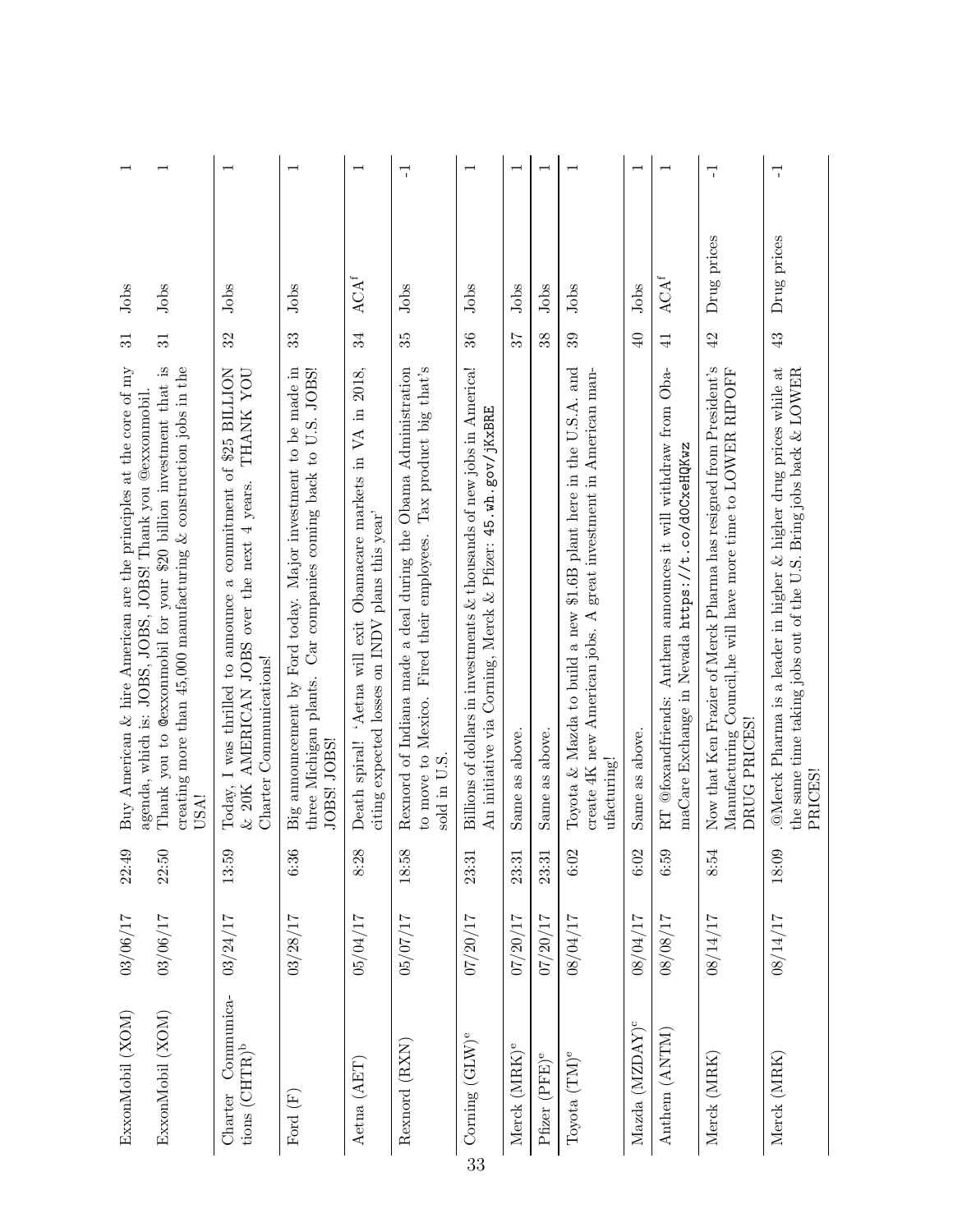| | | | | | | |
|---|---|---|---|---|---|---|
| ExxonMobil (XOM) | 03/06/17 | 22:49 | Buy American & hire American are the principles at the core of my agenda, which is: JOBS, JOBS, JOBS! Thank you @exxonmobil. | 31 | Jobs | 1 |
| ExxonMobil (XOM) | 03/06/17 | 22:50 | Thank you to @exxonmobil for your $20 billion investment that is creating more than 45,000 manufacturing & construction jobs in the USA! | 31 | Jobs | 1 |
| Charter Communications (CHTR)[b] | 03/24/17 | 13:59 | Today, I was thrilled to announce a commitment of $25 BILLION & 20K AMERICAN JOBS over the next 4 years. THANK YOU Charter Communications! | 32 | Jobs | 1 |
| Ford (F) | 03/28/17 | 6:36 | Big announcement by Ford today. Major investment to be made in three Michigan plants. Car companies coming back to U.S. JOBS! JOBS! | 33 | Jobs | 1 |
| Aetna (AET) | 05/04/17 | 8:28 | Death spiral! 'Aetna will exit Obamacare markets in VA in 2018, citing expected losses on INDV plans this year' | 34 | ACA[f] | 1 |
| Rexnord (RXN) | 05/07/17 | 18:58 | Rexnord of Indiana made a deal during the Obama Administration to move to Mexico. Fired their employees. Tax product big that's sold in U.S. | 35 | Jobs | -1 |
| Corning (GLW)[e] | 07/20/17 | 23:31 | Billions of dollars in investments & thousands of new jobs in America! An initiative via Corning, Merck & Pfizer: 45.wh.gov/jKxBRE | 36 | Jobs | 1 |
| Merck (MRK)[e] | 07/20/17 | 23:31 | Same as above. | 37 | Jobs | 1 |
| Pfizer (PFE)[e] | 07/20/17 | 23:31 | Same as above. | 38 | Jobs | 1 |
| Toyota (TM)[e] | 08/04/17 | 6:02 | Toyota & Mazda to build a new $1.6B plant here in the U.S.A. and create 4K new American jobs. A great investment in American manufacturing! | 39 | Jobs | 1 |
| Mazda (MZDAY)[c] | 08/04/17 | 6:02 | Same as above. | 40 | Jobs | 1 |
| Anthem (ANTM) | 08/08/17 | 6:59 | RT @foxandfriends: Anthem announces it will withdraw from ObamaCare Exchange in Nevada https://t.co/dOCxeHQKwz | 41 | ACA[f] | 1 |
| Merck (MRK) | 08/14/17 | 8:54 | Now that Ken Frazier of Merck Pharma has resigned from President's Manufacturing Council,he will have more time to LOWER RIPOFF DRUG PRICES! | 42 | Drug prices | -1 |
| Merck (MRK) | 08/14/17 | 18:09 | .@Merck Pharma is a leader in higher & higher drug prices while at the same time taking jobs out of the U.S. Bring jobs back & LOWER PRICES! | 43 | Drug prices | -1 |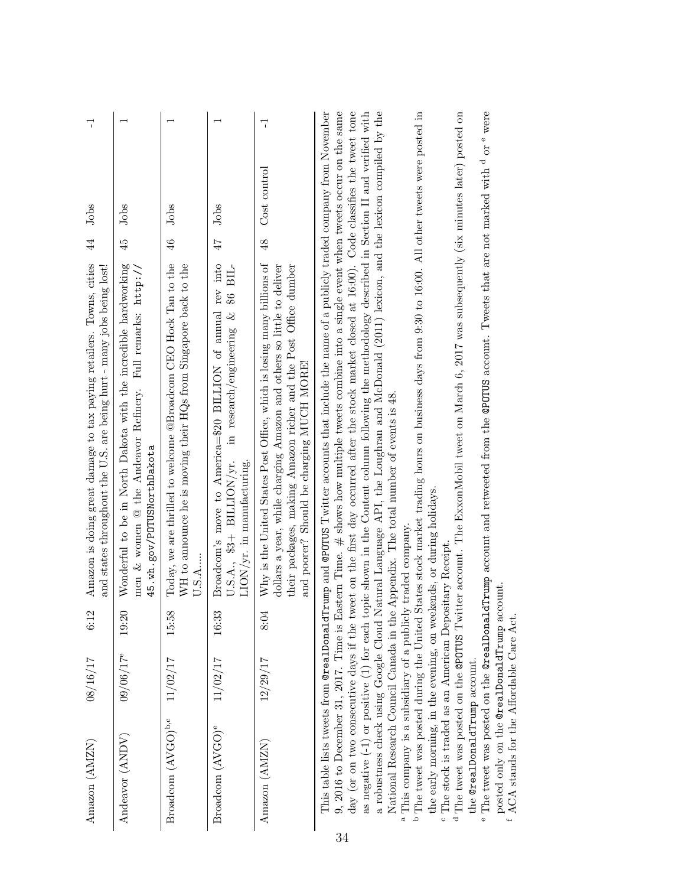| Amazon (AMZN) | 08/16/17 | 6:12 | Amazon is doing great damage to tax paying retailers. Towns, cities and states throughout the U.S. are being hurt - many jobs being lost! | 44 | Jobs | -1 |
|---|---|---|---|---|---|---|
| Andeavor (ANDV) | 09/06/17[e] | 19:20 | Wonderful to be in North Dakota with the incredible hardworking men & women @ the Andeavor Refinery. Full remarks: `http://45.wh.gov/POTUSNorthDakota` | 45 | Jobs | 1 |
| Broadcom (AVGO)[b,e] | 11/02/17 | 15:58 | Today, we are thrilled to welcome @Broadcom CEO Hock Tan to the WH to announce he is moving their HQs from Singapore back to the U.S.A.…. | 46 | Jobs | 1 |
| Broadcom (AVGO)[e] | 11/02/17 | 16:33 | Broadcom's move to America=$20 BILLION of annual rev into U.S.A., $3+ BILLION/yr. in research/engineering & $6 BILLION/yr. in manufacturing. | 47 | Jobs | 1 |
| Amazon (AMZN) | 12/29/17 | 8:04 | Why is the United States Post Office, which is losing many billions of dollars a year, while charging Amazon and others so little to deliver their packages, making Amazon richer and the Post Office dumber and poorer? Should be charging MUCH MORE! | 48 | Cost control | -1 |

This table lists tweets from @realDonaldTrump and @POTUS Twitter accounts that include the name of a publicly traded company from November 9, 2016 to December 31, 2017. Time is Eastern Time. # shows how multiple tweets combine into a single event when tweets occur on the same day (or on two consecutive days if the tweet on the first day occurred after the stock market closed at 16:00). Code classifies the tweet tone as negative (-1) or positive (1) for each topic shown in the Content column following the methodology described in Section II and verified with a robustness check using Google Cloud Natural Language API, the Loughran and McDonald (2011) lexicon, and the lexicon compiled by the National Research Council Canada in the Appendix. The total number of events is 48.

[a] This company is a subsidiary of a publicly traded company.

[b] The tweet was posted during the United States stock market trading hours on business days from 9:30 to 16:00. All other tweets were posted in the early morning, in the evening, on weekends, or during holidays.

[c] The stock is traded as an American Depositary Receipt.

[d] The tweet was posted on the @POTUS Twitter account. The ExxonMobil tweet on March 6, 2017 was subsequently (six minutes later) posted on the @realDonaldTrump account.

[e] The tweet was posted on the @realDonaldTrump account and retweeted from the @POTUS account. Tweets that are not marked with [d] or [e] were posted only on the @realDonaldTrump account.

[f] ACA stands for the Affordable Care Act.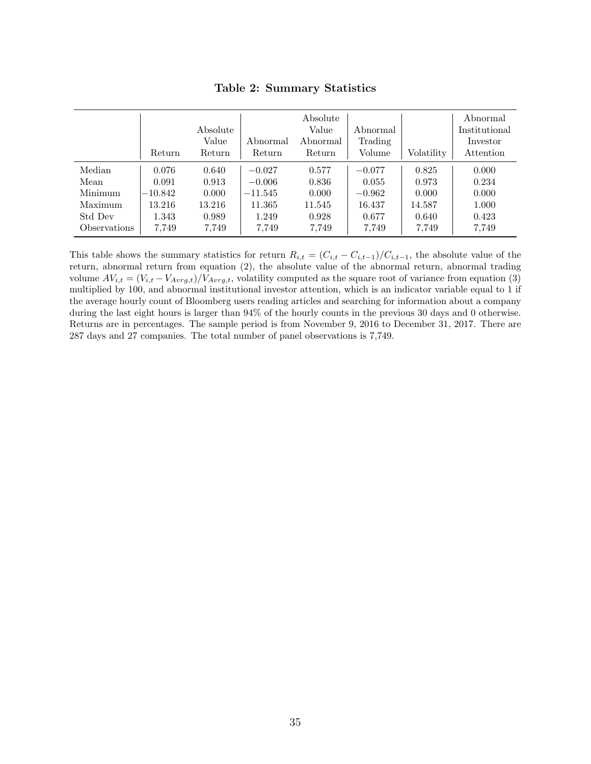**Table 2: Summary Statistics**

| | Return | Absolute Value Return | Abnormal Return | Absolute Value Abnormal Return | Abnormal Trading Volume | Volatility | Abnormal Institutional Investor Attention |
|---|---|---|---|---|---|---|---|
| Median | 0.076 | 0.640 | −0.027 | 0.577 | −0.077 | 0.825 | 0.000 |
| Mean | 0.091 | 0.913 | −0.006 | 0.836 | 0.055 | 0.973 | 0.234 |
| Minimum | −10.842 | 0.000 | −11.545 | 0.000 | −0.962 | 0.000 | 0.000 |
| Maximum | 13.216 | 13.216 | 11.365 | 11.545 | 16.437 | 14.587 | 1.000 |
| Std Dev | 1.343 | 0.989 | 1.249 | 0.928 | 0.677 | 0.640 | 0.423 |
| Observations | 7,749 | 7,749 | 7,749 | 7,749 | 7,749 | 7,749 | 7,749 |

This table shows the summary statistics for return $R_{i,t} = (C_{i,t} - C_{i,t-1})/C_{i,t-1}$, the absolute value of the return, abnormal return from equation (2), the absolute value of the abnormal return, abnormal trading volume $AV_{i,t} = (V_{i,t} - V_{Avrg,t})/V_{Avrg,t}$, volatility computed as the square root of variance from equation (3) multiplied by 100, and abnormal institutional investor attention, which is an indicator variable equal to 1 if the average hourly count of Bloomberg users reading articles and searching for information about a company during the last eight hours is larger than 94% of the hourly counts in the previous 30 days and 0 otherwise. Returns are in percentages. The sample period is from November 9, 2016 to December 31, 2017. There are 287 days and 27 companies. The total number of panel observations is 7,749.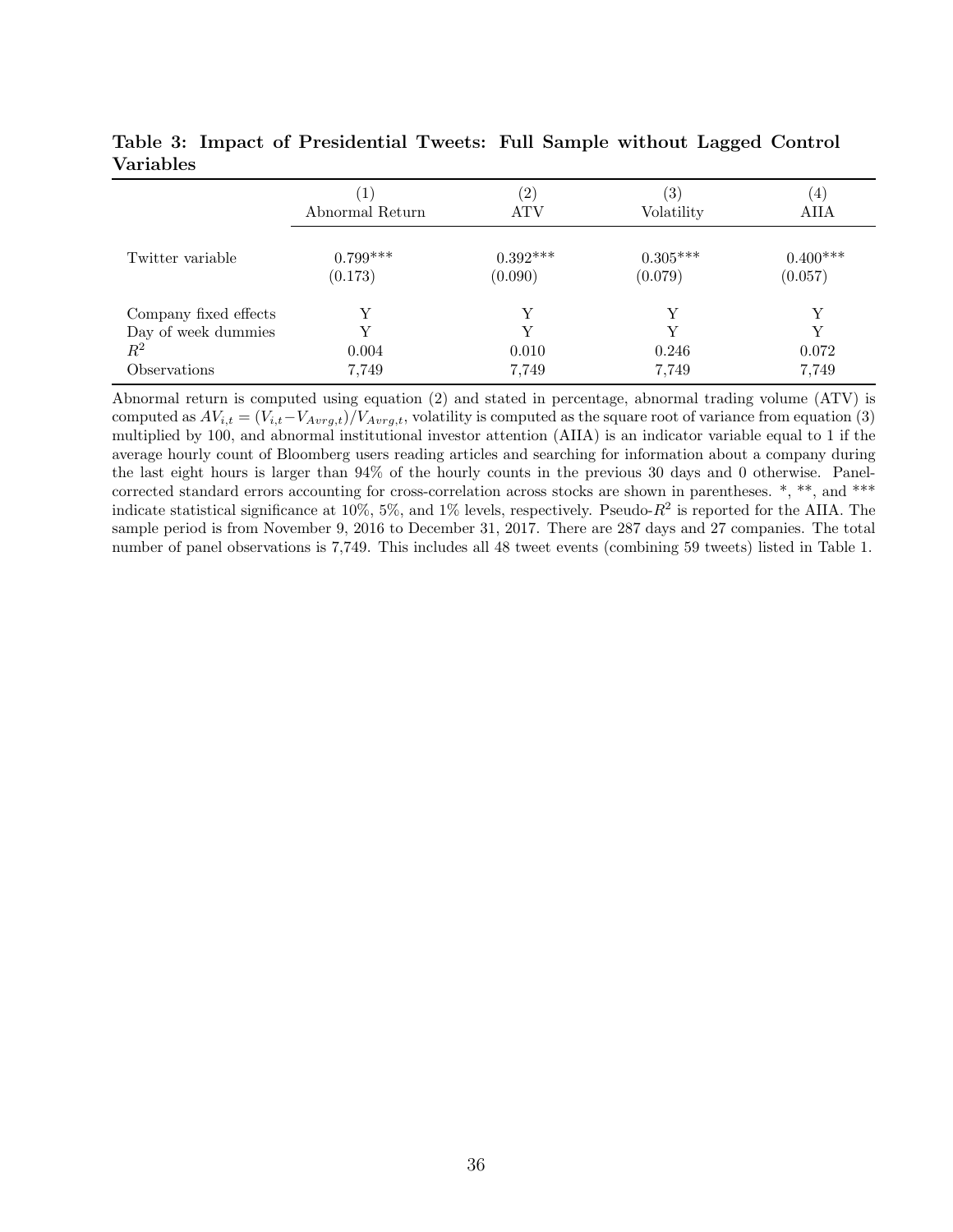**Table 3: Impact of Presidential Tweets: Full Sample without Lagged Control Variables**

| | (1) Abnormal Return | (2) ATV | (3) Volatility | (4) AIIA |
|---|---|---|---|---|
| Twitter variable | 0.799*** | 0.392*** | 0.305*** | 0.400*** |
| | (0.173) | (0.090) | (0.079) | (0.057) |
| Company fixed effects | Y | Y | Y | Y |
| Day of week dummies | Y | Y | Y | Y |
| $R^2$ | 0.004 | 0.010 | 0.246 | 0.072 |
| Observations | 7,749 | 7,749 | 7,749 | 7,749 |

Abnormal return is computed using equation (2) and stated in percentage, abnormal trading volume (ATV) is computed as $AV_{i,t} = (V_{i,t} - V_{Avrg,t})/V_{Avrg,t}$, volatility is computed as the square root of variance from equation (3) multiplied by 100, and abnormal institutional investor attention (AIIA) is an indicator variable equal to 1 if the average hourly count of Bloomberg users reading articles and searching for information about a company during the last eight hours is larger than 94% of the hourly counts in the previous 30 days and 0 otherwise. Panel-corrected standard errors accounting for cross-correlation across stocks are shown in parentheses. *, **, and *** indicate statistical significance at 10%, 5%, and 1% levels, respectively. Pseudo-$R^2$ is reported for the AIIA. The sample period is from November 9, 2016 to December 31, 2017. There are 287 days and 27 companies. The total number of panel observations is 7,749. This includes all 48 tweet events (combining 59 tweets) listed in Table 1.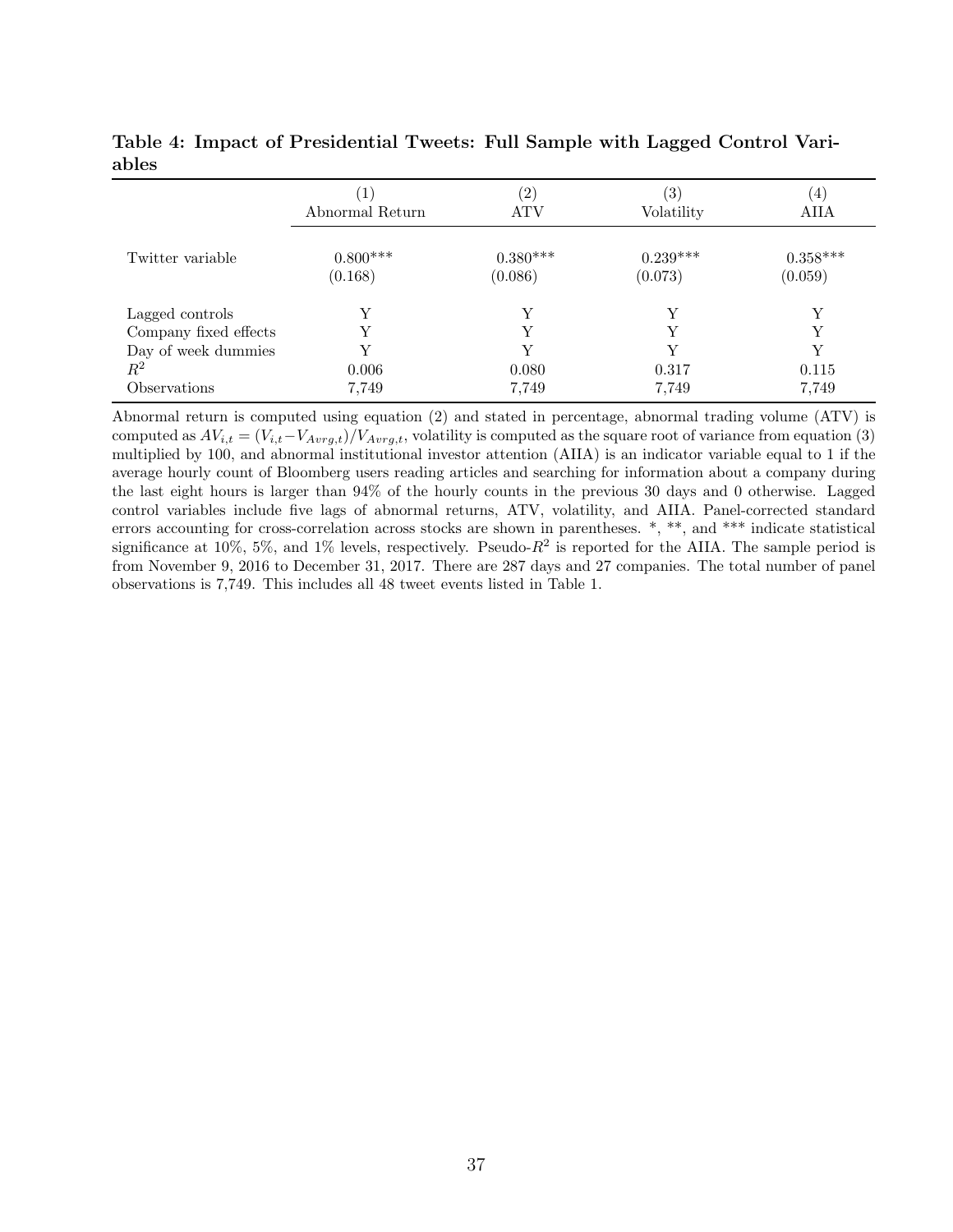**Table 4: Impact of Presidential Tweets: Full Sample with Lagged Control Variables**

| | (1) Abnormal Return | (2) ATV | (3) Volatility | (4) AIIA |
|---|---|---|---|---|
| Twitter variable | 0.800*** | 0.380*** | 0.239*** | 0.358*** |
| | (0.168) | (0.086) | (0.073) | (0.059) |
| Lagged controls | Y | Y | Y | Y |
| Company fixed effects | Y | Y | Y | Y |
| Day of week dummies | Y | Y | Y | Y |
| $R^2$ | 0.006 | 0.080 | 0.317 | 0.115 |
| Observations | 7,749 | 7,749 | 7,749 | 7,749 |

Abnormal return is computed using equation (2) and stated in percentage, abnormal trading volume (ATV) is computed as $AV_{i,t} = (V_{i,t} - V_{Avrg,t})/V_{Avrg,t}$, volatility is computed as the square root of variance from equation (3) multiplied by 100, and abnormal institutional investor attention (AIIA) is an indicator variable equal to 1 if the average hourly count of Bloomberg users reading articles and searching for information about a company during the last eight hours is larger than 94% of the hourly counts in the previous 30 days and 0 otherwise. Lagged control variables include five lags of abnormal returns, ATV, volatility, and AIIA. Panel-corrected standard errors accounting for cross-correlation across stocks are shown in parentheses. *, **, and *** indicate statistical significance at 10%, 5%, and 1% levels, respectively. Pseudo-$R^2$ is reported for the AIIA. The sample period is from November 9, 2016 to December 31, 2017. There are 287 days and 27 companies. The total number of panel observations is 7,749. This includes all 48 tweet events listed in Table 1.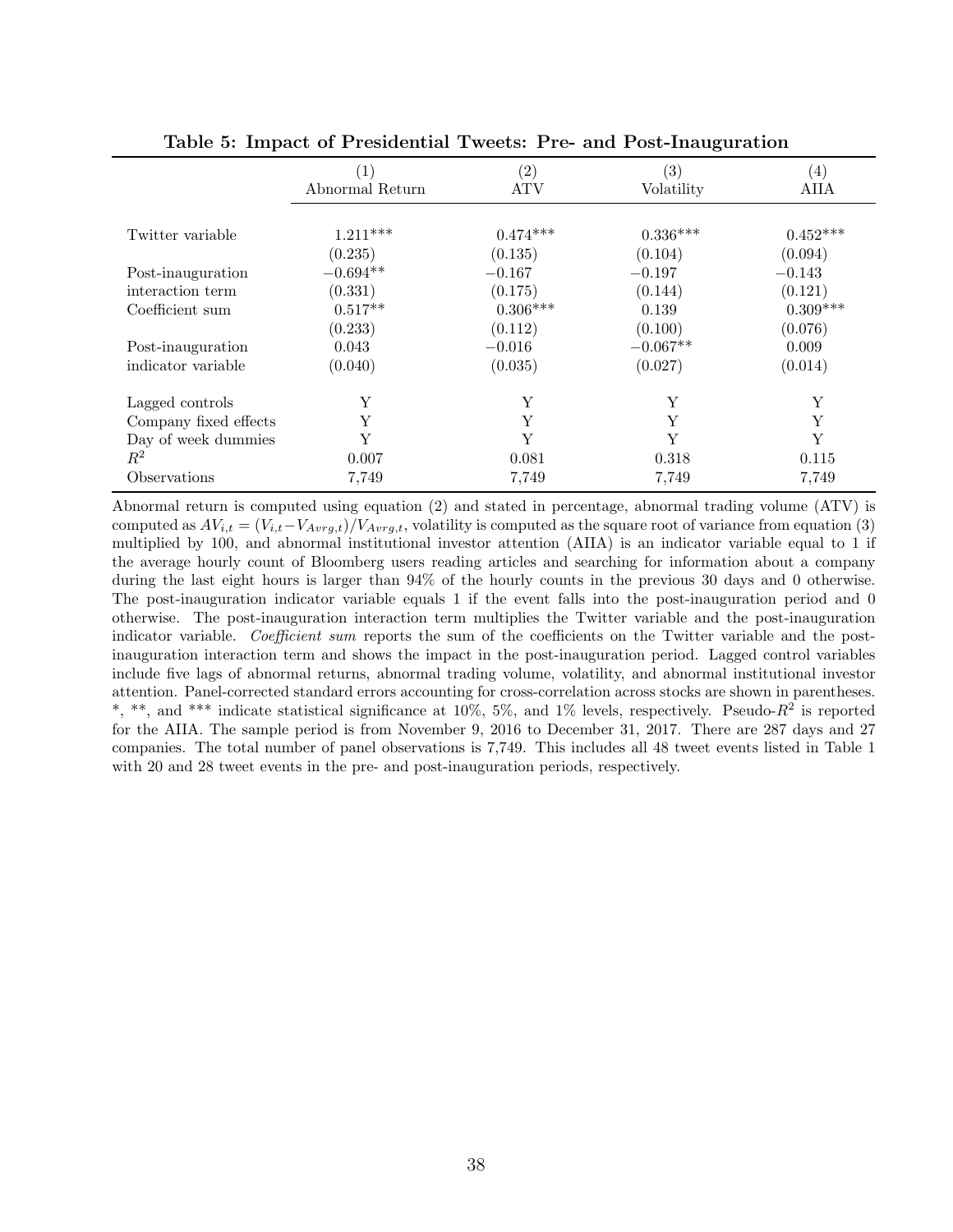**Table 5: Impact of Presidential Tweets: Pre- and Post-Inauguration**

| | (1) Abnormal Return | (2) ATV | (3) Volatility | (4) AIIA |
|---|---|---|---|---|
| Twitter variable | 1.211*** | 0.474*** | 0.336*** | 0.452*** |
| | (0.235) | (0.135) | (0.104) | (0.094) |
| Post-inauguration interaction term | −0.694** | −0.167 | −0.197 | −0.143 |
| | (0.331) | (0.175) | (0.144) | (0.121) |
| Coefficient sum | 0.517** | 0.306*** | 0.139 | 0.309*** |
| | (0.233) | (0.112) | (0.100) | (0.076) |
| Post-inauguration indicator variable | 0.043 | −0.016 | −0.067** | 0.009 |
| | (0.040) | (0.035) | (0.027) | (0.014) |
| Lagged controls | Y | Y | Y | Y |
| Company fixed effects | Y | Y | Y | Y |
| Day of week dummies | Y | Y | Y | Y |
| $R^2$ | 0.007 | 0.081 | 0.318 | 0.115 |
| Observations | 7,749 | 7,749 | 7,749 | 7,749 |

Abnormal return is computed using equation (2) and stated in percentage, abnormal trading volume (ATV) is computed as $AV_{i,t} = (V_{i,t} - V_{Avrg,t})/V_{Avrg,t}$, volatility is computed as the square root of variance from equation (3) multiplied by 100, and abnormal institutional investor attention (AIIA) is an indicator variable equal to 1 if the average hourly count of Bloomberg users reading articles and searching for information about a company during the last eight hours is larger than 94% of the hourly counts in the previous 30 days and 0 otherwise. The post-inauguration indicator variable equals 1 if the event falls into the post-inauguration period and 0 otherwise. The post-inauguration interaction term multiplies the Twitter variable and the post-inauguration indicator variable. *Coefficient sum* reports the sum of the coefficients on the Twitter variable and the post-inauguration interaction term and shows the impact in the post-inauguration period. Lagged control variables include five lags of abnormal returns, abnormal trading volume, volatility, and abnormal institutional investor attention. Panel-corrected standard errors accounting for cross-correlation across stocks are shown in parentheses. *, **, and *** indicate statistical significance at 10%, 5%, and 1% levels, respectively. Pseudo-$R^2$ is reported for the AIIA. The sample period is from November 9, 2016 to December 31, 2017. There are 287 days and 27 companies. The total number of panel observations is 7,749. This includes all 48 tweet events listed in Table 1 with 20 and 28 tweet events in the pre- and post-inauguration periods, respectively.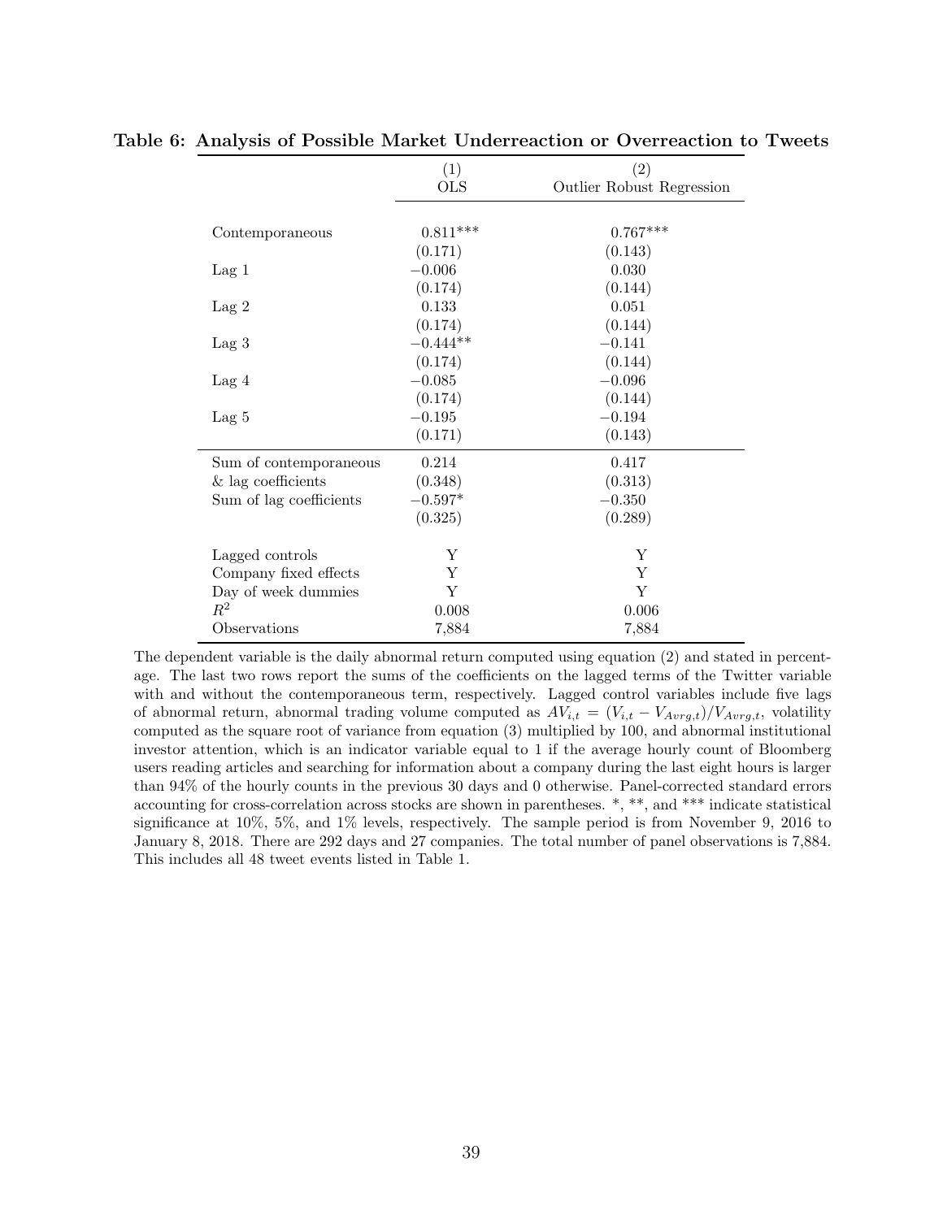**Table 6: Analysis of Possible Market Underreaction or Overreaction to Tweets**

| | (1) OLS | (2) Outlier Robust Regression |
|---|---|---|
| Contemporaneous | 0.811*** | 0.767*** |
| | (0.171) | (0.143) |
| Lag 1 | −0.006 | 0.030 |
| | (0.174) | (0.144) |
| Lag 2 | 0.133 | 0.051 |
| | (0.174) | (0.144) |
| Lag 3 | −0.444** | −0.141 |
| | (0.174) | (0.144) |
| Lag 4 | −0.085 | −0.096 |
| | (0.174) | (0.144) |
| Lag 5 | −0.195 | −0.194 |
| | (0.171) | (0.143) |
| Sum of contemporaneous | 0.214 | 0.417 |
| & lag coefficients | (0.348) | (0.313) |
| Sum of lag coefficients | −0.597* | −0.350 |
| | (0.325) | (0.289) |
| Lagged controls | Y | Y |
| Company fixed effects | Y | Y |
| Day of week dummies | Y | Y |
| $R^2$ | 0.008 | 0.006 |
| Observations | 7,884 | 7,884 |

The dependent variable is the daily abnormal return computed using equation (2) and stated in percentage. The last two rows report the sums of the coefficients on the lagged terms of the Twitter variable with and without the contemporaneous term, respectively. Lagged control variables include five lags of abnormal return, abnormal trading volume computed as $AV_{i,t} = (V_{i,t} - V_{Avrg,t})/V_{Avrg,t}$, volatility computed as the square root of variance from equation (3) multiplied by 100, and abnormal institutional investor attention, which is an indicator variable equal to 1 if the average hourly count of Bloomberg users reading articles and searching for information about a company during the last eight hours is larger than 94% of the hourly counts in the previous 30 days and 0 otherwise. Panel-corrected standard errors accounting for cross-correlation across stocks are shown in parentheses. *, **, and *** indicate statistical significance at 10%, 5%, and 1% levels, respectively. The sample period is from November 9, 2016 to January 8, 2018. There are 292 days and 27 companies. The total number of panel observations is 7,884. This includes all 48 tweet events listed in Table 1.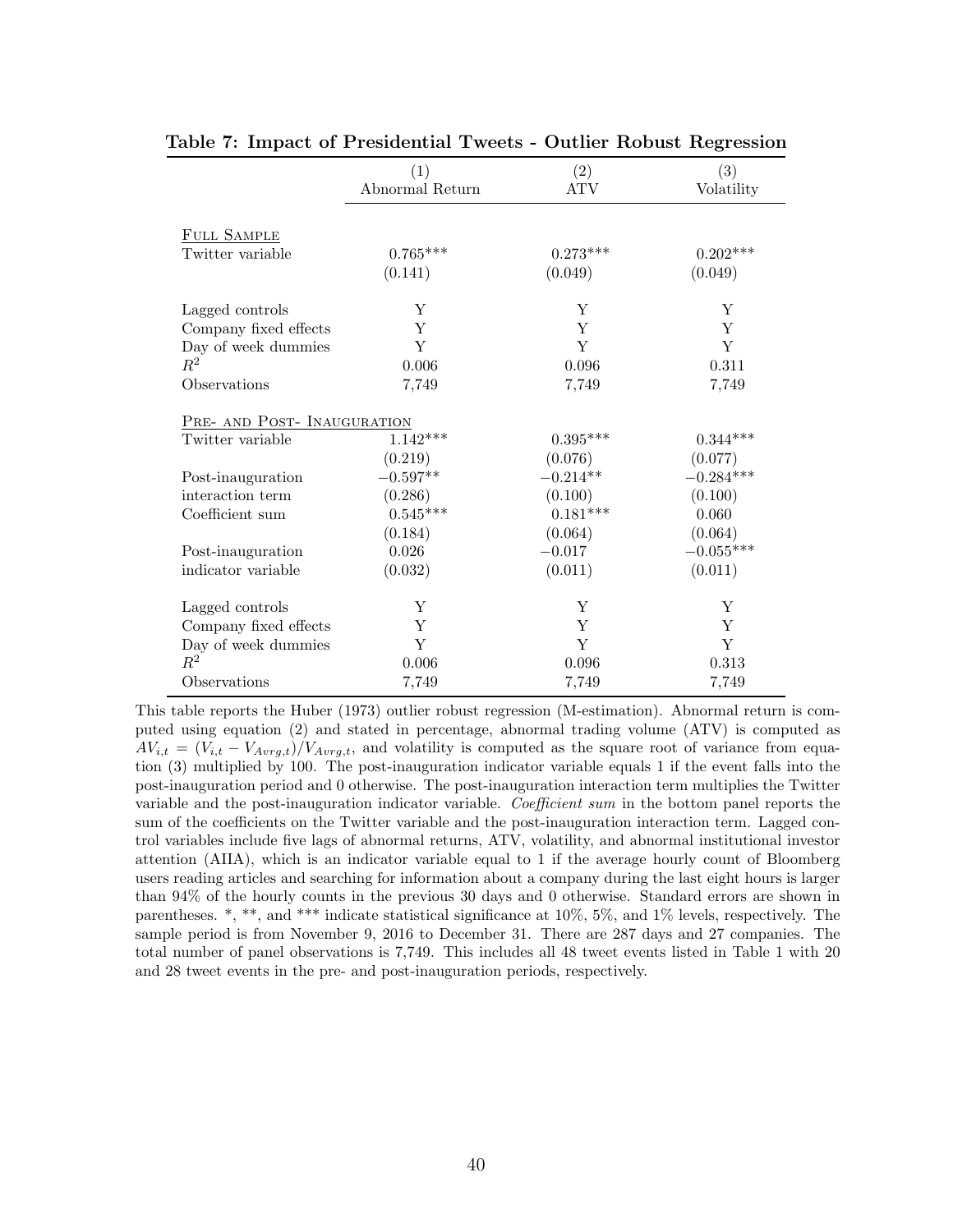**Table 7: Impact of Presidential Tweets - Outlier Robust Regression**

| | (1) Abnormal Return | (2) ATV | (3) Volatility |
|---|---|---|---|
| FULL SAMPLE | | | |
| Twitter variable | 0.765*** | 0.273*** | 0.202*** |
| | (0.141) | (0.049) | (0.049) |
| Lagged controls | Y | Y | Y |
| Company fixed effects | Y | Y | Y |
| Day of week dummies | Y | Y | Y |
| $R^2$ | 0.006 | 0.096 | 0.311 |
| Observations | 7,749 | 7,749 | 7,749 |
| PRE- AND POST- INAUGURATION | | | |
| Twitter variable | 1.142*** | 0.395*** | 0.344*** |
| | (0.219) | (0.076) | (0.077) |
| Post-inauguration interaction term | −0.597** | −0.214** | −0.284*** |
| | (0.286) | (0.100) | (0.100) |
| Coefficient sum | 0.545*** | 0.181*** | 0.060 |
| | (0.184) | (0.064) | (0.064) |
| Post-inauguration indicator variable | 0.026 | −0.017 | −0.055*** |
| | (0.032) | (0.011) | (0.011) |
| Lagged controls | Y | Y | Y |
| Company fixed effects | Y | Y | Y |
| Day of week dummies | Y | Y | Y |
| $R^2$ | 0.006 | 0.096 | 0.313 |
| Observations | 7,749 | 7,749 | 7,749 |

This table reports the Huber (1973) outlier robust regression (M-estimation). Abnormal return is computed using equation (2) and stated in percentage, abnormal trading volume (ATV) is computed as $AV_{i,t} = (V_{i,t} - V_{Avrg,t})/V_{Avrg,t}$, and volatility is computed as the square root of variance from equation (3) multiplied by 100. The post-inauguration indicator variable equals 1 if the event falls into the post-inauguration period and 0 otherwise. The post-inauguration interaction term multiplies the Twitter variable and the post-inauguration indicator variable. *Coefficient sum* in the bottom panel reports the sum of the coefficients on the Twitter variable and the post-inauguration interaction term. Lagged control variables include five lags of abnormal returns, ATV, volatility, and abnormal institutional investor attention (AIIA), which is an indicator variable equal to 1 if the average hourly count of Bloomberg users reading articles and searching for information about a company during the last eight hours is larger than 94% of the hourly counts in the previous 30 days and 0 otherwise. Standard errors are shown in parentheses. *, **, and *** indicate statistical significance at 10%, 5%, and 1% levels, respectively. The sample period is from November 9, 2016 to December 31. There are 287 days and 27 companies. The total number of panel observations is 7,749. This includes all 48 tweet events listed in Table 1 with 20 and 28 tweet events in the pre- and post-inauguration periods, respectively.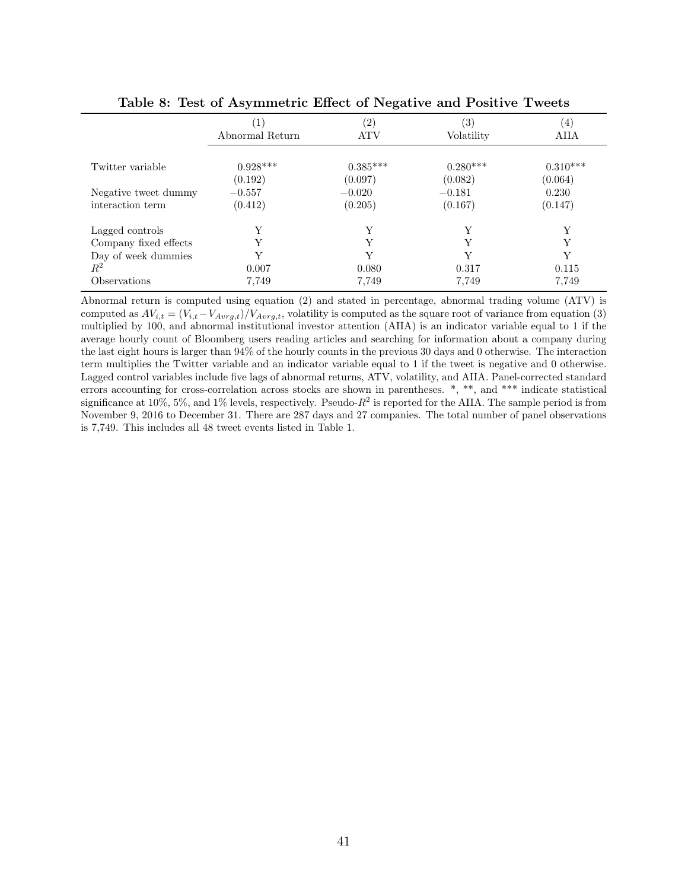**Table 8: Test of Asymmetric Effect of Negative and Positive Tweets**

| | (1) | (2) | (3) | (4) |
|---|---|---|---|---|
| | Abnormal Return | ATV | Volatility | AIIA |
| Twitter variable | 0.928*** | 0.385*** | 0.280*** | 0.310*** |
| | (0.192) | (0.097) | (0.082) | (0.064) |
| Negative tweet dummy | −0.557 | −0.020 | −0.181 | 0.230 |
| interaction term | (0.412) | (0.205) | (0.167) | (0.147) |
| Lagged controls | Y | Y | Y | Y |
| Company fixed effects | Y | Y | Y | Y |
| Day of week dummies | Y | Y | Y | Y |
| $R^2$ | 0.007 | 0.080 | 0.317 | 0.115 |
| Observations | 7,749 | 7,749 | 7,749 | 7,749 |

Abnormal return is computed using equation (2) and stated in percentage, abnormal trading volume (ATV) is computed as $AV_{i,t} = (V_{i,t} - V_{Avrg,t})/V_{Avrg,t}$, volatility is computed as the square root of variance from equation (3) multiplied by 100, and abnormal institutional investor attention (AIIA) is an indicator variable equal to 1 if the average hourly count of Bloomberg users reading articles and searching for information about a company during the last eight hours is larger than 94% of the hourly counts in the previous 30 days and 0 otherwise. The interaction term multiplies the Twitter variable and an indicator variable equal to 1 if the tweet is negative and 0 otherwise. Lagged control variables include five lags of abnormal returns, ATV, volatility, and AIIA. Panel-corrected standard errors accounting for cross-correlation across stocks are shown in parentheses. *, **, and *** indicate statistical significance at 10%, 5%, and 1% levels, respectively. Pseudo-$R^2$ is reported for the AIIA. The sample period is from November 9, 2016 to December 31. There are 287 days and 27 companies. The total number of panel observations is 7,749. This includes all 48 tweet events listed in Table 1.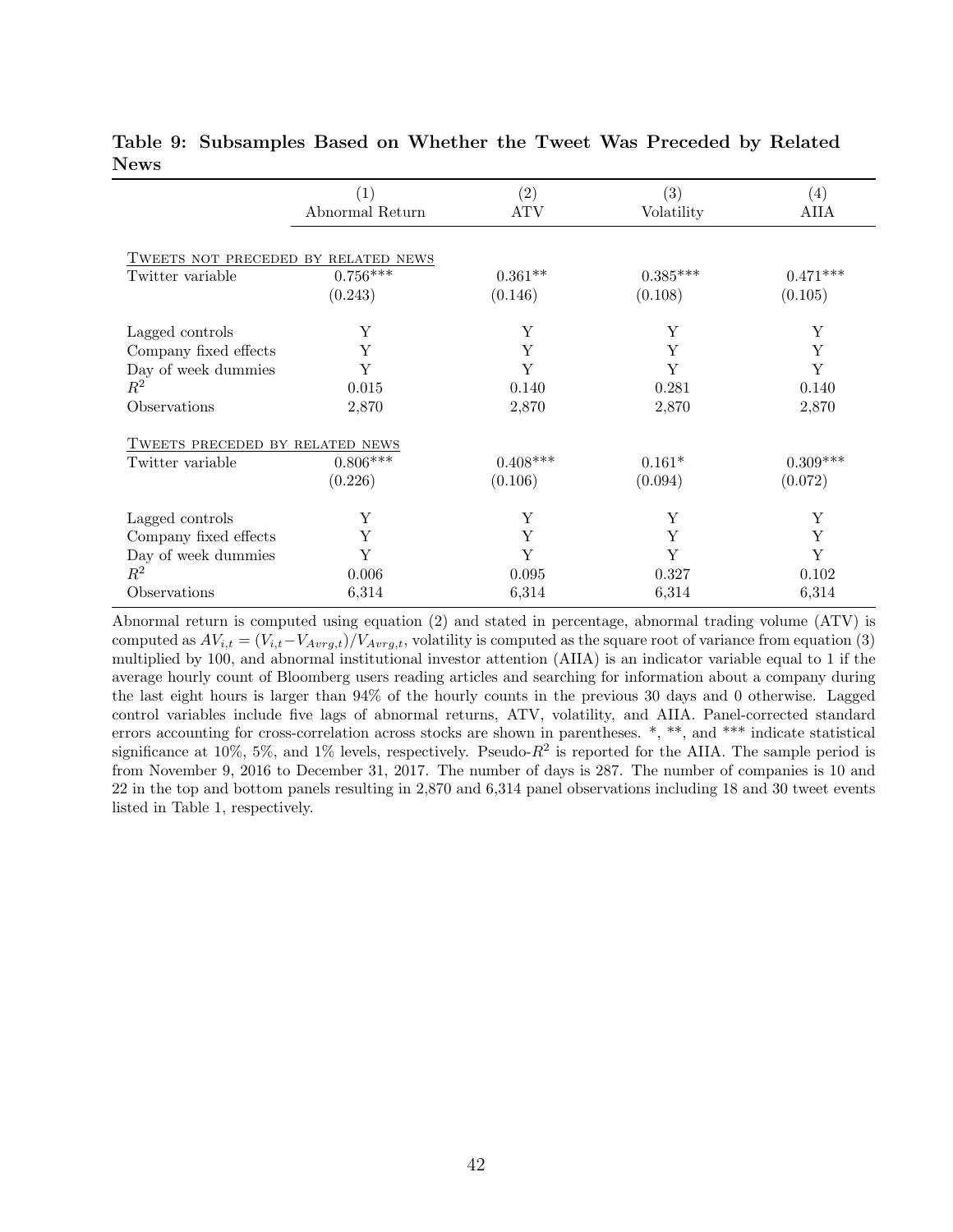**Table 9: Subsamples Based on Whether the Tweet Was Preceded by Related News**

| | (1) Abnormal Return | (2) ATV | (3) Volatility | (4) AIIA |
|---|---|---|---|---|
| TWEETS NOT PRECEDED BY RELATED NEWS | | | | |
| Twitter variable | 0.756*** | 0.361** | 0.385*** | 0.471*** |
| | (0.243) | (0.146) | (0.108) | (0.105) |
| Lagged controls | Y | Y | Y | Y |
| Company fixed effects | Y | Y | Y | Y |
| Day of week dummies | Y | Y | Y | Y |
| $R^2$ | 0.015 | 0.140 | 0.281 | 0.140 |
| Observations | 2,870 | 2,870 | 2,870 | 2,870 |
| TWEETS PRECEDED BY RELATED NEWS | | | | |
| Twitter variable | 0.806*** | 0.408*** | 0.161* | 0.309*** |
| | (0.226) | (0.106) | (0.094) | (0.072) |
| Lagged controls | Y | Y | Y | Y |
| Company fixed effects | Y | Y | Y | Y |
| Day of week dummies | Y | Y | Y | Y |
| $R^2$ | 0.006 | 0.095 | 0.327 | 0.102 |
| Observations | 6,314 | 6,314 | 6,314 | 6,314 |

Abnormal return is computed using equation (2) and stated in percentage, abnormal trading volume (ATV) is computed as $AV_{i,t} = (V_{i,t} - V_{Avrg,t})/V_{Avrg,t}$, volatility is computed as the square root of variance from equation (3) multiplied by 100, and abnormal institutional investor attention (AIIA) is an indicator variable equal to 1 if the average hourly count of Bloomberg users reading articles and searching for information about a company during the last eight hours is larger than 94% of the hourly counts in the previous 30 days and 0 otherwise. Lagged control variables include five lags of abnormal returns, ATV, volatility, and AIIA. Panel-corrected standard errors accounting for cross-correlation across stocks are shown in parentheses. *, **, and *** indicate statistical significance at 10%, 5%, and 1% levels, respectively. Pseudo-$R^2$ is reported for the AIIA. The sample period is from November 9, 2016 to December 31, 2017. The number of days is 287. The number of companies is 10 and 22 in the top and bottom panels resulting in 2,870 and 6,314 panel observations including 18 and 30 tweet events listed in Table 1, respectively.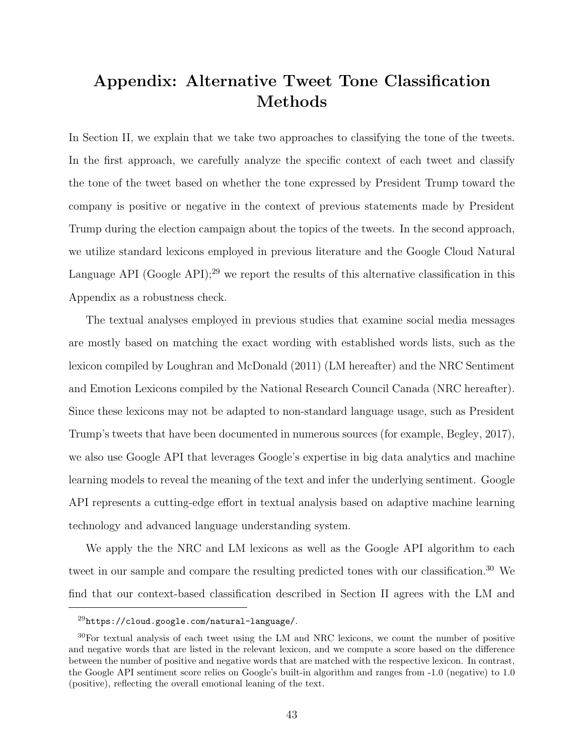# Appendix: Alternative Tweet Tone Classification Methods

In Section II, we explain that we take two approaches to classifying the tone of the tweets. In the first approach, we carefully analyze the specific context of each tweet and classify the tone of the tweet based on whether the tone expressed by President Trump toward the company is positive or negative in the context of previous statements made by President Trump during the election campaign about the topics of the tweets. In the second approach, we utilize standard lexicons employed in previous literature and the Google Cloud Natural Language API (Google API);[29] we report the results of this alternative classification in this Appendix as a robustness check.

The textual analyses employed in previous studies that examine social media messages are mostly based on matching the exact wording with established words lists, such as the lexicon compiled by Loughran and McDonald (2011) (LM hereafter) and the NRC Sentiment and Emotion Lexicons compiled by the National Research Council Canada (NRC hereafter). Since these lexicons may not be adapted to non-standard language usage, such as President Trump's tweets that have been documented in numerous sources (for example, Begley, 2017), we also use Google API that leverages Google's expertise in big data analytics and machine learning models to reveal the meaning of the text and infer the underlying sentiment. Google API represents a cutting-edge effort in textual analysis based on adaptive machine learning technology and advanced language understanding system.

We apply the the NRC and LM lexicons as well as the Google API algorithm to each tweet in our sample and compare the resulting predicted tones with our classification.[30] We find that our context-based classification described in Section II agrees with the LM and

[29] `https://cloud.google.com/natural-language/`.

[30] For textual analysis of each tweet using the LM and NRC lexicons, we count the number of positive and negative words that are listed in the relevant lexicon, and we compute a score based on the difference between the number of positive and negative words that are matched with the respective lexicon. In contrast, the Google API sentiment score relies on Google's built-in algorithm and ranges from -1.0 (negative) to 1.0 (positive), reflecting the overall emotional leaning of the text.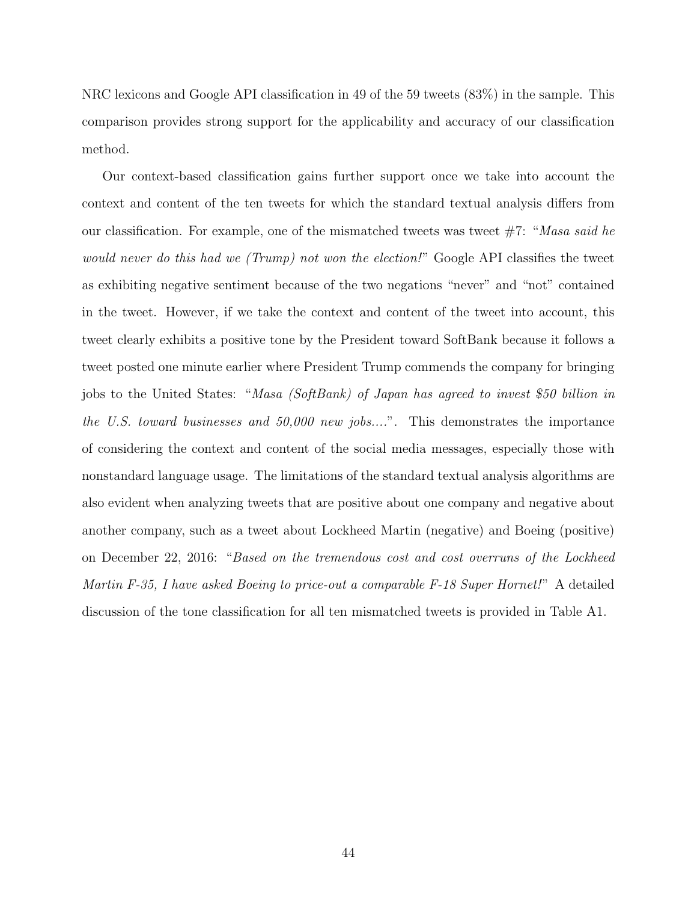NRC lexicons and Google API classification in 49 of the 59 tweets (83%) in the sample. This comparison provides strong support for the applicability and accuracy of our classification method.

Our context-based classification gains further support once we take into account the context and content of the ten tweets for which the standard textual analysis differs from our classification. For example, one of the mismatched tweets was tweet #7: "*Masa said he would never do this had we (Trump) not won the election!*" Google API classifies the tweet as exhibiting negative sentiment because of the two negations "never" and "not" contained in the tweet. However, if we take the context and content of the tweet into account, this tweet clearly exhibits a positive tone by the President toward SoftBank because it follows a tweet posted one minute earlier where President Trump commends the company for bringing jobs to the United States: "*Masa (SoftBank) of Japan has agreed to invest $50 billion in the U.S. toward businesses and 50,000 new jobs....*". This demonstrates the importance of considering the context and content of the social media messages, especially those with nonstandard language usage. The limitations of the standard textual analysis algorithms are also evident when analyzing tweets that are positive about one company and negative about another company, such as a tweet about Lockheed Martin (negative) and Boeing (positive) on December 22, 2016: "*Based on the tremendous cost and cost overruns of the Lockheed Martin F-35, I have asked Boeing to price-out a comparable F-18 Super Hornet!*" A detailed discussion of the tone classification for all ten mismatched tweets is provided in Table A1.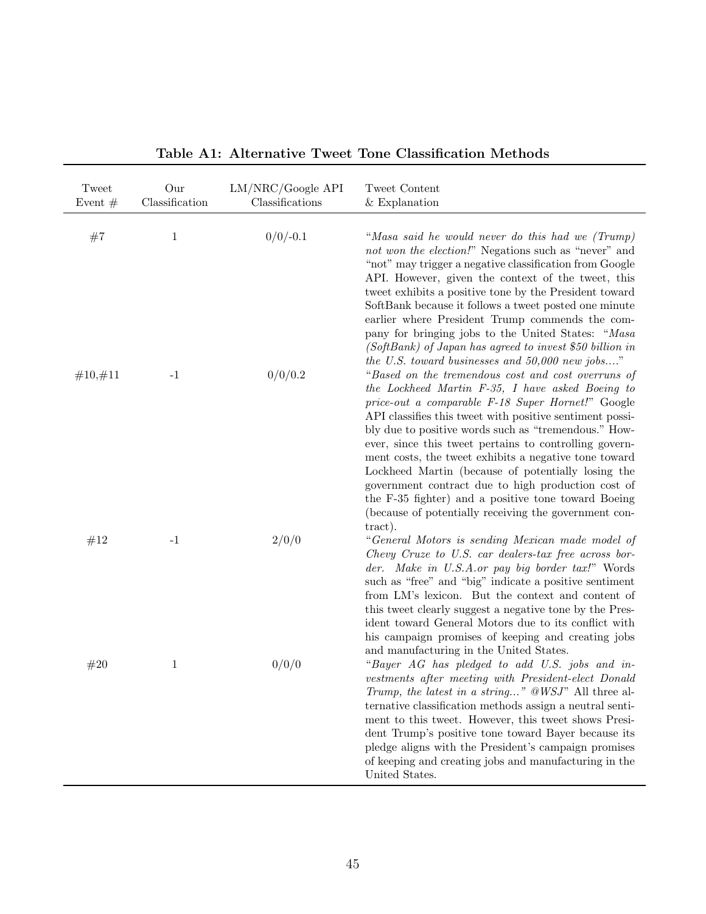**Table A1: Alternative Tweet Tone Classification Methods**

| Tweet Event # | Our Classification | LM/NRC/Google API Classifications | Tweet Content & Explanation |
|---|---|---|---|
| #7 | 1 | 0/0/-0.1 | "*Masa said he would never do this had we (Trump) not won the election!*" Negations such as "never" and "not" may trigger a negative classification from Google API. However, given the context of the tweet, this tweet exhibits a positive tone by the President toward SoftBank because it follows a tweet posted one minute earlier where President Trump commends the company for bringing jobs to the United States: "*Masa (SoftBank) of Japan has agreed to invest $50 billion in the U.S. toward businesses and 50,000 new jobs....*" |
| #10,#11 | -1 | 0/0/0.2 | "*Based on the tremendous cost and cost overruns of the Lockheed Martin F-35, I have asked Boeing to price-out a comparable F-18 Super Hornet!*" Google API classifies this tweet with positive sentiment possibly due to positive words such as "tremendous." However, since this tweet pertains to controlling government costs, the tweet exhibits a negative tone toward Lockheed Martin (because of potentially losing the government contract due to high production cost of the F-35 fighter) and a positive tone toward Boeing (because of potentially receiving the government contract). |
| #12 | -1 | 2/0/0 | "*General Motors is sending Mexican made model of Chevy Cruze to U.S. car dealers-tax free across border. Make in U.S.A.or pay big border tax!*" Words such as "free" and "big" indicate a positive sentiment from LM's lexicon. But the context and content of this tweet clearly suggest a negative tone by the President toward General Motors due to its conflict with his campaign promises of keeping and creating jobs and manufacturing in the United States. |
| #20 | 1 | 0/0/0 | "*Bayer AG has pledged to add U.S. jobs and investments after meeting with President-elect Donald Trump, the latest in a string...*" *@WSJ*" All three alternative classification methods assign a neutral sentiment to this tweet. However, this tweet shows President Trump's positive tone toward Bayer because its pledge aligns with the President's campaign promises of keeping and creating jobs and manufacturing in the United States. |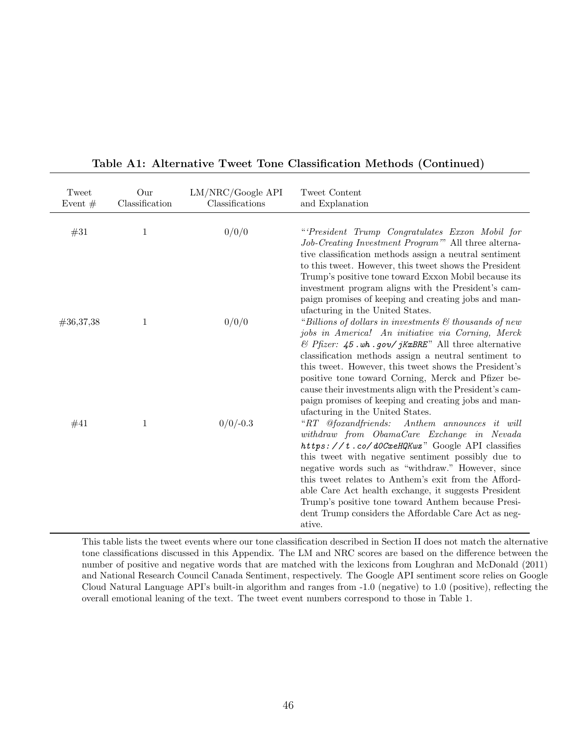**Table A1: Alternative Tweet Tone Classification Methods (Continued)**

| Tweet Event # | Our Classification | LM/NRC/Google API Classifications | Tweet Content and Explanation |
|---|---|---|---|
| #31 | 1 | 0/0/0 | "'*President Trump Congratulates Exxon Mobil for Job-Creating Investment Program*'" All three alternative classification methods assign a neutral sentiment to this tweet. However, this tweet shows the President Trump's positive tone toward Exxon Mobil because its investment program aligns with the President's campaign promises of keeping and creating jobs and manufacturing in the United States. |
| #36,37,38 | 1 | 0/0/0 | "*Billions of dollars in investments & thousands of new jobs in America! An initiative via Corning, Merck & Pfizer: 45.wh.gov/jKxBRE*" All three alternative classification methods assign a neutral sentiment to this tweet. However, this tweet shows the President's positive tone toward Corning, Merck and Pfizer because their investments align with the President's campaign promises of keeping and creating jobs and manufacturing in the United States. |
| #41 | 1 | 0/0/-0.3 | "*RT @foxandfriends: Anthem announces it will withdraw from ObamaCare Exchange in Nevada https://t.co/d0CxeHQKwz*" Google API classifies this tweet with negative sentiment possibly due to negative words such as "withdraw." However, since this tweet relates to Anthem's exit from the Affordable Care Act health exchange, it suggests President Trump's positive tone toward Anthem because President Trump considers the Affordable Care Act as negative. |

This table lists the tweet events where our tone classification described in Section II does not match the alternative tone classifications discussed in this Appendix. The LM and NRC scores are based on the difference between the number of positive and negative words that are matched with the lexicons from Loughran and McDonald (2011) and National Research Council Canada Sentiment, respectively. The Google API sentiment score relies on Google Cloud Natural Language API's built-in algorithm and ranges from -1.0 (negative) to 1.0 (positive), reflecting the overall emotional leaning of the text. The tweet event numbers correspond to those in Table 1.